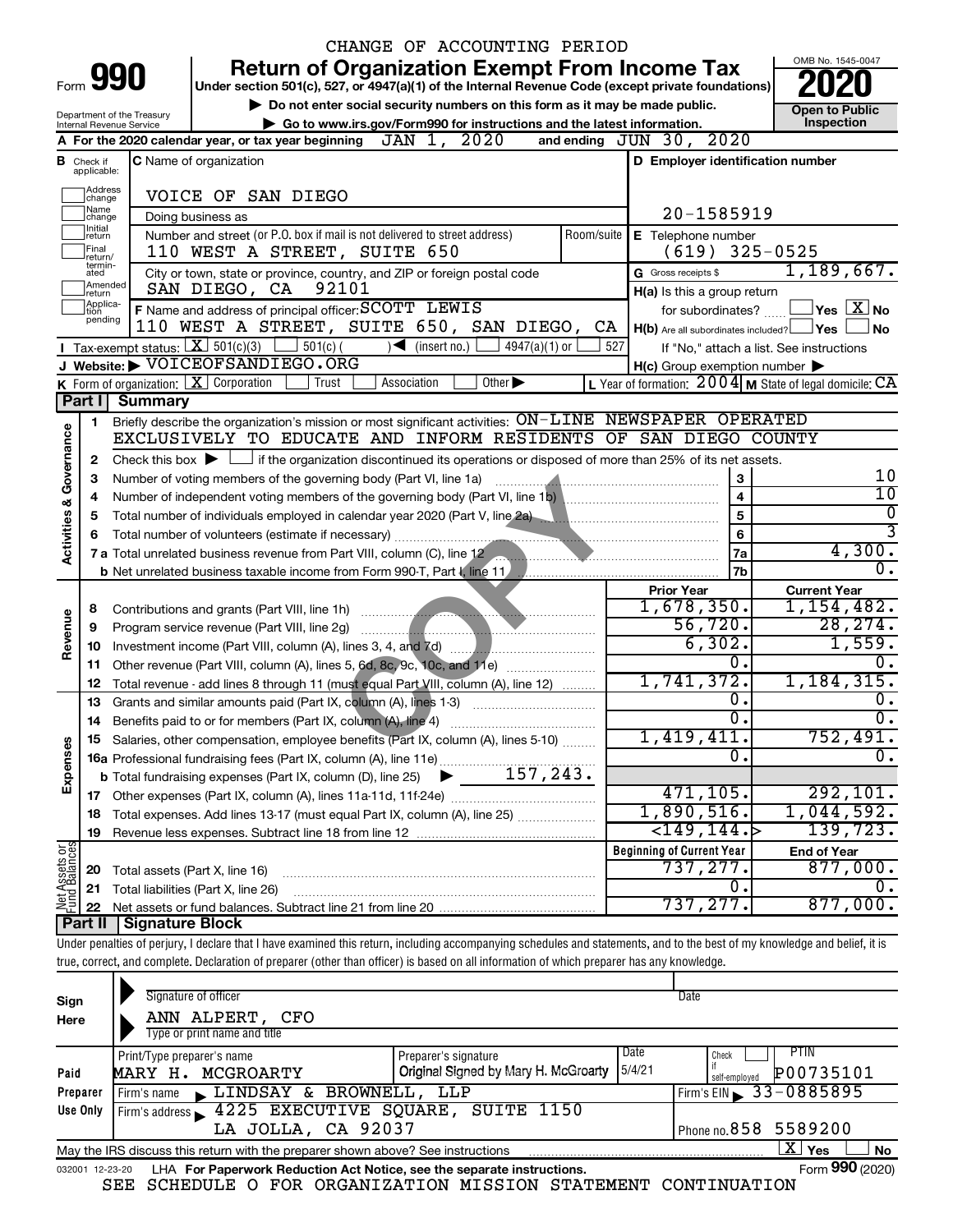CHANGE OF ACCOUNTING PERIOD

Form **990**

# Return of Organization Exempt From Income Tax

Under section 501(c), 527, or 4947(a)(1) of the Internal Revenue Code (except private foundations)

▶ Do not enter social security numbers on this form as it may be made public.

▶ Go to www.irs.gov/Form990 for instructions and the latest information.

Department of the Treasury
Internal Revenue Service

OMB No. 1545-0047

**2020**

**Open to Public Inspection**

**A** For the 2020 calendar year, or tax year beginning JAN 1, 2020 and ending JUN 30, 2020

**B** Check if applicable: Address change, Name change, Initial return, Final return/terminated, Amended return, Application pending

**C** Name of organization: VOICE OF SAN DIEGO

Doing business as

Number and street (or P.O. box if mail is not delivered to street address) / Room/suite: 110 WEST A STREET, SUITE 650

City or town, state or province, country, and ZIP or foreign postal code: SAN DIEGO, CA 92101

**D** Employer identification number: 20-1585919

**E** Telephone number: (619) 325-0525

**G** Gross receipts $ 1,189,667.

**F** Name and address of principal officer: SCOTT LEWIS
110 WEST A STREET, SUITE 650, SAN DIEGO, CA

**H(a)** Is this a group return for subordinates? ☐ Yes ☒ No

**H(b)** Are all subordinates included? ☐ Yes ☐ No
If "No," attach a list. See instructions

**H(c)** Group exemption number ▶

**I** Tax-exempt status: ☒ 501(c)(3) ☐ 501(c) ( ) ◀ (insert no.) ☐ 4947(a)(1) or ☐ 527

**J** Website: ▶ VOICEOFSANDIEGO.ORG

**K** Form of organization: ☒ Corporation ☐ Trust ☐ Association ☐ Other ▶

**L** Year of formation: 2004 **M** State of legal domicile: CA

## Part I Summary

**Activities & Governance**

1. Briefly describe the organization's mission or most significant activities: ON-LINE NEWSPAPER OPERATED EXCLUSIVELY TO EDUCATE AND INFORM RESIDENTS OF SAN DIEGO COUNTY
2. Check this box ▶ ☐ if the organization discontinued its operations or disposed of more than 25% of its net assets.

| | | Line | Value |
|---|---|---|---|
| 3 | Number of voting members of the governing body (Part VI, line 1a) | 3 | 10 |
| 4 | Number of independent voting members of the governing body (Part VI, line 1b) | 4 | 10 |
| 5 | Total number of individuals employed in calendar year 2020 (Part V, line 2a) | 5 | 0 |
| 6 | Total number of volunteers (estimate if necessary) | 6 | 3 |
| 7a | Total unrelated business revenue from Part VIII, column (C), line 12 | 7a | 4,300. |
| 7b | Net unrelated business taxable income from Form 990-T, Part I, line 11 | 7b | 0. |

| | | | Prior Year | Current Year |
|---|---|---|---|---|
| **Revenue** | 8 | Contributions and grants (Part VIII, line 1h) | 1,678,350. | 1,154,482. |
| | 9 | Program service revenue (Part VIII, line 2g) | 56,720. | 28,274. |
| | 10 | Investment income (Part VIII, column (A), lines 3, 4, and 7d) | 6,302. | 1,559. |
| | 11 | Other revenue (Part VIII, column (A), lines 5, 6d, 8c, 9c, 10c, and 11e) | 0. | 0. |
| | 12 | Total revenue - add lines 8 through 11 (must equal Part VIII, column (A), line 12) | 1,741,372. | 1,184,315. |
| **Expenses** | 13 | Grants and similar amounts paid (Part IX, column (A), lines 1-3) | 0. | 0. |
| | 14 | Benefits paid to or for members (Part IX, column (A), line 4) | 0. | 0. |
| | 15 | Salaries, other compensation, employee benefits (Part IX, column (A), lines 5-10) | 1,419,411. | 752,491. |
| | 16a | Professional fundraising fees (Part IX, column (A), line 11e) | 0. | 0. |
| | b | Total fundraising expenses (Part IX, column (D), line 25) ▶ 157,243. | | |
| | 17 | Other expenses (Part IX, column (A), lines 11a-11d, 11f-24e) | 471,105. | 292,101. |
| | 18 | Total expenses. Add lines 13-17 (must equal Part IX, column (A), line 25) | 1,890,516. | 1,044,592. |
| | 19 | Revenue less expenses. Subtract line 18 from line 12 | <149,144.> | 139,723. |
| | | | **Beginning of Current Year** | **End of Year** |
| **Net Assets or Fund Balances** | 20 | Total assets (Part X, line 16) | 737,277. | 877,000. |
| | 21 | Total liabilities (Part X, line 26) | 0. | 0. |
| | 22 | Net assets or fund balances. Subtract line 21 from line 20 | 737,277. | 877,000. |

## Part II Signature Block

Under penalties of perjury, I declare that I have examined this return, including accompanying schedules and statements, and to the best of my knowledge and belief, it is true, correct, and complete. Declaration of preparer (other than officer) is based on all information of which preparer has any knowledge.

**Sign Here**

Signature of officer | Date

ANN ALPERT, CFO
Type or print name and title

**Paid Preparer Use Only**

| Print/Type preparer's name | Preparer's signature | Date | Check if self-employed | PTIN |
|---|---|---|---|---|
| MARY H. MCGROARTY | Original Signed by Mary H. McGroarty | 5/4/21 | ☐ | P00735101 |

Firm's name ▶ LINDSAY & BROWNELL, LLP — Firm's EIN ▶ 33-0885895

Firm's address ▶ 4225 EXECUTIVE SQUARE, SUITE 1150, LA JOLLA, CA 92037 — Phone no. 858 5589200

May the IRS discuss this return with the preparer shown above? See instructions ☒ Yes ☐ No

032001 12-23-20 LHA For Paperwork Reduction Act Notice, see the separate instructions. Form **990** (2020)

SEE SCHEDULE O FOR ORGANIZATION MISSION STATEMENT CONTINUATION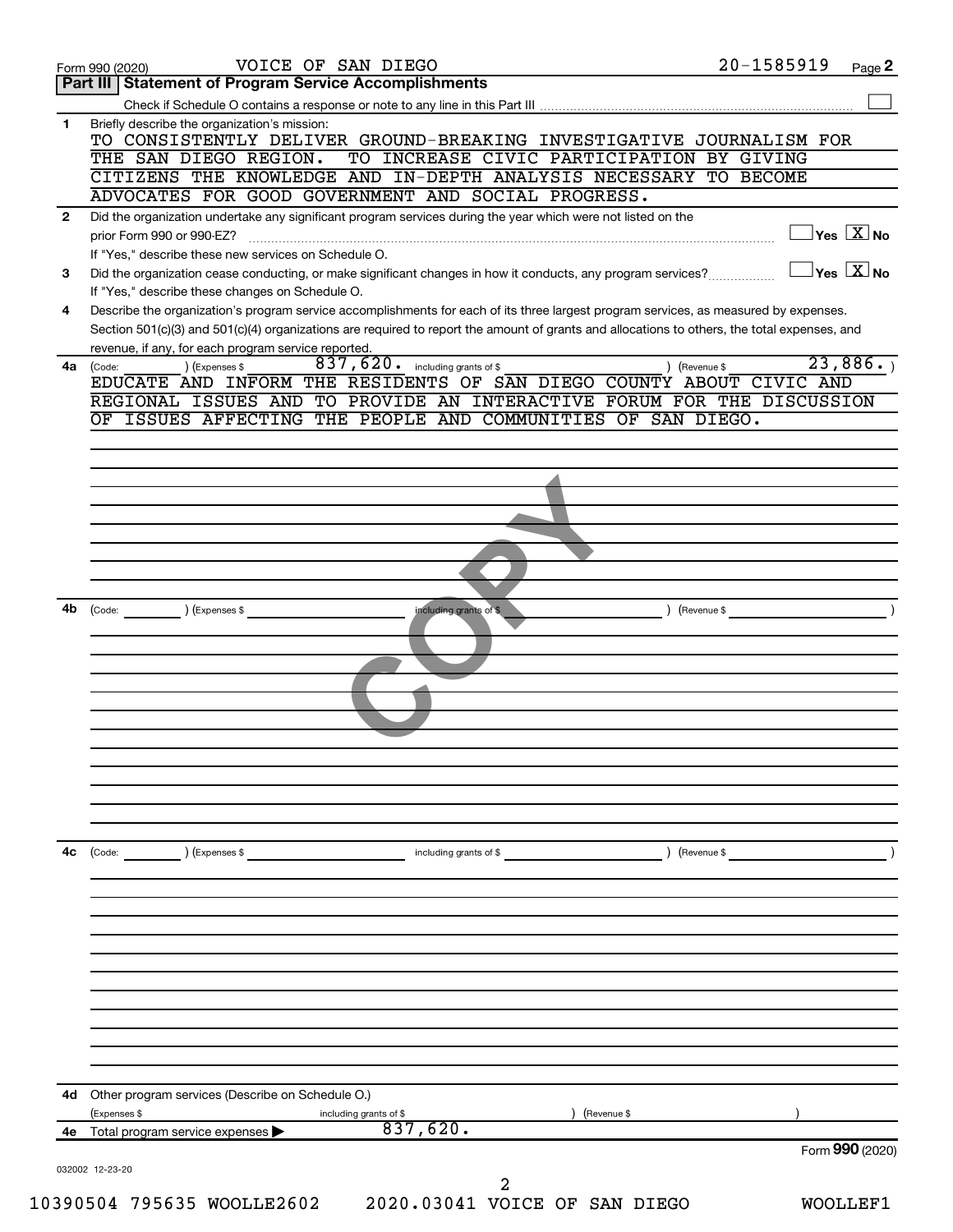Form 990 (2020) VOICE OF SAN DIEGO 20-1585919 Page **2**

## Part III | Statement of Program Service Accomplishments

Check if Schedule O contains a response or note to any line in this Part III ☐

**1** Briefly describe the organization's mission:

TO CONSISTENTLY DELIVER GROUND-BREAKING INVESTIGATIVE JOURNALISM FOR THE SAN DIEGO REGION. TO INCREASE CIVIC PARTICIPATION BY GIVING CITIZENS THE KNOWLEDGE AND IN-DEPTH ANALYSIS NECESSARY TO BECOME ADVOCATES FOR GOOD GOVERNMENT AND SOCIAL PROGRESS.

**2** Did the organization undertake any significant program services during the year which were not listed on the prior Form 990 or 990-EZ? ☐ Yes ☒ No

If "Yes," describe these new services on Schedule O.

**3** Did the organization cease conducting, or make significant changes in how it conducts, any program services? ☐ Yes ☒ No

If "Yes," describe these changes on Schedule O.

**4** Describe the organization's program service accomplishments for each of its three largest program services, as measured by expenses. Section 501(c)(3) and 501(c)(4) organizations are required to report the amount of grants and allocations to others, the total expenses, and revenue, if any, for each program service reported.

**4a** (Code: ) (Expenses $ 837,620. including grants of $ ) (Revenue $ 23,886. )

EDUCATE AND INFORM THE RESIDENTS OF SAN DIEGO COUNTY ABOUT CIVIC AND REGIONAL ISSUES AND TO PROVIDE AN INTERACTIVE FORUM FOR THE DISCUSSION OF ISSUES AFFECTING THE PEOPLE AND COMMUNITIES OF SAN DIEGO.

**4b** (Code: ) (Expenses $ including grants of $ ) (Revenue $ )

**4c** (Code: ) (Expenses $ including grants of $ ) (Revenue $ )

**4d** Other program services (Describe on Schedule O.)

(Expenses $ including grants of $ ) (Revenue $ )

**4e** Total program service expenses ▶ 837,620.

Form **990** (2020)

032002 12-23-20

10390504 795635 WOOLLE2602 2020.03041 VOICE OF SAN DIEGO WOOLLEF1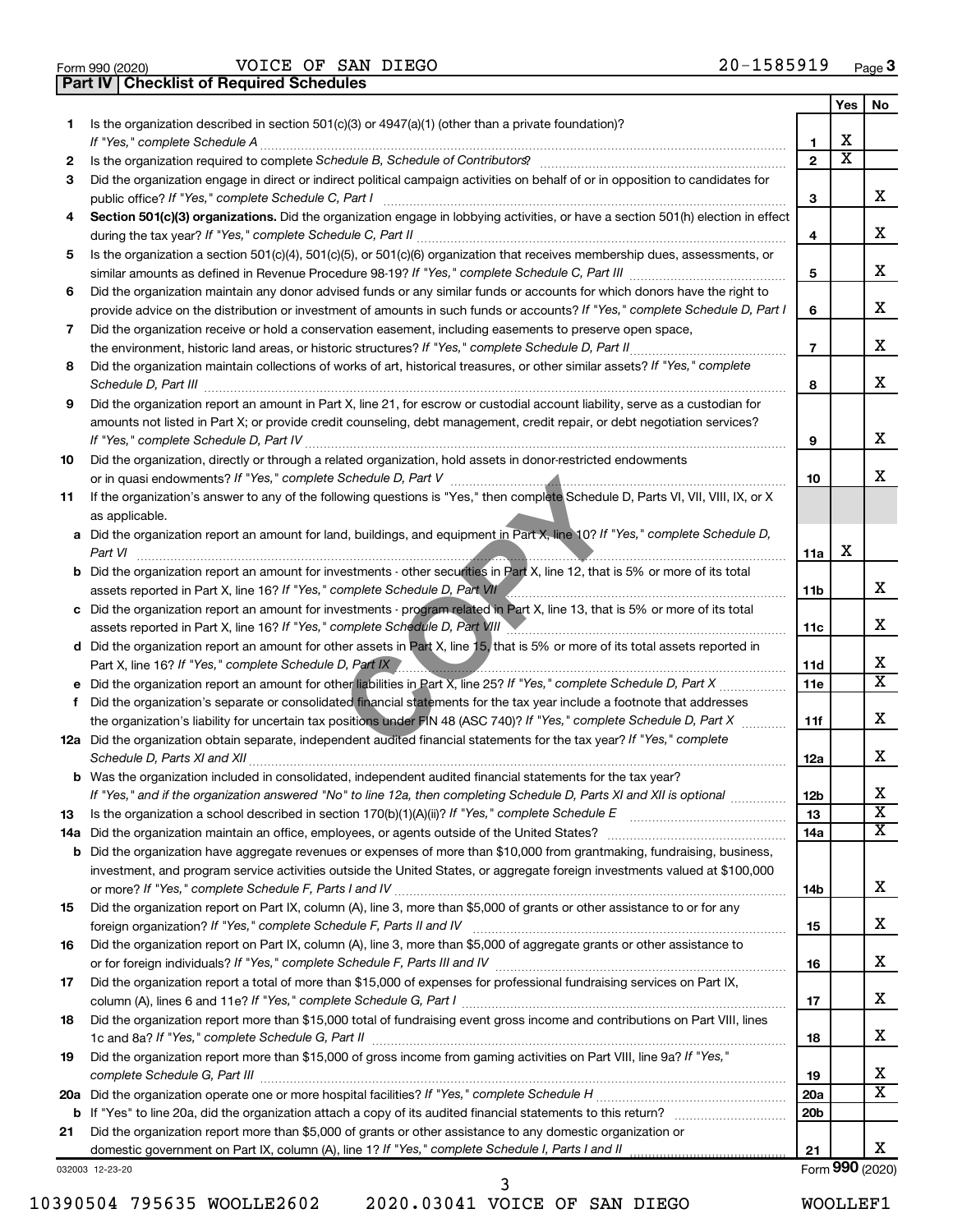Form 990 (2020) VOICE OF SAN DIEGO 20-1585919 Page 3

## Part IV | Checklist of Required Schedules

| | | | Yes | No |
|---|---|---|---|---|
| 1 | Is the organization described in section 501(c)(3) or 4947(a)(1) (other than a private foundation)? *If "Yes," complete Schedule A* | 1 | X | |
| 2 | Is the organization required to complete *Schedule B, Schedule of Contributors*? | 2 | X | |
| 3 | Did the organization engage in direct or indirect political campaign activities on behalf of or in opposition to candidates for public office? *If "Yes," complete Schedule C, Part I* | 3 | | X |
| 4 | **Section 501(c)(3) organizations.** Did the organization engage in lobbying activities, or have a section 501(h) election in effect during the tax year? *If "Yes," complete Schedule C, Part II* | 4 | | X |
| 5 | Is the organization a section 501(c)(4), 501(c)(5), or 501(c)(6) organization that receives membership dues, assessments, or similar amounts as defined in Revenue Procedure 98-19? *If "Yes," complete Schedule C, Part III* | 5 | | X |
| 6 | Did the organization maintain any donor advised funds or any similar funds or accounts for which donors have the right to provide advice on the distribution or investment of amounts in such funds or accounts? *If "Yes," complete Schedule D, Part I* | 6 | | X |
| 7 | Did the organization receive or hold a conservation easement, including easements to preserve open space, the environment, historic land areas, or historic structures? *If "Yes," complete Schedule D, Part II* | 7 | | X |
| 8 | Did the organization maintain collections of works of art, historical treasures, or other similar assets? *If "Yes," complete Schedule D, Part III* | 8 | | X |
| 9 | Did the organization report an amount in Part X, line 21, for escrow or custodial account liability, serve as a custodian for amounts not listed in Part X; or provide credit counseling, debt management, credit repair, or debt negotiation services? *If "Yes," complete Schedule D, Part IV* | 9 | | X |
| 10 | Did the organization, directly or through a related organization, hold assets in donor-restricted endowments or in quasi endowments? *If "Yes," complete Schedule D, Part V* | 10 | | X |
| 11 | If the organization's answer to any of the following questions is "Yes," then complete Schedule D, Parts VI, VII, VIII, IX, or X as applicable. | | | |
| a | Did the organization report an amount for land, buildings, and equipment in Part X, line 10? *If "Yes," complete Schedule D, Part VI* | 11a | X | |
| b | Did the organization report an amount for investments - other securities in Part X, line 12, that is 5% or more of its total assets reported in Part X, line 16? *If "Yes," complete Schedule D, Part VII* | 11b | | X |
| c | Did the organization report an amount for investments - program related in Part X, line 13, that is 5% or more of its total assets reported in Part X, line 16? *If "Yes," complete Schedule D, Part VIII* | 11c | | X |
| d | Did the organization report an amount for other assets in Part X, line 15, that is 5% or more of its total assets reported in Part X, line 16? *If "Yes," complete Schedule D, Part IX* | 11d | | X |
| e | Did the organization report an amount for other liabilities in Part X, line 25? *If "Yes," complete Schedule D, Part X* | 11e | | X |
| f | Did the organization's separate or consolidated financial statements for the tax year include a footnote that addresses the organization's liability for uncertain tax positions under FIN 48 (ASC 740)? *If "Yes," complete Schedule D, Part X* | 11f | | X |
| 12a | Did the organization obtain separate, independent audited financial statements for the tax year? *If "Yes," complete Schedule D, Parts XI and XII* | 12a | | X |
| b | Was the organization included in consolidated, independent audited financial statements for the tax year? *If "Yes," and if the organization answered "No" to line 12a, then completing Schedule D, Parts XI and XII is optional* | 12b | | X |
| 13 | Is the organization a school described in section 170(b)(1)(A)(ii)? *If "Yes," complete Schedule E* | 13 | | X |
| 14a | Did the organization maintain an office, employees, or agents outside of the United States? | 14a | | X |
| b | Did the organization have aggregate revenues or expenses of more than $10,000 from grantmaking, fundraising, business, investment, and program service activities outside the United States, or aggregate foreign investments valued at $100,000 or more? *If "Yes," complete Schedule F, Parts I and IV* | 14b | | X |
| 15 | Did the organization report on Part IX, column (A), line 3, more than $5,000 of grants or other assistance to or for any foreign organization? *If "Yes," complete Schedule F, Parts II and IV* | 15 | | X |
| 16 | Did the organization report on Part IX, column (A), line 3, more than $5,000 of aggregate grants or other assistance to or for foreign individuals? *If "Yes," complete Schedule F, Parts III and IV* | 16 | | X |
| 17 | Did the organization report a total of more than $15,000 of expenses for professional fundraising services on Part IX, column (A), lines 6 and 11e? *If "Yes," complete Schedule G, Part I* | 17 | | X |
| 18 | Did the organization report more than $15,000 total of fundraising event gross income and contributions on Part VIII, lines 1c and 8a? *If "Yes," complete Schedule G, Part II* | 18 | | X |
| 19 | Did the organization report more than $15,000 of gross income from gaming activities on Part VIII, line 9a? *If "Yes," complete Schedule G, Part III* | 19 | | X |
| 20a | Did the organization operate one or more hospital facilities? *If "Yes," complete Schedule H* | 20a | | X |
| b | If "Yes" to line 20a, did the organization attach a copy of its audited financial statements to this return? | 20b | | |
| 21 | Did the organization report more than $5,000 of grants or other assistance to any domestic organization or domestic government on Part IX, column (A), line 1? *If "Yes," complete Schedule I, Parts I and II* | 21 | | X |

032003 12-23-20 Form 990 (2020)

10390504 795635 WOOLLE2602 2020.03041 VOICE OF SAN DIEGO WOOLLEF1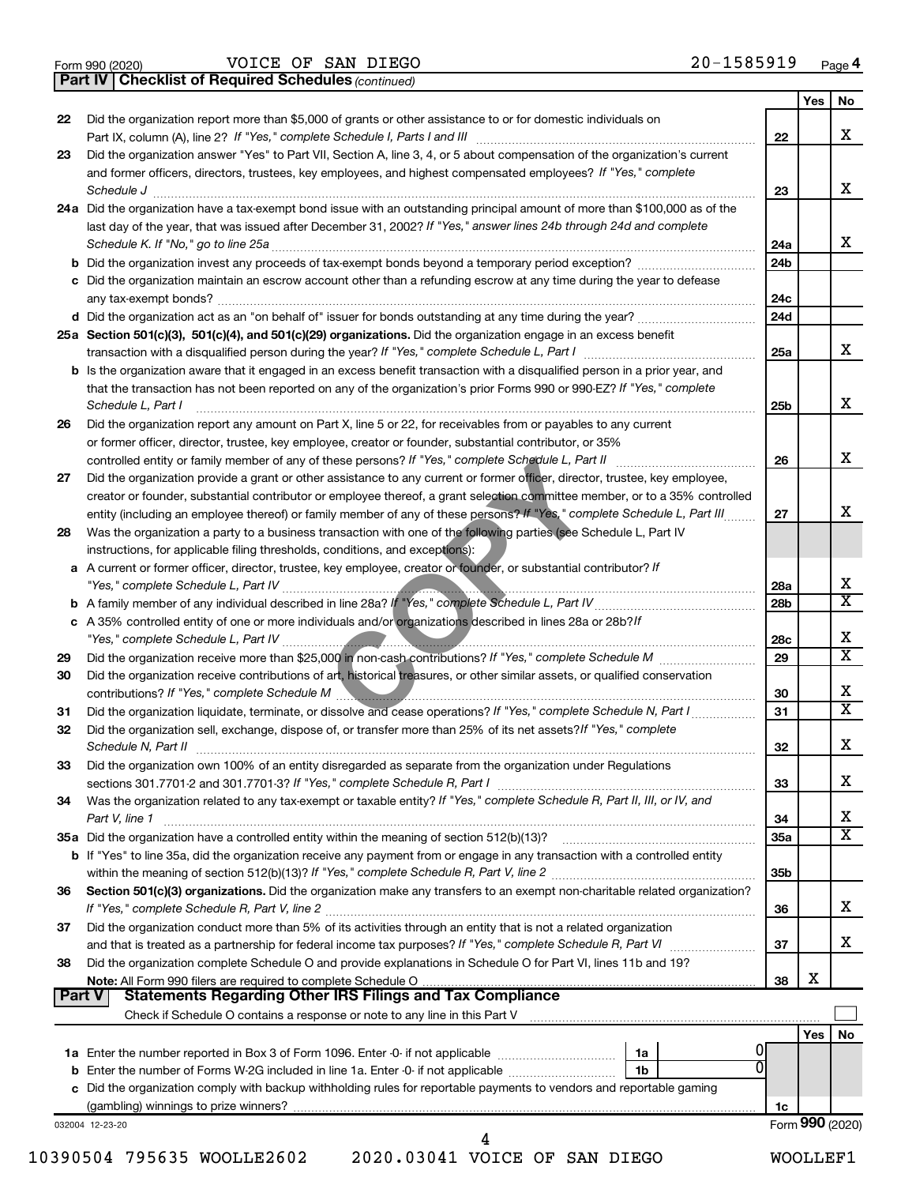Form 990 (2020) VOICE OF SAN DIEGO 20-1585919 Page 4

**Part IV | Checklist of Required Schedules** *(continued)*

| | | | Yes | No |
|---|---|---|---|---|
| 22 | Did the organization report more than $5,000 of grants or other assistance to or for domestic individuals on Part IX, column (A), line 2? *If "Yes," complete Schedule I, Parts I and III* | 22 | | X |
| 23 | Did the organization answer "Yes" to Part VII, Section A, line 3, 4, or 5 about compensation of the organization's current and former officers, directors, trustees, key employees, and highest compensated employees? *If "Yes," complete Schedule J* | 23 | | X |
| 24a | Did the organization have a tax-exempt bond issue with an outstanding principal amount of more than $100,000 as of the last day of the year, that was issued after December 31, 2002? *If "Yes," answer lines 24b through 24d and complete Schedule K. If "No," go to line 25a* | 24a | | X |
| b | Did the organization invest any proceeds of tax-exempt bonds beyond a temporary period exception? | 24b | | |
| c | Did the organization maintain an escrow account other than a refunding escrow at any time during the year to defease any tax-exempt bonds? | 24c | | |
| d | Did the organization act as an "on behalf of" issuer for bonds outstanding at any time during the year? | 24d | | |
| 25a | **Section 501(c)(3), 501(c)(4), and 501(c)(29) organizations.** Did the organization engage in an excess benefit transaction with a disqualified person during the year? *If "Yes," complete Schedule L, Part I* | 25a | | X |
| b | Is the organization aware that it engaged in an excess benefit transaction with a disqualified person in a prior year, and that the transaction has not been reported on any of the organization's prior Forms 990 or 990-EZ? *If "Yes," complete Schedule L, Part I* | 25b | | X |
| 26 | Did the organization report any amount on Part X, line 5 or 22, for receivables from or payables to any current or former officer, director, trustee, key employee, creator or founder, substantial contributor, or 35% controlled entity or family member of any of these persons? *If "Yes," complete Schedule L, Part II* | 26 | | X |
| 27 | Did the organization provide a grant or other assistance to any current or former officer, director, trustee, key employee, creator or founder, substantial contributor or employee thereof, a grant selection committee member, or to a 35% controlled entity (including an employee thereof) or family member of any of these persons? *If "Yes," complete Schedule L, Part III* | 27 | | X |
| 28 | Was the organization a party to a business transaction with one of the following parties (see Schedule L, Part IV instructions, for applicable filing thresholds, conditions, and exceptions): | | | |
| a | A current or former officer, director, trustee, key employee, creator or founder, or substantial contributor? *If "Yes," complete Schedule L, Part IV* | 28a | | X |
| b | A family member of any individual described in line 28a? *If "Yes," complete Schedule L, Part IV* | 28b | | X |
| c | A 35% controlled entity of one or more individuals and/or organizations described in lines 28a or 28b? *If "Yes," complete Schedule L, Part IV* | 28c | | X |
| 29 | Did the organization receive more than $25,000 in non-cash contributions? *If "Yes," complete Schedule M* | 29 | | X |
| 30 | Did the organization receive contributions of art, historical treasures, or other similar assets, or qualified conservation contributions? *If "Yes," complete Schedule M* | 30 | | X |
| 31 | Did the organization liquidate, terminate, or dissolve and cease operations? *If "Yes," complete Schedule N, Part I* | 31 | | X |
| 32 | Did the organization sell, exchange, dispose of, or transfer more than 25% of its net assets? *If "Yes," complete Schedule N, Part II* | 32 | | X |
| 33 | Did the organization own 100% of an entity disregarded as separate from the organization under Regulations sections 301.7701-2 and 301.7701-3? *If "Yes," complete Schedule R, Part I* | 33 | | X |
| 34 | Was the organization related to any tax-exempt or taxable entity? *If "Yes," complete Schedule R, Part II, III, or IV, and Part V, line 1* | 34 | | X |
| 35a | Did the organization have a controlled entity within the meaning of section 512(b)(13)? | 35a | | X |
| b | If "Yes" to line 35a, did the organization receive any payment from or engage in any transaction with a controlled entity within the meaning of section 512(b)(13)? *If "Yes," complete Schedule R, Part V, line 2* | 35b | | |
| 36 | **Section 501(c)(3) organizations.** Did the organization make any transfers to an exempt non-charitable related organization? *If "Yes," complete Schedule R, Part V, line 2* | 36 | | X |
| 37 | Did the organization conduct more than 5% of its activities through an entity that is not a related organization and that is treated as a partnership for federal income tax purposes? *If "Yes," complete Schedule R, Part VI* | 37 | | X |
| 38 | Did the organization complete Schedule O and provide explanations in Schedule O for Part VI, lines 11b and 19? **Note:** All Form 990 filers are required to complete Schedule O | 38 | X | |

**Part V | Statements Regarding Other IRS Filings and Tax Compliance**

Check if Schedule O contains a response or note to any line in this Part V ☐

| | | | | | Yes | No |
|---|---|---|---|---|---|---|
| 1a | Enter the number reported in Box 3 of Form 1096. Enter -0- if not applicable | 1a | 0 | | | |
| b | Enter the number of Forms W-2G included in line 1a. Enter -0- if not applicable | 1b | 0 | | | |
| c | Did the organization comply with backup withholding rules for reportable payments to vendors and reportable gaming (gambling) winnings to prize winners? | | | 1c | | |

032004 12-23-20 Form **990** (2020)

10390504 795635 WOOLLE2602 2020.03041 VOICE OF SAN DIEGO WOOLLEF1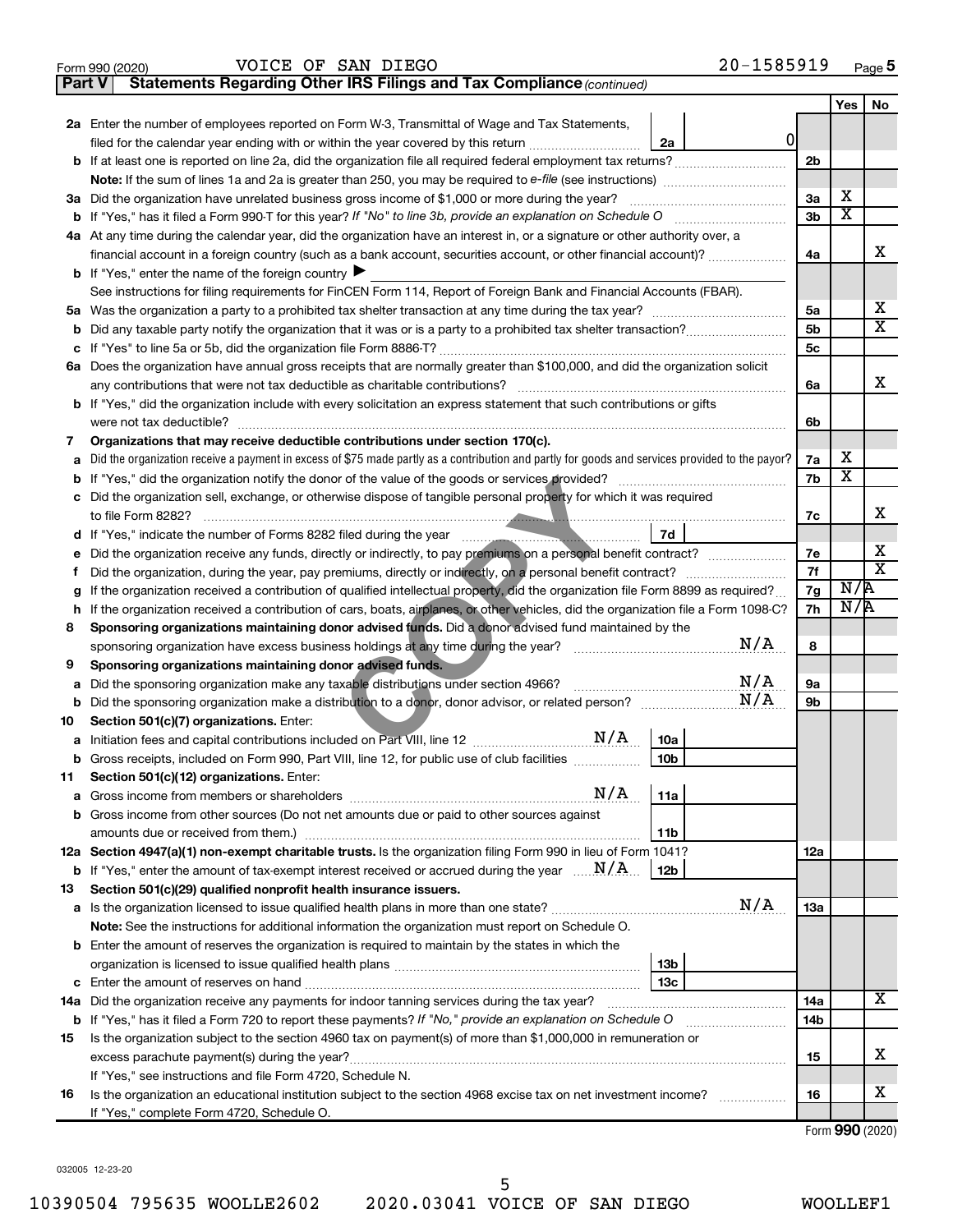Form 990 (2020) VOICE OF SAN DIEGO 20-1585919 Page 5

**Part V Statements Regarding Other IRS Filings and Tax Compliance** *(continued)*

| | | | | Yes | No |
|---|---|---|---|---|---|
| **2a** | Enter the number of employees reported on Form W-3, Transmittal of Wage and Tax Statements, filed for the calendar year ending with or within the year covered by this return | 2a 0 | | | |
| **b** | If at least one is reported on line 2a, did the organization file all required federal employment tax returns? | | 2b | | |
| | **Note:** If the sum of lines 1a and 2a is greater than 250, you may be required to *e-file* (see instructions) | | | | |
| **3a** | Did the organization have unrelated business gross income of $1,000 or more during the year? | | 3a | X | |
| **b** | If "Yes," has it filed a Form 990-T for this year? *If "No" to line 3b, provide an explanation on Schedule O* | | 3b | X | |
| **4a** | At any time during the calendar year, did the organization have an interest in, or a signature or other authority over, a financial account in a foreign country (such as a bank account, securities account, or other financial account)? | | 4a | | X |
| **b** | If "Yes," enter the name of the foreign country ▶ | | | | |
| | See instructions for filing requirements for FinCEN Form 114, Report of Foreign Bank and Financial Accounts (FBAR). | | | | |
| **5a** | Was the organization a party to a prohibited tax shelter transaction at any time during the tax year? | | 5a | | X |
| **b** | Did any taxable party notify the organization that it was or is a party to a prohibited tax shelter transaction? | | 5b | | X |
| **c** | If "Yes" to line 5a or 5b, did the organization file Form 8886-T? | | 5c | | |
| **6a** | Does the organization have annual gross receipts that are normally greater than $100,000, and did the organization solicit any contributions that were not tax deductible as charitable contributions? | | 6a | | X |
| **b** | If "Yes," did the organization include with every solicitation an express statement that such contributions or gifts were not tax deductible? | | 6b | | |
| **7** | **Organizations that may receive deductible contributions under section 170(c).** | | | | |
| **a** | Did the organization receive a payment in excess of $75 made partly as a contribution and partly for goods and services provided to the payor? | | 7a | X | |
| **b** | If "Yes," did the organization notify the donor of the value of the goods or services provided? | | 7b | X | |
| **c** | Did the organization sell, exchange, or otherwise dispose of tangible personal property for which it was required to file Form 8282? | | 7c | | X |
| **d** | If "Yes," indicate the number of Forms 8282 filed during the year | 7d | | | |
| **e** | Did the organization receive any funds, directly or indirectly, to pay premiums on a personal benefit contract? | | 7e | | X |
| **f** | Did the organization, during the year, pay premiums, directly or indirectly, on a personal benefit contract? | | 7f | | X |
| **g** | If the organization received a contribution of qualified intellectual property, did the organization file Form 8899 as required? | | 7g | N/A | |
| **h** | If the organization received a contribution of cars, boats, airplanes, or other vehicles, did the organization file a Form 1098-C? | | 7h | N/A | |
| **8** | **Sponsoring organizations maintaining donor advised funds.** Did a donor advised fund maintained by the sponsoring organization have excess business holdings at any time during the year? N/A | | 8 | | |
| **9** | **Sponsoring organizations maintaining donor advised funds.** | | | | |
| **a** | Did the sponsoring organization make any taxable distributions under section 4966? N/A | | 9a | | |
| **b** | Did the sponsoring organization make a distribution to a donor, donor advisor, or related person? N/A | | 9b | | |
| **10** | **Section 501(c)(7) organizations.** Enter: | | | | |
| **a** | Initiation fees and capital contributions included on Part VIII, line 12 N/A | 10a | | | |
| **b** | Gross receipts, included on Form 990, Part VIII, line 12, for public use of club facilities | 10b | | | |
| **11** | **Section 501(c)(12) organizations.** Enter: | | | | |
| **a** | Gross income from members or shareholders N/A | 11a | | | |
| **b** | Gross income from other sources (Do not net amounts due or paid to other sources against amounts due or received from them.) | 11b | | | |
| **12a** | **Section 4947(a)(1) non-exempt charitable trusts.** Is the organization filing Form 990 in lieu of Form 1041? | | 12a | | |
| **b** | If "Yes," enter the amount of tax-exempt interest received or accrued during the year N/A | 12b | | | |
| **13** | **Section 501(c)(29) qualified nonprofit health insurance issuers.** | | | | |
| **a** | Is the organization licensed to issue qualified health plans in more than one state? N/A | | 13a | | |
| | **Note:** See the instructions for additional information the organization must report on Schedule O. | | | | |
| **b** | Enter the amount of reserves the organization is required to maintain by the states in which the organization is licensed to issue qualified health plans | 13b | | | |
| **c** | Enter the amount of reserves on hand | 13c | | | |
| **14a** | Did the organization receive any payments for indoor tanning services during the tax year? | | 14a | | X |
| **b** | If "Yes," has it filed a Form 720 to report these payments? *If "No," provide an explanation on Schedule O* | | 14b | | |
| **15** | Is the organization subject to the section 4960 tax on payment(s) of more than $1,000,000 in remuneration or excess parachute payment(s) during the year? | | 15 | | X |
| | If "Yes," see instructions and file Form 4720, Schedule N. | | | | |
| **16** | Is the organization an educational institution subject to the section 4968 excise tax on net investment income? | | 16 | | X |
| | If "Yes," complete Form 4720, Schedule O. | | | | |

Form **990** (2020)

032005 12-23-20

10390504 795635 WOOLLE2602 2020.03041 VOICE OF SAN DIEGO WOOLLEF1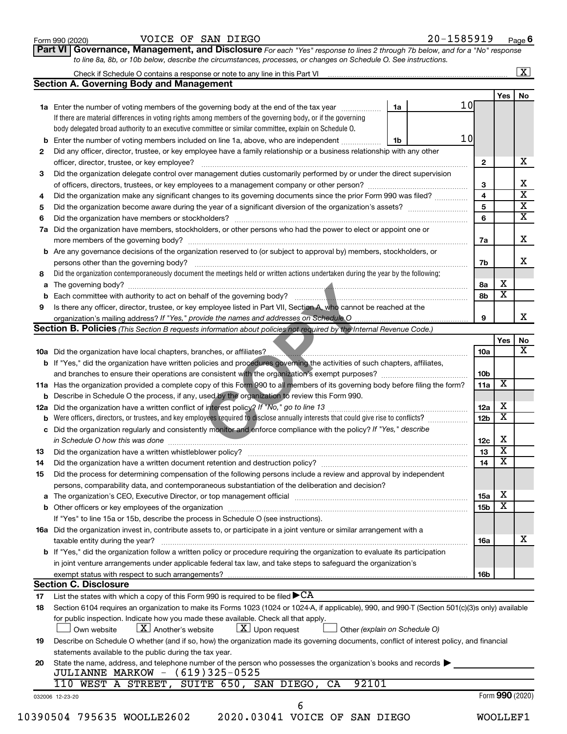Form 990 (2020) VOICE OF SAN DIEGO 20-1585919 Page 6

## Part VI Governance, Management, and Disclosure

*For each "Yes" response to lines 2 through 7b below, and for a "No" response to line 8a, 8b, or 10b below, describe the circumstances, processes, or changes on Schedule O. See instructions.*

Check if Schedule O contains a response or note to any line in this Part VI [X]

### Section A. Governing Body and Management

| | | | | Yes | No |
|---|---|---|---|---|---|
| 1a | Enter the number of voting members of the governing body at the end of the tax year. If there are material differences in voting rights among members of the governing body, or if the governing body delegated broad authority to an executive committee or similar committee, explain on Schedule O. | 1a: 10 | | | |
| b | Enter the number of voting members included on line 1a, above, who are independent | 1b: 10 | | | |
| 2 | Did any officer, director, trustee, or key employee have a family relationship or a business relationship with any other officer, director, trustee, or key employee? | | 2 | | X |
| 3 | Did the organization delegate control over management duties customarily performed by or under the direct supervision of officers, directors, trustees, or key employees to a management company or other person? | | 3 | | X |
| 4 | Did the organization make any significant changes to its governing documents since the prior Form 990 was filed? | | 4 | | X |
| 5 | Did the organization become aware during the year of a significant diversion of the organization's assets? | | 5 | | X |
| 6 | Did the organization have members or stockholders? | | 6 | | X |
| 7a | Did the organization have members, stockholders, or other persons who had the power to elect or appoint one or more members of the governing body? | | 7a | | X |
| b | Are any governance decisions of the organization reserved to (or subject to approval by) members, stockholders, or persons other than the governing body? | | 7b | | X |
| 8 | Did the organization contemporaneously document the meetings held or written actions undertaken during the year by the following: | | | | |
| a | The governing body? | | 8a | X | |
| b | Each committee with authority to act on behalf of the governing body? | | 8b | X | |
| 9 | Is there any officer, director, trustee, or key employee listed in Part VII, Section A, who cannot be reached at the organization's mailing address? *If "Yes," provide the names and addresses on Schedule O* | | 9 | | X |

### Section B. Policies *(This Section B requests information about policies not required by the Internal Revenue Code.)*

| | | | Yes | No |
|---|---|---|---|---|
| 10a | Did the organization have local chapters, branches, or affiliates? | 10a | | X |
| b | If "Yes," did the organization have written policies and procedures governing the activities of such chapters, affiliates, and branches to ensure their operations are consistent with the organization's exempt purposes? | 10b | | |
| 11a | Has the organization provided a complete copy of this Form 990 to all members of its governing body before filing the form? | 11a | X | |
| b | Describe in Schedule O the process, if any, used by the organization to review this Form 990. | | | |
| 12a | Did the organization have a written conflict of interest policy? *If "No," go to line 13* | 12a | X | |
| b | Were officers, directors, or trustees, and key employees required to disclose annually interests that could give rise to conflicts? | 12b | X | |
| c | Did the organization regularly and consistently monitor and enforce compliance with the policy? *If "Yes," describe in Schedule O how this was done* | 12c | X | |
| 13 | Did the organization have a written whistleblower policy? | 13 | X | |
| 14 | Did the organization have a written document retention and destruction policy? | 14 | X | |
| 15 | Did the process for determining compensation of the following persons include a review and approval by independent persons, comparability data, and contemporaneous substantiation of the deliberation and decision? | | | |
| a | The organization's CEO, Executive Director, or top management official | 15a | X | |
| b | Other officers or key employees of the organization | 15b | X | |
| | If "Yes" to line 15a or 15b, describe the process in Schedule O (see instructions). | | | |
| 16a | Did the organization invest in, contribute assets to, or participate in a joint venture or similar arrangement with a taxable entity during the year? | 16a | | X |
| b | If "Yes," did the organization follow a written policy or procedure requiring the organization to evaluate its participation in joint venture arrangements under applicable federal tax law, and take steps to safeguard the organization's exempt status with respect to such arrangements? | 16b | | |

### Section C. Disclosure

17 List the states with which a copy of this Form 990 is required to be filed ▶ CA

18 Section 6104 requires an organization to make its Forms 1023 (1024 or 1024-A, if applicable), 990, and 990-T (Section 501(c)(3)s only) available for public inspection. Indicate how you made these available. Check all that apply.

[ ] Own website [X] Another's website [X] Upon request [ ] Other *(explain on Schedule O)*

19 Describe on Schedule O whether (and if so, how) the organization made its governing documents, conflict of interest policy, and financial statements available to the public during the tax year.

20 State the name, address, and telephone number of the person who possesses the organization's books and records ▶

JULIANNE MARKOW - (619)325-0525
110 WEST A STREET, SUITE 650, SAN DIEGO, CA 92101

032006 12-23-20 Form 990 (2020)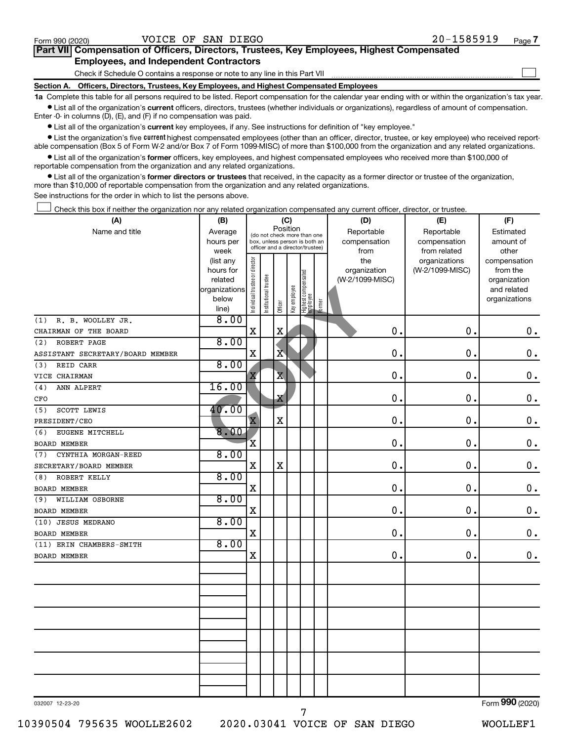Form 990 (2020) VOICE OF SAN DIEGO 20-1585919 Page 7

**Part VII Compensation of Officers, Directors, Trustees, Key Employees, Highest Compensated Employees, and Independent Contractors**

Check if Schedule O contains a response or note to any line in this Part VII ☐

**Section A. Officers, Directors, Trustees, Key Employees, and Highest Compensated Employees**

**1a** Complete this table for all persons required to be listed. Report compensation for the calendar year ending with or within the organization's tax year.

- List all of the organization's **current** officers, directors, trustees (whether individuals or organizations), regardless of amount of compensation. Enter -0- in columns (D), (E), and (F) if no compensation was paid.
- List all of the organization's **current** key employees, if any. See instructions for definition of "key employee."
- List the organization's five **current** highest compensated employees (other than an officer, director, trustee, or key employee) who received reportable compensation (Box 5 of Form W-2 and/or Box 7 of Form 1099-MISC) of more than $100,000 from the organization and any related organizations.
- List all of the organization's **former** officers, key employees, and highest compensated employees who received more than $100,000 of reportable compensation from the organization and any related organizations.
- List all of the organization's **former directors or trustees** that received, in the capacity as a former director or trustee of the organization, more than $10,000 of reportable compensation from the organization and any related organizations.

See instructions for the order in which to list the persons above.

☐ Check this box if neither the organization nor any related organization compensated any current officer, director, or trustee.

| (A) Name and title | (B) Average hours per week (list any hours for related organizations below line) | (C) Position: Individual trustee or director | Institutional trustee | Officer | Key employee | Highest compensated employee | Former | (D) Reportable compensation from the organization (W-2/1099-MISC) | (E) Reportable compensation from related organizations (W-2/1099-MISC) | (F) Estimated amount of other compensation from the organization and related organizations |
|---|---|---|---|---|---|---|---|---|---|---|
| (1) R. B. WOOLLEY JR. CHAIRMAN OF THE BOARD | 8.00 | X | | X | | | | 0. | 0. | 0. |
| (2) ROBERT PAGE ASSISTANT SECRETARY/BOARD MEMBER | 8.00 | X | | X | | | | 0. | 0. | 0. |
| (3) REID CARR VICE CHAIRMAN | 8.00 | X | | X | | | | 0. | 0. | 0. |
| (4) ANN ALPERT CFO | 16.00 | | | X | | | | 0. | 0. | 0. |
| (5) SCOTT LEWIS PRESIDENT/CEO | 40.00 | X | | X | | | | 0. | 0. | 0. |
| (6) EUGENE MITCHELL BOARD MEMBER | 8.00 | X | | | | | | 0. | 0. | 0. |
| (7) CYNTHIA MORGAN-REED SECRETARY/BOARD MEMBER | 8.00 | X | | X | | | | 0. | 0. | 0. |
| (8) ROBERT KELLY BOARD MEMBER | 8.00 | X | | | | | | 0. | 0. | 0. |
| (9) WILLIAM OSBORNE BOARD MEMBER | 8.00 | X | | | | | | 0. | 0. | 0. |
| (10) JESUS MEDRANO BOARD MEMBER | 8.00 | X | | | | | | 0. | 0. | 0. |
| (11) ERIN CHAMBERS-SMITH BOARD MEMBER | 8.00 | X | | | | | | 0. | 0. | 0. |

032007 12-23-20 Form **990** (2020)

10390504 795635 WOOLLE2602 2020.03041 VOICE OF SAN DIEGO WOOLLEF1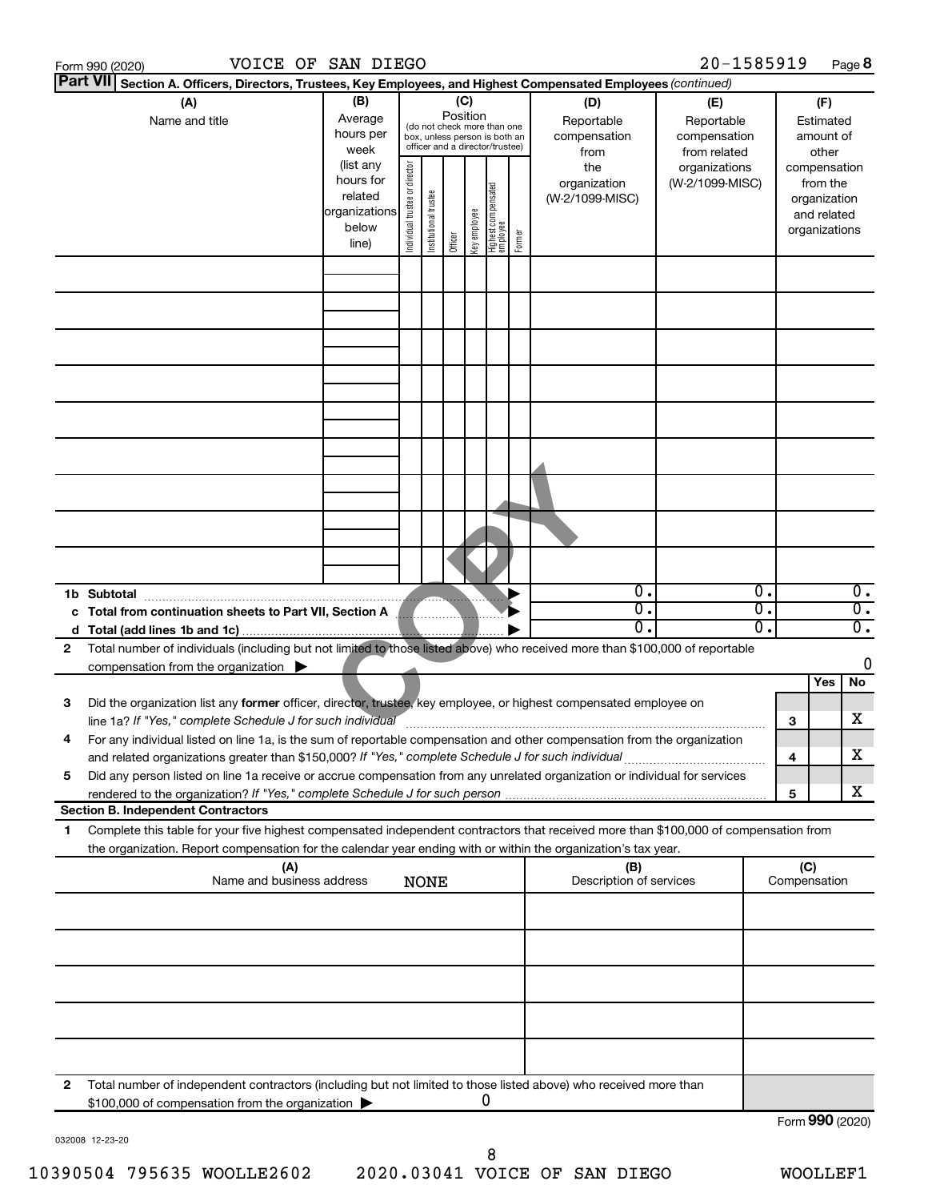Form 990 (2020) VOICE OF SAN DIEGO 20-1585919 Page 8

**Part VII Section A. Officers, Directors, Trustees, Key Employees, and Highest Compensated Employees** *(continued)*

| (A) Name and title | (B) Average hours per week (list any hours for related organizations below line) | (C) Position (do not check more than one box, unless person is both an officer and a director/trustee): Individual trustee or director | Institutional trustee | Officer | Key employee | Highest compensated employee | Former | (D) Reportable compensation from the organization (W-2/1099-MISC) | (E) Reportable compensation from related organizations (W-2/1099-MISC) | (F) Estimated amount of other compensation from the organization and related organizations |
|---|---|---|---|---|---|---|---|---|---|---|
| | | | | | | | | | | |
| | | | | | | | | | | |
| | | | | | | | | | | |
| | | | | | | | | | | |
| | | | | | | | | | | |
| | | | | | | | | | | |
| | | | | | | | | | | |
| | | | | | | | | | | |
| | | | | | | | | | | |
| **1b Subtotal** | | | | | | | | 0. | 0. | 0. |
| **c Total from continuation sheets to Part VII, Section A** | | | | | | | | 0. | 0. | 0. |
| **d Total (add lines 1b and 1c)** | | | | | | | | 0. | 0. | 0. |

**2** Total number of individuals (including but not limited to those listed above) who received more than $100,000 of reportable compensation from the organization ▶ 0

| | | | Yes | No |
|---|---|---|---|---|
| **3** | Did the organization list any **former** officer, director, trustee, key employee, or highest compensated employee on line 1a? *If "Yes," complete Schedule J for such individual* | 3 | | X |
| **4** | For any individual listed on line 1a, is the sum of reportable compensation and other compensation from the organization and related organizations greater than $150,000? *If "Yes," complete Schedule J for such individual* | 4 | | X |
| **5** | Did any person listed on line 1a receive or accrue compensation from any unrelated organization or individual for services rendered to the organization? *If "Yes," complete Schedule J for such person* | 5 | | X |

**Section B. Independent Contractors**

**1** Complete this table for your five highest compensated independent contractors that received more than $100,000 of compensation from the organization. Report compensation for the calendar year ending with or within the organization's tax year.

| (A) Name and business address | (B) Description of services | (C) Compensation |
|---|---|---|
| NONE | | |
| | | |
| | | |
| | | |
| | | |

**2** Total number of independent contractors (including but not limited to those listed above) who received more than $100,000 of compensation from the organization ▶ 0

Form **990** (2020)

032008 12-23-20

10390504 795635 WOOLLE2602 2020.03041 VOICE OF SAN DIEGO WOOLLEF1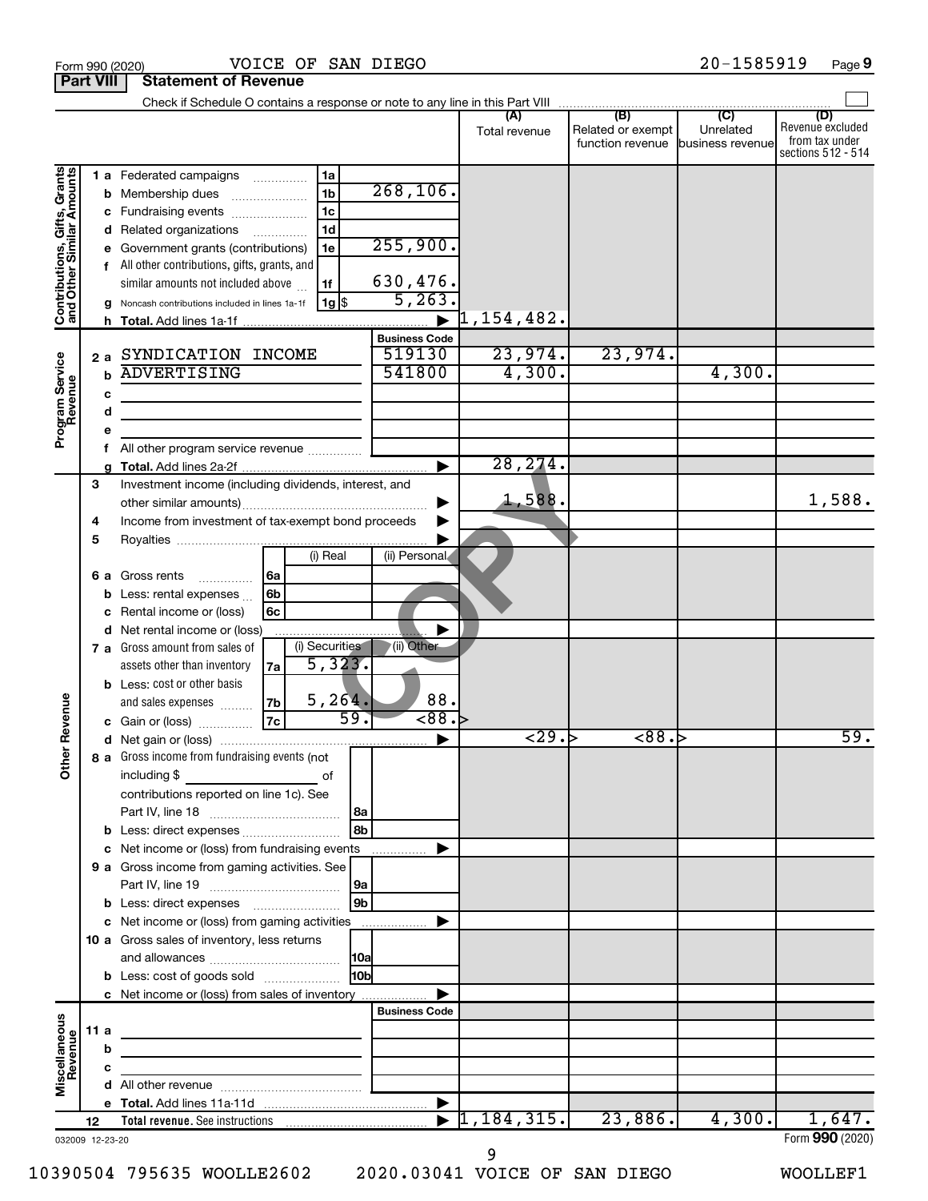Form 990 (2020) VOICE OF SAN DIEGO 20-1585919

**Part VIII Statement of Revenue**

Check if Schedule O contains a response or note to any line in this Part VIII

| | | | | (A) Total revenue | (B) Related or exempt function revenue | (C) Unrelated business revenue | (D) Revenue excluded from tax under sections 512 - 514 |
|---|---|---|---|---|---|---|---|
| **Contributions, Gifts, Grants and Other Similar Amounts** | 1 a Federated campaigns | 1a | | | | | |
| | b Membership dues | 1b | 268,106. | | | | |
| | c Fundraising events | 1c | | | | | |
| | d Related organizations | 1d | | | | | |
| | e Government grants (contributions) | 1e | 255,900. | | | | |
| | f All other contributions, gifts, grants, and similar amounts not included above | 1f | 630,476. | | | | |
| | g Noncash contributions included in lines 1a-1f | 1g $ | 5,263. | | | | |
| | h **Total.** Add lines 1a-1f | | | 1,154,482. | | | |
| | | | **Business Code** | | | | |
| **Program Service Revenue** | 2 a SYNDICATION INCOME | | 519130 | 23,974. | 23,974. | | |
| | b ADVERTISING | | 541800 | 4,300. | | 4,300. | |
| | c | | | | | | |
| | d | | | | | | |
| | e | | | | | | |
| | f All other program service revenue | | | | | | |
| | g **Total.** Add lines 2a-2f | | | 28,274. | | | |
| **Other Revenue** | 3 Investment income (including dividends, interest, and other similar amounts) | | | 1,588. | | | 1,588. |
| | 4 Income from investment of tax-exempt bond proceeds | | | | | | |
| | 5 Royalties | | | | | | |
| | | (i) Real | (ii) Personal | | | | |
| | 6 a Gross rents 6a | | | | | | |
| | b Less: rental expenses 6b | | | | | | |
| | c Rental income or (loss) 6c | | | | | | |
| | d Net rental income or (loss) | | | | | | |
| | | (i) Securities | (ii) Other | | | | |
| | 7 a Gross amount from sales of assets other than inventory 7a | 5,323. | | | | | |
| | b Less: cost or other basis and sales expenses 7b | 5,264. | 88. | | | | |
| | c Gain or (loss) 7c | 59. | <88.> | | | | |
| | d Net gain or (loss) | | | <29.> | <88.> | | 59. |
| | 8 a Gross income from fundraising events (not including $ ___ of contributions reported on line 1c). See Part IV, line 18 | 8a | | | | | |
| | b Less: direct expenses | 8b | | | | | |
| | c Net income or (loss) from fundraising events | | | | | | |
| | 9 a Gross income from gaming activities. See Part IV, line 19 | 9a | | | | | |
| | b Less: direct expenses | 9b | | | | | |
| | c Net income or (loss) from gaming activities | | | | | | |
| | 10 a Gross sales of inventory, less returns and allowances | 10a | | | | | |
| | b Less: cost of goods sold | 10b | | | | | |
| | c Net income or (loss) from sales of inventory | | | | | | |
| | | | **Business Code** | | | | |
| **Miscellaneous Revenue** | 11 a | | | | | | |
| | b | | | | | | |
| | c | | | | | | |
| | d All other revenue | | | | | | |
| | e **Total.** Add lines 11a-11d | | | | | | |
| | 12 **Total revenue.** See instructions | | | 1,184,315. | 23,886. | 4,300. | 1,647. |

032009 12-23-20

Form **990** (2020)

10390504 795635 WOOLLE2602 2020.03041 VOICE OF SAN DIEGO WOOLLEF1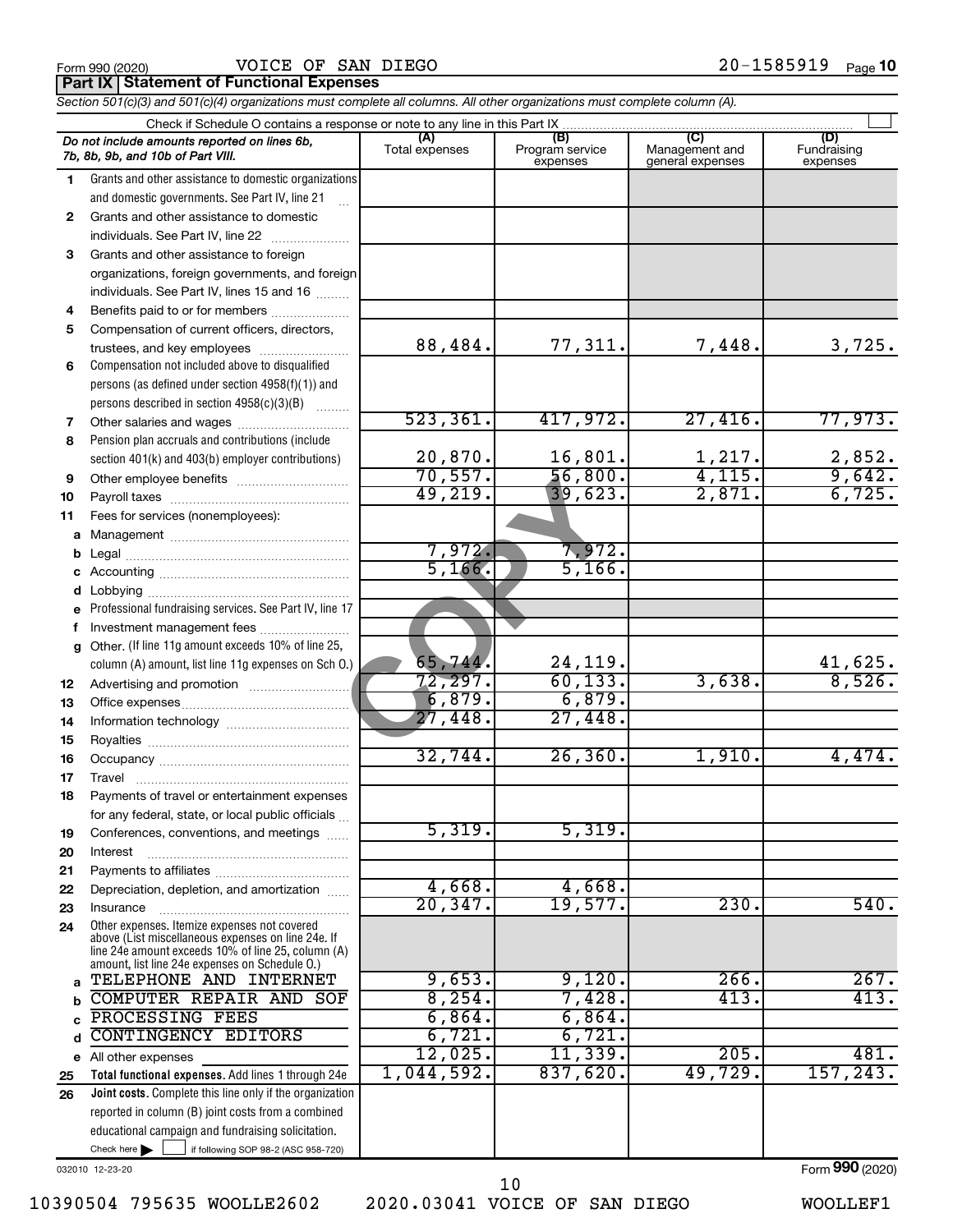Form 990 (2020) VOICE OF SAN DIEGO 20-1585919

**Part IX | Statement of Functional Expenses**

*Section 501(c)(3) and 501(c)(4) organizations must complete all columns. All other organizations must complete column (A).*

Check if Schedule O contains a response or note to any line in this Part IX

| | *Do not include amounts reported on lines 6b, 7b, 8b, 9b, and 10b of Part VIII.* | (A) Total expenses | (B) Program service expenses | (C) Management and general expenses | (D) Fundraising expenses |
|---|---|---|---|---|---|
| 1 | Grants and other assistance to domestic organizations and domestic governments. See Part IV, line 21 | | | | |
| 2 | Grants and other assistance to domestic individuals. See Part IV, line 22 | | | | |
| 3 | Grants and other assistance to foreign organizations, foreign governments, and foreign individuals. See Part IV, lines 15 and 16 | | | | |
| 4 | Benefits paid to or for members | | | | |
| 5 | Compensation of current officers, directors, trustees, and key employees | 88,484. | 77,311. | 7,448. | 3,725. |
| 6 | Compensation not included above to disqualified persons (as defined under section 4958(f)(1)) and persons described in section 4958(c)(3)(B) | | | | |
| 7 | Other salaries and wages | 523,361. | 417,972. | 27,416. | 77,973. |
| 8 | Pension plan accruals and contributions (include section 401(k) and 403(b) employer contributions) | 20,870. | 16,801. | 1,217. | 2,852. |
| 9 | Other employee benefits | 70,557. | 56,800. | 4,115. | 9,642. |
| 10 | Payroll taxes | 49,219. | 39,623. | 2,871. | 6,725. |
| 11 | Fees for services (nonemployees): | | | | |
| a | Management | | | | |
| b | Legal | 7,972. | 7,972. | | |
| c | Accounting | 5,166. | 5,166. | | |
| d | Lobbying | | | | |
| e | Professional fundraising services. See Part IV, line 17 | | | | |
| f | Investment management fees | | | | |
| g | Other. (If line 11g amount exceeds 10% of line 25, column (A) amount, list line 11g expenses on Sch O.) | 65,744. | 24,119. | | 41,625. |
| 12 | Advertising and promotion | 72,297. | 60,133. | 3,638. | 8,526. |
| 13 | Office expenses | 6,879. | 6,879. | | |
| 14 | Information technology | 27,448. | 27,448. | | |
| 15 | Royalties | | | | |
| 16 | Occupancy | 32,744. | 26,360. | 1,910. | 4,474. |
| 17 | Travel | | | | |
| 18 | Payments of travel or entertainment expenses for any federal, state, or local public officials | | | | |
| 19 | Conferences, conventions, and meetings | 5,319. | 5,319. | | |
| 20 | Interest | | | | |
| 21 | Payments to affiliates | | | | |
| 22 | Depreciation, depletion, and amortization | 4,668. | 4,668. | | |
| 23 | Insurance | 20,347. | 19,577. | 230. | 540. |
| 24 | Other expenses. Itemize expenses not covered above (List miscellaneous expenses on line 24e. If line 24e amount exceeds 10% of line 25, column (A) amount, list line 24e expenses on Schedule O.) | | | | |
| a | TELEPHONE AND INTERNET | 9,653. | 9,120. | 266. | 267. |
| b | COMPUTER REPAIR AND SOF | 8,254. | 7,428. | 413. | 413. |
| c | PROCESSING FEES | 6,864. | 6,864. | | |
| d | CONTINGENCY EDITORS | 6,721. | 6,721. | | |
| e | All other expenses | 12,025. | 11,339. | 205. | 481. |
| 25 | **Total functional expenses.** Add lines 1 through 24e | 1,044,592. | 837,620. | 49,729. | 157,243. |
| 26 | **Joint costs.** Complete this line only if the organization reported in column (B) joint costs from a combined educational campaign and fundraising solicitation. Check here ☐ if following SOP 98-2 (ASC 958-720) | | | | |

032010 12-23-20

Form **990** (2020)

10390504 795635 WOOLLE2602 2020.03041 VOICE OF SAN DIEGO WOOLLEF1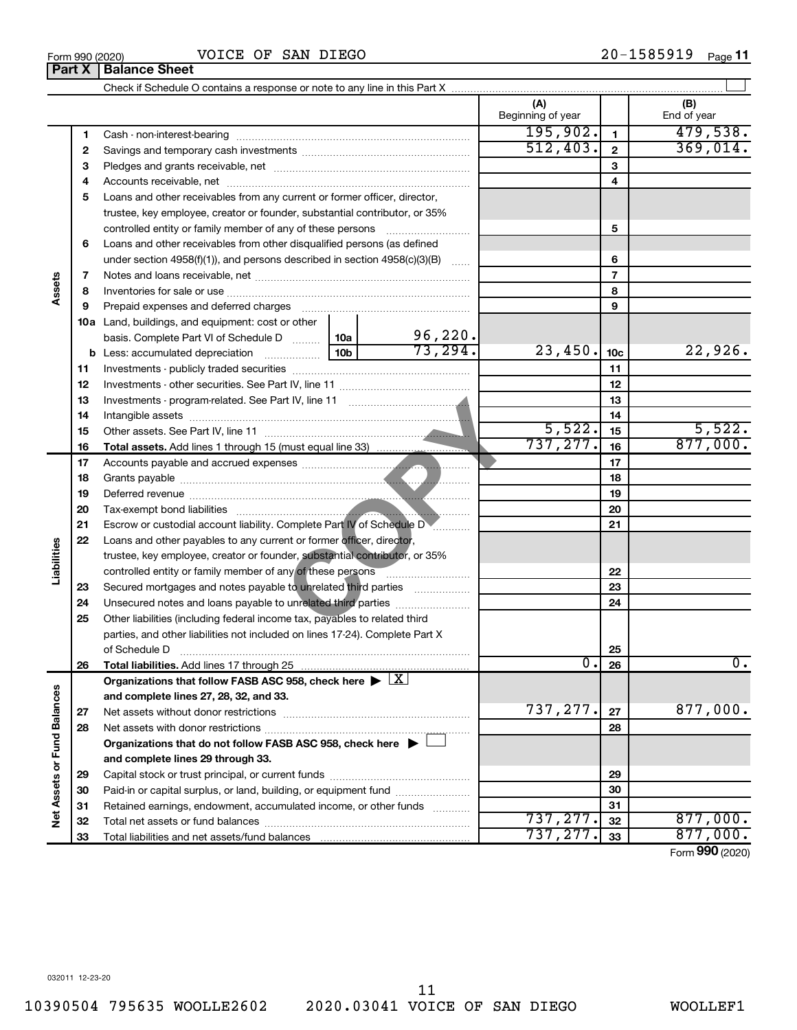Form 990 (2020) VOICE OF SAN DIEGO 20-1585919

## Part X | Balance Sheet

Check if Schedule O contains a response or note to any line in this Part X

| Section | Line | Description | | | (A) Beginning of year | | (B) End of year |
|---|---|---|---|---|---|---|---|
| Assets | 1 | Cash - non-interest-bearing | | | 195,902. | 1 | 479,538. |
| | 2 | Savings and temporary cash investments | | | 512,403. | 2 | 369,014. |
| | 3 | Pledges and grants receivable, net | | | | 3 | |
| | 4 | Accounts receivable, net | | | | 4 | |
| | 5 | Loans and other receivables from any current or former officer, director, trustee, key employee, creator or founder, substantial contributor, or 35% controlled entity or family member of any of these persons | | | | 5 | |
| | 6 | Loans and other receivables from other disqualified persons (as defined under section 4958(f)(1)), and persons described in section 4958(c)(3)(B) | | | | 6 | |
| | 7 | Notes and loans receivable, net | | | | 7 | |
| | 8 | Inventories for sale or use | | | | 8 | |
| | 9 | Prepaid expenses and deferred charges | | | | 9 | |
| | 10a | Land, buildings, and equipment: cost or other basis. Complete Part VI of Schedule D | 10a | 96,220. | | | |
| | b | Less: accumulated depreciation | 10b | 73,294. | 23,450. | 10c | 22,926. |
| | 11 | Investments - publicly traded securities | | | | 11 | |
| | 12 | Investments - other securities. See Part IV, line 11 | | | | 12 | |
| | 13 | Investments - program-related. See Part IV, line 11 | | | | 13 | |
| | 14 | Intangible assets | | | | 14 | |
| | 15 | Other assets. See Part IV, line 11 | | | 5,522. | 15 | 5,522. |
| | 16 | **Total assets.** Add lines 1 through 15 (must equal line 33) | | | 737,277. | 16 | 877,000. |
| Liabilities | 17 | Accounts payable and accrued expenses | | | | 17 | |
| | 18 | Grants payable | | | | 18 | |
| | 19 | Deferred revenue | | | | 19 | |
| | 20 | Tax-exempt bond liabilities | | | | 20 | |
| | 21 | Escrow or custodial account liability. Complete Part IV of Schedule D | | | | 21 | |
| | 22 | Loans and other payables to any current or former officer, director, trustee, key employee, creator or founder, substantial contributor, or 35% controlled entity or family member of any of these persons | | | | 22 | |
| | 23 | Secured mortgages and notes payable to unrelated third parties | | | | 23 | |
| | 24 | Unsecured notes and loans payable to unrelated third parties | | | | 24 | |
| | 25 | Other liabilities (including federal income tax, payables to related third parties, and other liabilities not included on lines 17-24). Complete Part X of Schedule D | | | | 25 | |
| | 26 | **Total liabilities.** Add lines 17 through 25 | | | 0. | 26 | 0. |
| Net Assets or Fund Balances | | **Organizations that follow FASB ASC 958, check here ▶ [X] and complete lines 27, 28, 32, and 33.** | | | | | |
| | 27 | Net assets without donor restrictions | | | 737,277. | 27 | 877,000. |
| | 28 | Net assets with donor restrictions | | | | 28 | |
| | | **Organizations that do not follow FASB ASC 958, check here ▶ [ ] and complete lines 29 through 33.** | | | | | |
| | 29 | Capital stock or trust principal, or current funds | | | | 29 | |
| | 30 | Paid-in or capital surplus, or land, building, or equipment fund | | | | 30 | |
| | 31 | Retained earnings, endowment, accumulated income, or other funds | | | | 31 | |
| | 32 | Total net assets or fund balances | | | 737,277. | 32 | 877,000. |
| | 33 | Total liabilities and net assets/fund balances | | | 737,277. | 33 | 877,000. |

Form **990** (2020)

032011 12-23-20

10390504 795635 WOOLLE2602 2020.03041 VOICE OF SAN DIEGO WOOLLEF1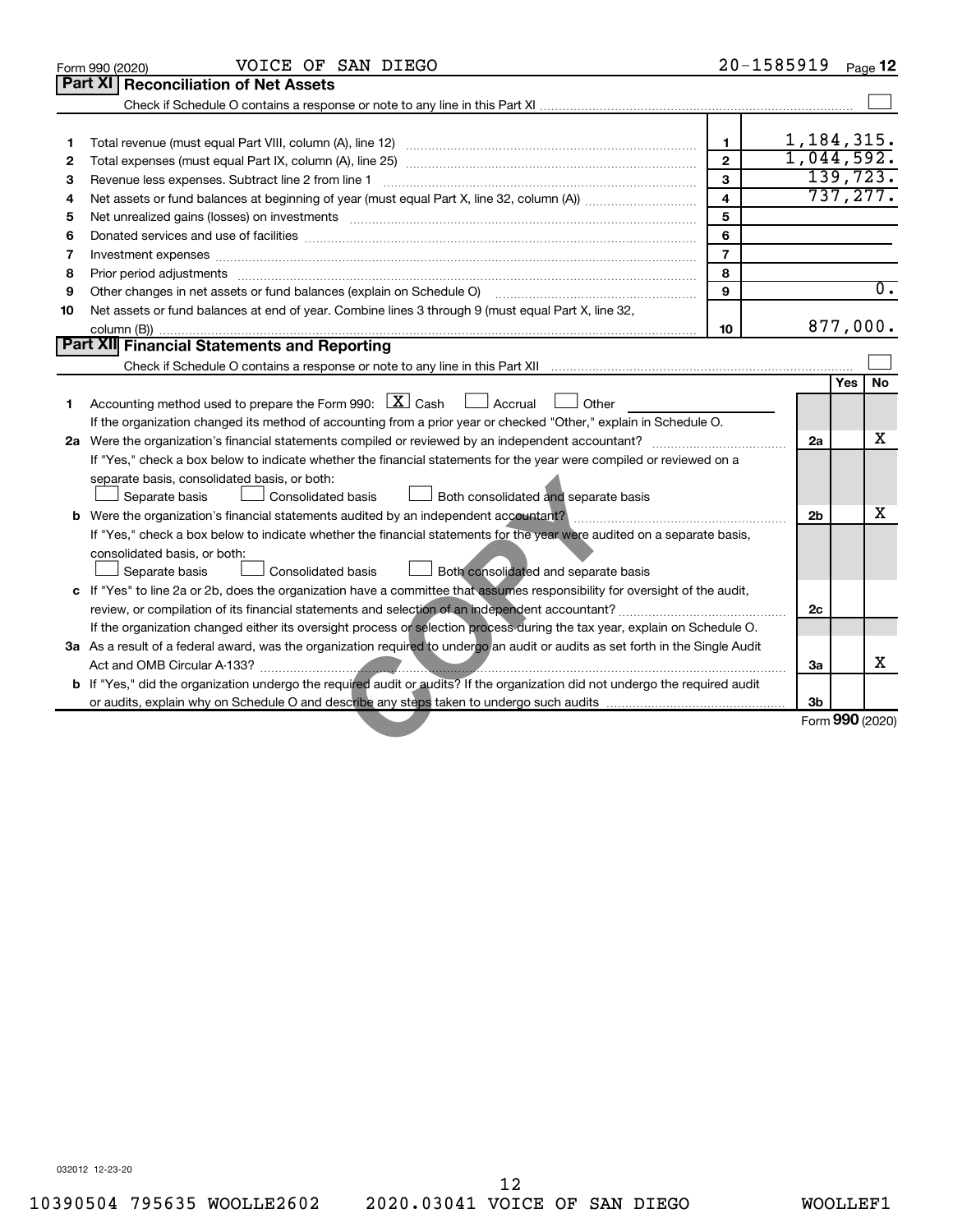Form 990 (2020) VOICE OF SAN DIEGO 20-1585919 Page 12

## Part XI Reconciliation of Net Assets

Check if Schedule O contains a response or note to any line in this Part XI ☐

| | | | |
|---|---|---|---|
| 1 | Total revenue (must equal Part VIII, column (A), line 12) | 1 | 1,184,315. |
| 2 | Total expenses (must equal Part IX, column (A), line 25) | 2 | 1,044,592. |
| 3 | Revenue less expenses. Subtract line 2 from line 1 | 3 | 139,723. |
| 4 | Net assets or fund balances at beginning of year (must equal Part X, line 32, column (A)) | 4 | 737,277. |
| 5 | Net unrealized gains (losses) on investments | 5 | |
| 6 | Donated services and use of facilities | 6 | |
| 7 | Investment expenses | 7 | |
| 8 | Prior period adjustments | 8 | |
| 9 | Other changes in net assets or fund balances (explain on Schedule O) | 9 | 0. |
| 10 | Net assets or fund balances at end of year. Combine lines 3 through 9 (must equal Part X, line 32, column (B)) | 10 | 877,000. |

## Part XII Financial Statements and Reporting

Check if Schedule O contains a response or note to any line in this Part XII ☐

| | | | Yes | No |
|---|---|---|---|---|
| 1 | Accounting method used to prepare the Form 990: ☒ Cash ☐ Accrual ☐ Other | | | |
| | If the organization changed its method of accounting from a prior year or checked "Other," explain in Schedule O. | | | |
| 2a | Were the organization's financial statements compiled or reviewed by an independent accountant? | 2a | | X |
| | If "Yes," check a box below to indicate whether the financial statements for the year were compiled or reviewed on a separate basis, consolidated basis, or both: ☐ Separate basis ☐ Consolidated basis ☐ Both consolidated and separate basis | | | |
| b | Were the organization's financial statements audited by an independent accountant? | 2b | | X |
| | If "Yes," check a box below to indicate whether the financial statements for the year were audited on a separate basis, consolidated basis, or both: ☐ Separate basis ☐ Consolidated basis ☐ Both consolidated and separate basis | | | |
| c | If "Yes" to line 2a or 2b, does the organization have a committee that assumes responsibility for oversight of the audit, review, or compilation of its financial statements and selection of an independent accountant? | 2c | | |
| | If the organization changed either its oversight process or selection process during the tax year, explain on Schedule O. | | | |
| 3a | As a result of a federal award, was the organization required to undergo an audit or audits as set forth in the Single Audit Act and OMB Circular A-133? | 3a | | X |
| b | If "Yes," did the organization undergo the required audit or audits? If the organization did not undergo the required audit or audits, explain why on Schedule O and describe any steps taken to undergo such audits | 3b | | |

Form 990 (2020)

032012 12-23-20

10390504 795635 WOOLLE2602 2020.03041 VOICE OF SAN DIEGO WOOLLEF1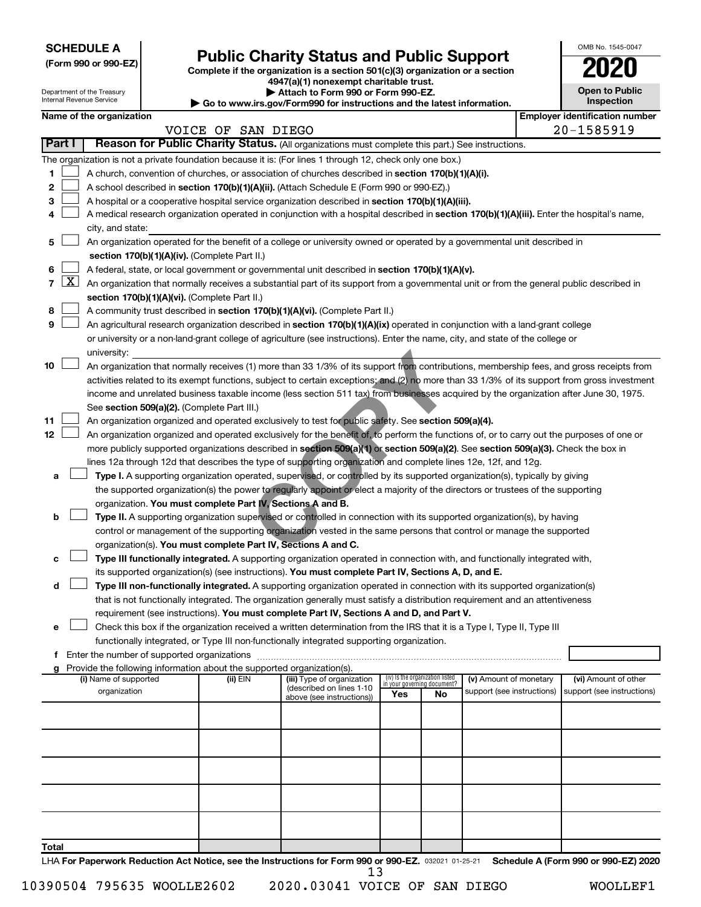**SCHEDULE A**
**(Form 990 or 990-EZ)**

Department of the Treasury
Internal Revenue Service

# Public Charity Status and Public Support

**Complete if the organization is a section 501(c)(3) organization or a section 4947(a)(1) nonexempt charitable trust.**
**▶ Attach to Form 990 or Form 990-EZ.**
**▶ Go to www.irs.gov/Form990 for instructions and the latest information.**

OMB No. 1545-0047

**2020**

**Open to Public Inspection**

**Name of the organization:** VOICE OF SAN DIEGO
**Employer identification number:** 20-1585919

## Part I — Reason for Public Charity Status. (All organizations must complete this part.) See instructions.

The organization is not a private foundation because it is: (For lines 1 through 12, check only one box.)

1. ☐ A church, convention of churches, or association of churches described in **section 170(b)(1)(A)(i).**
2. ☐ A school described in **section 170(b)(1)(A)(ii).** (Attach Schedule E (Form 990 or 990-EZ).)
3. ☐ A hospital or a cooperative hospital service organization described in **section 170(b)(1)(A)(iii).**
4. ☐ A medical research organization operated in conjunction with a hospital described in **section 170(b)(1)(A)(iii).** Enter the hospital's name, city, and state:
5. ☐ An organization operated for the benefit of a college or university owned or operated by a governmental unit described in **section 170(b)(1)(A)(iv).** (Complete Part II.)
6. ☐ A federal, state, or local government or governmental unit described in **section 170(b)(1)(A)(v).**
7. ☒ An organization that normally receives a substantial part of its support from a governmental unit or from the general public described in **section 170(b)(1)(A)(vi).** (Complete Part II.)
8. ☐ A community trust described in **section 170(b)(1)(A)(vi).** (Complete Part II.)
9. ☐ An agricultural research organization described in **section 170(b)(1)(A)(ix)** operated in conjunction with a land-grant college or university or a non-land-grant college of agriculture (see instructions). Enter the name, city, and state of the college or university:
10. ☐ An organization that normally receives (1) more than 33 1/3% of its support from contributions, membership fees, and gross receipts from activities related to its exempt functions, subject to certain exceptions; and (2) no more than 33 1/3% of its support from gross investment income and unrelated business taxable income (less section 511 tax) from businesses acquired by the organization after June 30, 1975. See **section 509(a)(2).** (Complete Part III.)
11. ☐ An organization organized and operated exclusively to test for public safety. See **section 509(a)(4).**
12. ☐ An organization organized and operated exclusively for the benefit of, to perform the functions of, or to carry out the purposes of one or more publicly supported organizations described in **section 509(a)(1)** or **section 509(a)(2)**. See **section 509(a)(3).** Check the box in lines 12a through 12d that describes the type of supporting organization and complete lines 12e, 12f, and 12g.
   - **a** ☐ **Type I.** A supporting organization operated, supervised, or controlled by its supported organization(s), typically by giving the supported organization(s) the power to regularly appoint or elect a majority of the directors or trustees of the supporting organization. **You must complete Part IV, Sections A and B.**
   - **b** ☐ **Type II.** A supporting organization supervised or controlled in connection with its supported organization(s), by having control or management of the supporting organization vested in the same persons that control or manage the supported organization(s). **You must complete Part IV, Sections A and C.**
   - **c** ☐ **Type III functionally integrated.** A supporting organization operated in connection with, and functionally integrated with, its supported organization(s) (see instructions). **You must complete Part IV, Sections A, D, and E.**
   - **d** ☐ **Type III non-functionally integrated.** A supporting organization operated in connection with its supported organization(s) that is not functionally integrated. The organization generally must satisfy a distribution requirement and an attentiveness requirement (see instructions). **You must complete Part IV, Sections A and D, and Part V.**
   - **e** ☐ Check this box if the organization received a written determination from the IRS that it is a Type I, Type II, Type III functionally integrated, or Type III non-functionally integrated supporting organization.
   - **f** Enter the number of supported organizations
   - **g** Provide the following information about the supported organization(s).

| (i) Name of supported organization | (ii) EIN | (iii) Type of organization (described on lines 1-10 above (see instructions)) | (iv) Is the organization listed in your governing document? Yes | No | (v) Amount of monetary support (see instructions) | (vi) Amount of other support (see instructions) |
|---|---|---|---|---|---|---|
| | | | | | | |
| | | | | | | |
| | | | | | | |
| | | | | | | |
| | | | | | | |
| **Total** | | | | | | |

LHA **For Paperwork Reduction Act Notice, see the Instructions for Form 990 or 990-EZ.** 032021 01-25-21 **Schedule A (Form 990 or 990-EZ) 2020**

10390504 795635 WOOLLE2602 2020.03041 VOICE OF SAN DIEGO WOOLLEF1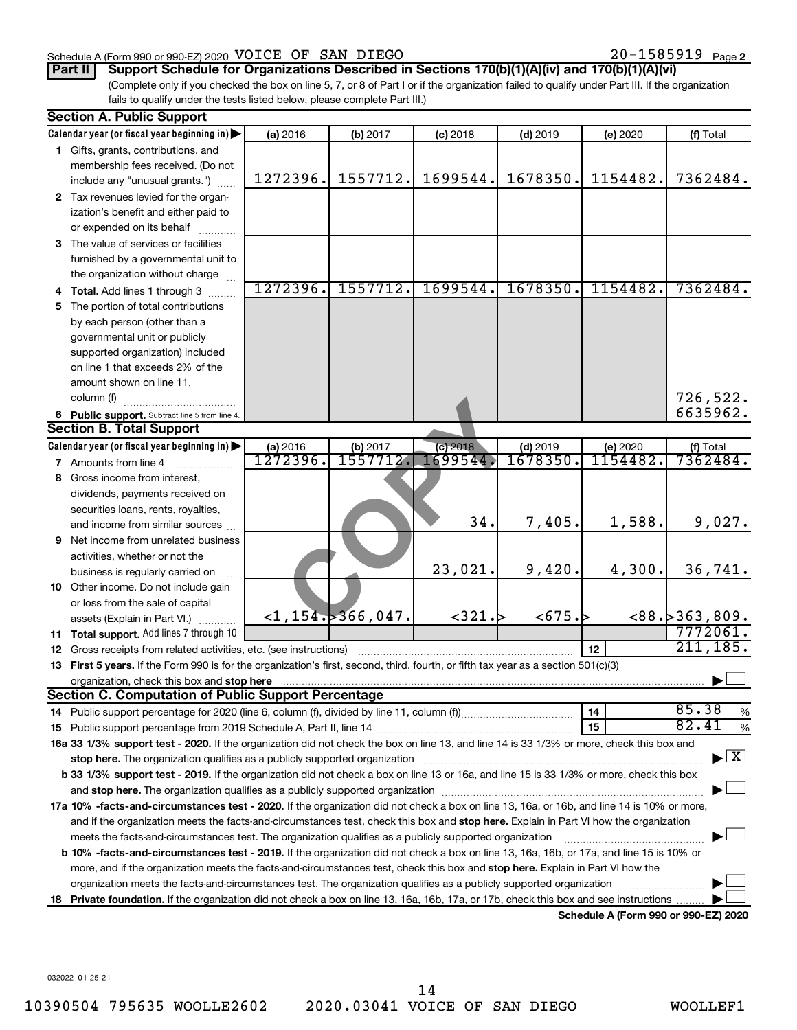Schedule A (Form 990 or 990-EZ) 2020 VOICE OF SAN DIEGO 20-1585919 Page 2

**Part II Support Schedule for Organizations Described in Sections 170(b)(1)(A)(iv) and 170(b)(1)(A)(vi)**

(Complete only if you checked the box on line 5, 7, or 8 of Part I or if the organization failed to qualify under Part III. If the organization fails to qualify under the tests listed below, please complete Part III.)

**Section A. Public Support**

| Calendar year (or fiscal year beginning in) | (a) 2016 | (b) 2017 | (c) 2018 | (d) 2019 | (e) 2020 | (f) Total |
|---|---|---|---|---|---|---|
| 1 Gifts, grants, contributions, and membership fees received. (Do not include any "unusual grants.") | 1272396. | 1557712. | 1699544. | 1678350. | 1154482. | 7362484. |
| 2 Tax revenues levied for the organization's benefit and either paid to or expended on its behalf | | | | | | |
| 3 The value of services or facilities furnished by a governmental unit to the organization without charge | | | | | | |
| 4 Total. Add lines 1 through 3 | 1272396. | 1557712. | 1699544. | 1678350. | 1154482. | 7362484. |
| 5 The portion of total contributions by each person (other than a governmental unit or publicly supported organization) included on line 1 that exceeds 2% of the amount shown on line 11, column (f) | | | | | | 726,522. |
| 6 Public support. Subtract line 5 from line 4. | | | | | | 6635962. |

**Section B. Total Support**

| Calendar year (or fiscal year beginning in) | (a) 2016 | (b) 2017 | (c) 2018 | (d) 2019 | (e) 2020 | (f) Total |
|---|---|---|---|---|---|---|
| 7 Amounts from line 4 | 1272396. | 1557712. | 1699544. | 1678350. | 1154482. | 7362484. |
| 8 Gross income from interest, dividends, payments received on securities loans, rents, royalties, and income from similar sources | | | 34. | 7,405. | 1,588. | 9,027. |
| 9 Net income from unrelated business activities, whether or not the business is regularly carried on | | | 23,021. | 9,420. | 4,300. | 36,741. |
| 10 Other income. Do not include gain or loss from the sale of capital assets (Explain in Part VI.) | <1,154.> | 366,047. | <321.> | <675.> | <88.> | 363,809. |
| 11 Total support. Add lines 7 through 10 | | | | | | 7772061. |
| 12 Gross receipts from related activities, etc. (see instructions) | | | | | 12 | 211,185. |

13 **First 5 years.** If the Form 990 is for the organization's first, second, third, fourth, or fifth tax year as a section 501(c)(3) organization, check this box and **stop here** ☐

**Section C. Computation of Public Support Percentage**

14 Public support percentage for 2020 (line 6, column (f), divided by line 11, column (f)) — 14 — 85.38 %

15 Public support percentage from 2019 Schedule A, Part II, line 14 — 15 — 82.41 %

**16a 33 1/3% support test - 2020.** If the organization did not check the box on line 13, and line 14 is 33 1/3% or more, check this box and **stop here.** The organization qualifies as a publicly supported organization ☒

**b 33 1/3% support test - 2019.** If the organization did not check a box on line 13 or 16a, and line 15 is 33 1/3% or more, check this box and **stop here.** The organization qualifies as a publicly supported organization ☐

**17a 10% -facts-and-circumstances test - 2020.** If the organization did not check a box on line 13, 16a, or 16b, and line 14 is 10% or more, and if the organization meets the facts-and-circumstances test, check this box and **stop here.** Explain in Part VI how the organization meets the facts-and-circumstances test. The organization qualifies as a publicly supported organization ☐

**b 10% -facts-and-circumstances test - 2019.** If the organization did not check a box on line 13, 16a, 16b, or 17a, and line 15 is 10% or more, and if the organization meets the facts-and-circumstances test, check this box and **stop here.** Explain in Part VI how the organization meets the facts-and-circumstances test. The organization qualifies as a publicly supported organization ☐

**18 Private foundation.** If the organization did not check a box on line 13, 16a, 16b, 17a, or 17b, check this box and see instructions ☐

**Schedule A (Form 990 or 990-EZ) 2020**

032022 01-25-21

10390504 795635 WOOLLE2602 2020.03041 VOICE OF SAN DIEGO WOOLLEF1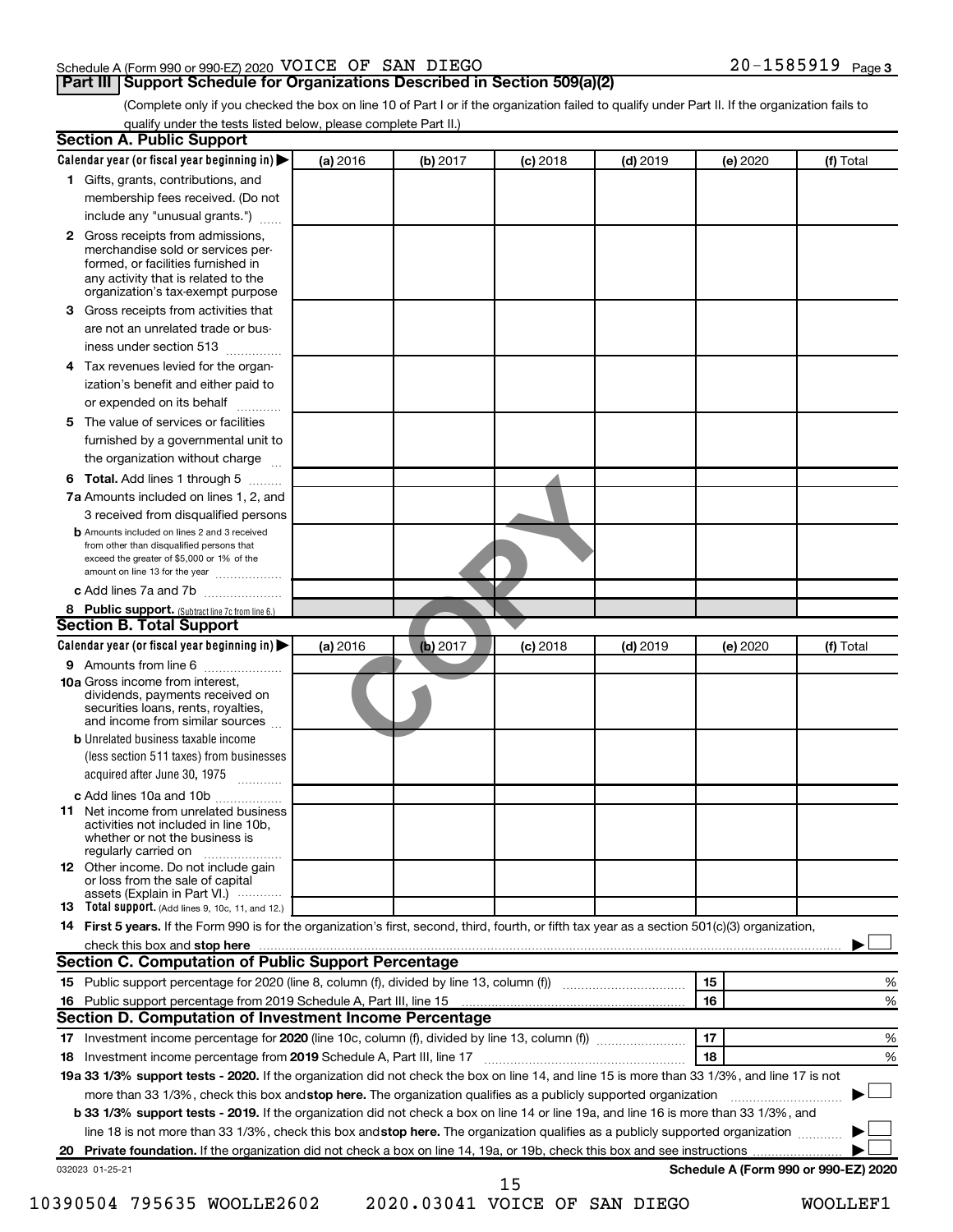Schedule A (Form 990 or 990-EZ) 2020 VOICE OF SAN DIEGO 20-1585919 Page 3

## Part III Support Schedule for Organizations Described in Section 509(a)(2)

(Complete only if you checked the box on line 10 of Part I or if the organization failed to qualify under Part II. If the organization fails to qualify under the tests listed below, please complete Part II.)

### Section A. Public Support

| Calendar year (or fiscal year beginning in) ▶ | (a) 2016 | (b) 2017 | (c) 2018 | (d) 2019 | (e) 2020 | (f) Total |
|---|---|---|---|---|---|---|
| 1 Gifts, grants, contributions, and membership fees received. (Do not include any "unusual grants.") | | | | | | |
| 2 Gross receipts from admissions, merchandise sold or services performed, or facilities furnished in any activity that is related to the organization's tax-exempt purpose | | | | | | |
| 3 Gross receipts from activities that are not an unrelated trade or business under section 513 | | | | | | |
| 4 Tax revenues levied for the organization's benefit and either paid to or expended on its behalf | | | | | | |
| 5 The value of services or facilities furnished by a governmental unit to the organization without charge | | | | | | |
| 6 **Total.** Add lines 1 through 5 | | | | | | |
| 7a Amounts included on lines 1, 2, and 3 received from disqualified persons | | | | | | |
| b Amounts included on lines 2 and 3 received from other than disqualified persons that exceed the greater of $5,000 or 1% of the amount on line 13 for the year | | | | | | |
| c Add lines 7a and 7b | | | | | | |
| 8 **Public support.** (Subtract line 7c from line 6.) | | | | | | |

### Section B. Total Support

| Calendar year (or fiscal year beginning in) ▶ | (a) 2016 | (b) 2017 | (c) 2018 | (d) 2019 | (e) 2020 | (f) Total |
|---|---|---|---|---|---|---|
| 9 Amounts from line 6 | | | | | | |
| 10a Gross income from interest, dividends, payments received on securities loans, rents, royalties, and income from similar sources | | | | | | |
| b Unrelated business taxable income (less section 511 taxes) from businesses acquired after June 30, 1975 | | | | | | |
| c Add lines 10a and 10b | | | | | | |
| 11 Net income from unrelated business activities not included in line 10b, whether or not the business is regularly carried on | | | | | | |
| 12 Other income. Do not include gain or loss from the sale of capital assets (Explain in Part VI.) | | | | | | |
| 13 **Total support.** (Add lines 9, 10c, 11, and 12.) | | | | | | |

14 **First 5 years.** If the Form 990 is for the organization's first, second, third, fourth, or fifth tax year as a section 501(c)(3) organization, check this box and **stop here** ▶ ☐

### Section C. Computation of Public Support Percentage

| | | | |
|---|---|---|---|
| 15 | Public support percentage for 2020 (line 8, column (f), divided by line 13, column (f)) | 15 | % |
| 16 | Public support percentage from 2019 Schedule A, Part III, line 15 | 16 | % |

### Section D. Computation of Investment Income Percentage

| | | | |
|---|---|---|---|
| 17 | Investment income percentage for **2020** (line 10c, column (f), divided by line 13, column (f)) | 17 | % |
| 18 | Investment income percentage from **2019** Schedule A, Part III, line 17 | 18 | % |

19a **33 1/3% support tests - 2020.** If the organization did not check the box on line 14, and line 15 is more than 33 1/3%, and line 17 is not more than 33 1/3%, check this box and **stop here.** The organization qualifies as a publicly supported organization ▶ ☐

b **33 1/3% support tests - 2019.** If the organization did not check a box on line 14 or line 19a, and line 16 is more than 33 1/3%, and line 18 is not more than 33 1/3%, check this box and **stop here.** The organization qualifies as a publicly supported organization ▶ ☐

20 **Private foundation.** If the organization did not check a box on line 14, 19a, or 19b, check this box and see instructions ▶ ☐

032023 01-25-21

**Schedule A (Form 990 or 990-EZ) 2020**

10390504 795635 WOOLLE2602 2020.03041 VOICE OF SAN DIEGO WOOLLEF1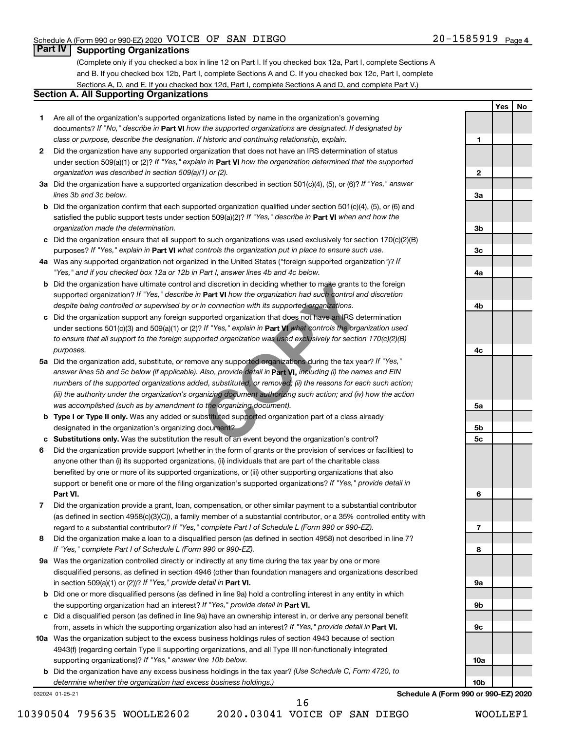Schedule A (Form 990 or 990-EZ) 2020 VOICE OF SAN DIEGO 20-1585919 Page 4

## Part IV Supporting Organizations

(Complete only if you checked a box in line 12 on Part I. If you checked box 12a, Part I, complete Sections A and B. If you checked box 12b, Part I, complete Sections A and C. If you checked box 12c, Part I, complete Sections A, D, and E. If you checked box 12d, Part I, complete Sections A and D, and complete Part V.)

### Section A. All Supporting Organizations

| | | Line | Yes | No |
|---|---|---|---|---|
| **1** | Are all of the organization's supported organizations listed by name in the organization's governing documents? *If "No," describe in* **Part VI** *how the supported organizations are designated. If designated by class or purpose, describe the designation. If historic and continuing relationship, explain.* | 1 | | |
| **2** | Did the organization have any supported organization that does not have an IRS determination of status under section 509(a)(1) or (2)? *If "Yes," explain in* **Part VI** *how the organization determined that the supported organization was described in section 509(a)(1) or (2).* | 2 | | |
| **3a** | Did the organization have a supported organization described in section 501(c)(4), (5), or (6)? *If "Yes," answer lines 3b and 3c below.* | 3a | | |
| **b** | Did the organization confirm that each supported organization qualified under section 501(c)(4), (5), or (6) and satisfied the public support tests under section 509(a)(2)? *If "Yes," describe in* **Part VI** *when and how the organization made the determination.* | 3b | | |
| **c** | Did the organization ensure that all support to such organizations was used exclusively for section 170(c)(2)(B) purposes? *If "Yes," explain in* **Part VI** *what controls the organization put in place to ensure such use.* | 3c | | |
| **4a** | Was any supported organization not organized in the United States ("foreign supported organization")? *If "Yes," and if you checked box 12a or 12b in Part I, answer lines 4b and 4c below.* | 4a | | |
| **b** | Did the organization have ultimate control and discretion in deciding whether to make grants to the foreign supported organization? *If "Yes," describe in* **Part VI** *how the organization had such control and discretion despite being controlled or supervised by or in connection with its supported organizations.* | 4b | | |
| **c** | Did the organization support any foreign supported organization that does not have an IRS determination under sections 501(c)(3) and 509(a)(1) or (2)? *If "Yes," explain in* **Part VI** *what controls the organization used to ensure that all support to the foreign supported organization was used exclusively for section 170(c)(2)(B) purposes.* | 4c | | |
| **5a** | Did the organization add, substitute, or remove any supported organizations during the tax year? *If "Yes," answer lines 5b and 5c below (if applicable). Also, provide detail in* **Part VI,** *including (i) the names and EIN numbers of the supported organizations added, substituted, or removed; (ii) the reasons for each such action; (iii) the authority under the organization's organizing document authorizing such action; and (iv) how the action was accomplished (such as by amendment to the organizing document).* | 5a | | |
| **b** | **Type I or Type II only.** Was any added or substituted supported organization part of a class already designated in the organization's organizing document? | 5b | | |
| **c** | **Substitutions only.** Was the substitution the result of an event beyond the organization's control? | 5c | | |
| **6** | Did the organization provide support (whether in the form of grants or the provision of services or facilities) to anyone other than (i) its supported organizations, (ii) individuals that are part of the charitable class benefited by one or more of its supported organizations, or (iii) other supporting organizations that also support or benefit one or more of the filing organization's supported organizations? *If "Yes," provide detail in* **Part VI.** | 6 | | |
| **7** | Did the organization provide a grant, loan, compensation, or other similar payment to a substantial contributor (as defined in section 4958(c)(3)(C)), a family member of a substantial contributor, or a 35% controlled entity with regard to a substantial contributor? *If "Yes," complete Part I of Schedule L (Form 990 or 990-EZ).* | 7 | | |
| **8** | Did the organization make a loan to a disqualified person (as defined in section 4958) not described in line 7? *If "Yes," complete Part I of Schedule L (Form 990 or 990-EZ).* | 8 | | |
| **9a** | Was the organization controlled directly or indirectly at any time during the tax year by one or more disqualified persons, as defined in section 4946 (other than foundation managers and organizations described in section 509(a)(1) or (2))? *If "Yes," provide detail in* **Part VI.** | 9a | | |
| **b** | Did one or more disqualified persons (as defined in line 9a) hold a controlling interest in any entity in which the supporting organization had an interest? *If "Yes," provide detail in* **Part VI.** | 9b | | |
| **c** | Did a disqualified person (as defined in line 9a) have an ownership interest in, or derive any personal benefit from, assets in which the supporting organization also had an interest? *If "Yes," provide detail in* **Part VI.** | 9c | | |
| **10a** | Was the organization subject to the excess business holdings rules of section 4943 because of section 4943(f) (regarding certain Type II supporting organizations, and all Type III non-functionally integrated supporting organizations)? *If "Yes," answer line 10b below.* | 10a | | |
| **b** | Did the organization have any excess business holdings in the tax year? *(Use Schedule C, Form 4720, to determine whether the organization had excess business holdings.)* | 10b | | |

032024 01-25-21 **Schedule A (Form 990 or 990-EZ) 2020**

10390504 795635 WOOLLE2602 2020.03041 VOICE OF SAN DIEGO WOOLLEF1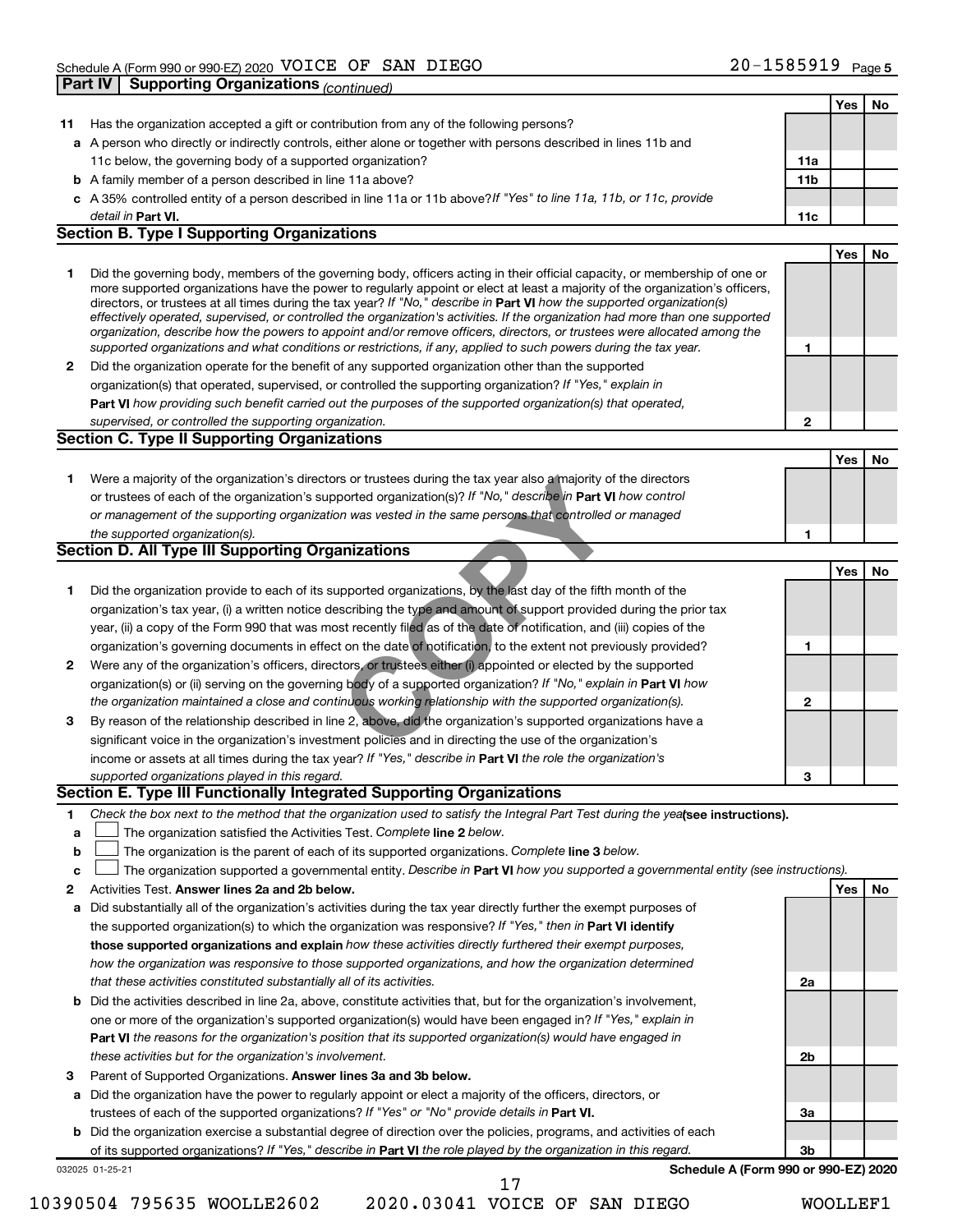Schedule A (Form 990 or 990-EZ) 2020 VOICE OF SAN DIEGO 20-1585919 Page 5

## Part IV Supporting Organizations *(continued)*

| | | | Yes | No |
|---|---|---|---|---|
| **11** | Has the organization accepted a gift or contribution from any of the following persons? | | | |
| **a** | A person who directly or indirectly controls, either alone or together with persons described in lines 11b and 11c below, the governing body of a supported organization? | 11a | | |
| **b** | A family member of a person described in line 11a above? | 11b | | |
| **c** | A 35% controlled entity of a person described in line 11a or 11b above? *If "Yes" to line 11a, 11b, or 11c, provide detail in* **Part VI.** | 11c | | |

### Section B. Type I Supporting Organizations

| | | | Yes | No |
|---|---|---|---|---|
| **1** | Did the governing body, members of the governing body, officers acting in their official capacity, or membership of one or more supported organizations have the power to regularly appoint or elect at least a majority of the organization's officers, directors, or trustees at all times during the tax year? *If "No," describe in* **Part VI** *how the supported organization(s) effectively operated, supervised, or controlled the organization's activities. If the organization had more than one supported organization, describe how the powers to appoint and/or remove officers, directors, or trustees were allocated among the supported organizations and what conditions or restrictions, if any, applied to such powers during the tax year.* | 1 | | |
| **2** | Did the organization operate for the benefit of any supported organization other than the supported organization(s) that operated, supervised, or controlled the supporting organization? *If "Yes," explain in* **Part VI** *how providing such benefit carried out the purposes of the supported organization(s) that operated, supervised, or controlled the supporting organization.* | 2 | | |

### Section C. Type II Supporting Organizations

| | | | Yes | No |
|---|---|---|---|---|
| **1** | Were a majority of the organization's directors or trustees during the tax year also a majority of the directors or trustees of each of the organization's supported organization(s)? *If "No," describe in* **Part VI** *how control or management of the supporting organization was vested in the same persons that controlled or managed the supported organization(s).* | 1 | | |

### Section D. All Type III Supporting Organizations

| | | | Yes | No |
|---|---|---|---|---|
| **1** | Did the organization provide to each of its supported organizations, by the last day of the fifth month of the organization's tax year, (i) a written notice describing the type and amount of support provided during the prior tax year, (ii) a copy of the Form 990 that was most recently filed as of the date of notification, and (iii) copies of the organization's governing documents in effect on the date of notification, to the extent not previously provided? | 1 | | |
| **2** | Were any of the organization's officers, directors, or trustees either (i) appointed or elected by the supported organization(s) or (ii) serving on the governing body of a supported organization? *If "No," explain in* **Part VI** *how the organization maintained a close and continuous working relationship with the supported organization(s).* | 2 | | |
| **3** | By reason of the relationship described in line 2, above, did the organization's supported organizations have a significant voice in the organization's investment policies and in directing the use of the organization's income or assets at all times during the tax year? *If "Yes," describe in* **Part VI** *the role the organization's supported organizations played in this regard.* | 3 | | |

### Section E. Type III Functionally Integrated Supporting Organizations

**1** *Check the box next to the method that the organization used to satisfy the Integral Part Test during the year* **(see instructions).**

- **a** ☐ The organization satisfied the Activities Test. *Complete* **line 2** *below.*
- **b** ☐ The organization is the parent of each of its supported organizations. *Complete* **line 3** *below.*
- **c** ☐ The organization supported a governmental entity. *Describe in* **Part VI** *how you supported a governmental entity (see instructions).*

| | | | Yes | No |
|---|---|---|---|---|
| **2** | Activities Test. **Answer lines 2a and 2b below.** | | | |
| **a** | Did substantially all of the organization's activities during the tax year directly further the exempt purposes of the supported organization(s) to which the organization was responsive? *If "Yes," then in* **Part VI identify those supported organizations and explain** *how these activities directly furthered their exempt purposes, how the organization was responsive to those supported organizations, and how the organization determined that these activities constituted substantially all of its activities.* | 2a | | |
| **b** | Did the activities described in line 2a, above, constitute activities that, but for the organization's involvement, one or more of the organization's supported organization(s) would have been engaged in? *If "Yes," explain in* **Part VI** *the reasons for the organization's position that its supported organization(s) would have engaged in these activities but for the organization's involvement.* | 2b | | |
| **3** | Parent of Supported Organizations. **Answer lines 3a and 3b below.** | | | |
| **a** | Did the organization have the power to regularly appoint or elect a majority of the officers, directors, or trustees of each of the supported organizations? *If "Yes" or "No" provide details in* **Part VI.** | 3a | | |
| **b** | Did the organization exercise a substantial degree of direction over the policies, programs, and activities of each of its supported organizations? *If "Yes," describe in* **Part VI** *the role played by the organization in this regard.* | 3b | | |

032025 01-25-21 **Schedule A (Form 990 or 990-EZ) 2020**

10390504 795635 WOOLLE2602 2020.03041 VOICE OF SAN DIEGO WOOLLEF1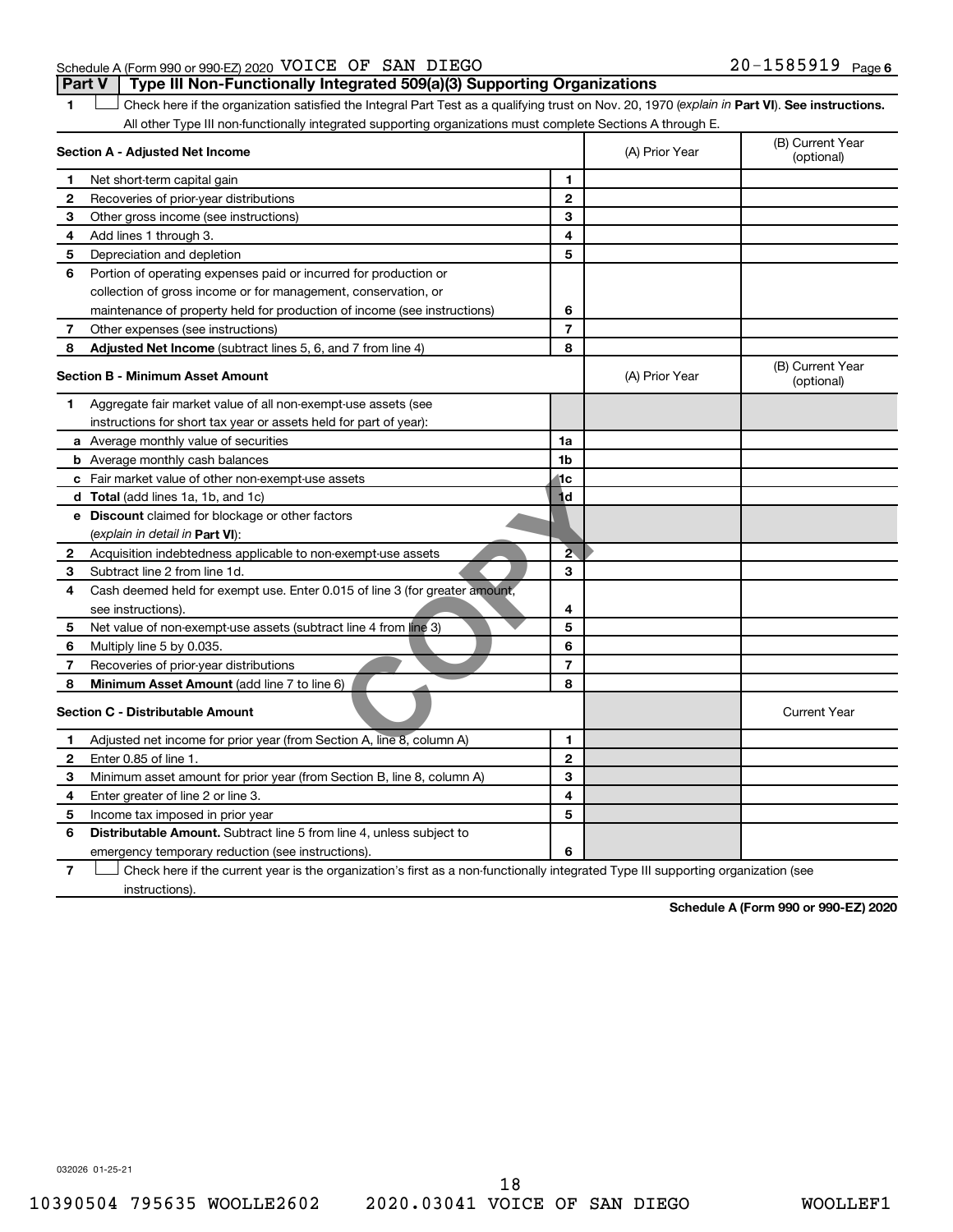Schedule A (Form 990 or 990-EZ) 2020 VOICE OF SAN DIEGO 20-1585919 Page 6

## Part V | Type III Non-Functionally Integrated 509(a)(3) Supporting Organizations

1 ☐ Check here if the organization satisfied the Integral Part Test as a qualifying trust on Nov. 20, 1970 (*explain in* **Part VI**). **See instructions.** All other Type III non-functionally integrated supporting organizations must complete Sections A through E.

| **Section A - Adjusted Net Income** | | | (A) Prior Year | (B) Current Year (optional) |
|---|---|---|---|---|
| 1 | Net short-term capital gain | 1 | | |
| 2 | Recoveries of prior-year distributions | 2 | | |
| 3 | Other gross income (see instructions) | 3 | | |
| 4 | Add lines 1 through 3. | 4 | | |
| 5 | Depreciation and depletion | 5 | | |
| 6 | Portion of operating expenses paid or incurred for production or collection of gross income or for management, conservation, or maintenance of property held for production of income (see instructions) | 6 | | |
| 7 | Other expenses (see instructions) | 7 | | |
| 8 | **Adjusted Net Income** (subtract lines 5, 6, and 7 from line 4) | 8 | | |

| **Section B - Minimum Asset Amount** | | | (A) Prior Year | (B) Current Year (optional) |
|---|---|---|---|---|
| 1 | Aggregate fair market value of all non-exempt-use assets (see instructions for short tax year or assets held for part of year): | | | |
| a | Average monthly value of securities | 1a | | |
| b | Average monthly cash balances | 1b | | |
| c | Fair market value of other non-exempt-use assets | 1c | | |
| d | **Total** (add lines 1a, 1b, and 1c) | 1d | | |
| e | **Discount** claimed for blockage or other factors (*explain in detail in* **Part VI**): | | | |
| 2 | Acquisition indebtedness applicable to non-exempt-use assets | 2 | | |
| 3 | Subtract line 2 from line 1d. | 3 | | |
| 4 | Cash deemed held for exempt use. Enter 0.015 of line 3 (for greater amount, see instructions). | 4 | | |
| 5 | Net value of non-exempt-use assets (subtract line 4 from line 3) | 5 | | |
| 6 | Multiply line 5 by 0.035. | 6 | | |
| 7 | Recoveries of prior-year distributions | 7 | | |
| 8 | **Minimum Asset Amount** (add line 7 to line 6) | 8 | | |

| **Section C - Distributable Amount** | | | | Current Year |
|---|---|---|---|---|
| 1 | Adjusted net income for prior year (from Section A, line 8, column A) | 1 | | |
| 2 | Enter 0.85 of line 1. | 2 | | |
| 3 | Minimum asset amount for prior year (from Section B, line 8, column A) | 3 | | |
| 4 | Enter greater of line 2 or line 3. | 4 | | |
| 5 | Income tax imposed in prior year | 5 | | |
| 6 | **Distributable Amount.** Subtract line 5 from line 4, unless subject to emergency temporary reduction (see instructions). | 6 | | |

7 ☐ Check here if the current year is the organization's first as a non-functionally integrated Type III supporting organization (see instructions).

**Schedule A (Form 990 or 990-EZ) 2020**

032026 01-25-21

10390504 795635 WOOLLE2602 2020.03041 VOICE OF SAN DIEGO WOOLLEF1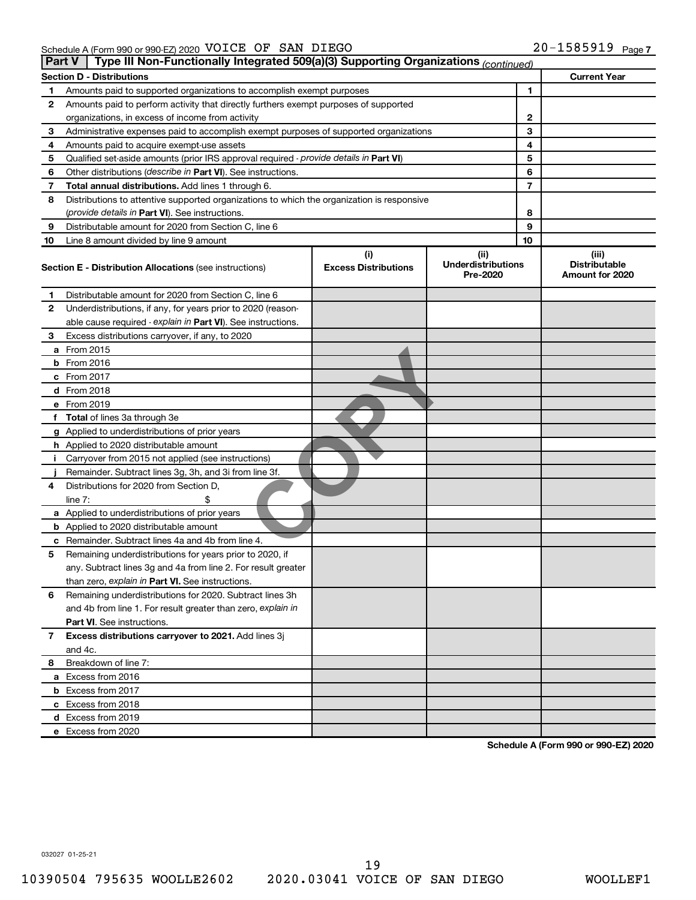Schedule A (Form 990 or 990-EZ) 2020 VOICE OF SAN DIEGO 20-1585919

## Part V | Type III Non-Functionally Integrated 509(a)(3) Supporting Organizations *(continued)*

| **Section D - Distributions** | | | **Current Year** |
|---|---|---|---|
| 1 | Amounts paid to supported organizations to accomplish exempt purposes | 1 | |
| 2 | Amounts paid to perform activity that directly furthers exempt purposes of supported organizations, in excess of income from activity | 2 | |
| 3 | Administrative expenses paid to accomplish exempt purposes of supported organizations | 3 | |
| 4 | Amounts paid to acquire exempt-use assets | 4 | |
| 5 | Qualified set-aside amounts (prior IRS approval required - *provide details in* **Part VI**) | 5 | |
| 6 | Other distributions (*describe in* **Part VI**). See instructions. | 6 | |
| 7 | **Total annual distributions.** Add lines 1 through 6. | 7 | |
| 8 | Distributions to attentive supported organizations to which the organization is responsive (*provide details in* **Part VI**). See instructions. | 8 | |
| 9 | Distributable amount for 2020 from Section C, line 6 | 9 | |
| 10 | Line 8 amount divided by line 9 amount | 10 | |

| | **Section E - Distribution Allocations** (see instructions) | **(i)** **Excess Distributions** | **(ii)** **Underdistributions Pre-2020** | **(iii)** **Distributable Amount for 2020** |
|---|---|---|---|---|
| 1 | Distributable amount for 2020 from Section C, line 6 | | | |
| 2 | Underdistributions, if any, for years prior to 2020 (reasonable cause required - *explain in* **Part VI**). See instructions. | | | |
| 3 | Excess distributions carryover, if any, to 2020 | | | |
| a | From 2015 | | | |
| b | From 2016 | | | |
| c | From 2017 | | | |
| d | From 2018 | | | |
| e | From 2019 | | | |
| f | **Total** of lines 3a through 3e | | | |
| g | Applied to underdistributions of prior years | | | |
| h | Applied to 2020 distributable amount | | | |
| i | Carryover from 2015 not applied (see instructions) | | | |
| j | Remainder. Subtract lines 3g, 3h, and 3i from line 3f. | | | |
| 4 | Distributions for 2020 from Section D, line 7: $ | | | |
| a | Applied to underdistributions of prior years | | | |
| b | Applied to 2020 distributable amount | | | |
| c | Remainder. Subtract lines 4a and 4b from line 4. | | | |
| 5 | Remaining underdistributions for years prior to 2020, if any. Subtract lines 3g and 4a from line 2. For result greater than zero, *explain in* **Part VI.** See instructions. | | | |
| 6 | Remaining underdistributions for 2020. Subtract lines 3h and 4b from line 1. For result greater than zero, *explain in* **Part VI**. See instructions. | | | |
| 7 | **Excess distributions carryover to 2021.** Add lines 3j and 4c. | | | |
| 8 | Breakdown of line 7: | | | |
| a | Excess from 2016 | | | |
| b | Excess from 2017 | | | |
| c | Excess from 2018 | | | |
| d | Excess from 2019 | | | |
| e | Excess from 2020 | | | |

**Schedule A (Form 990 or 990-EZ) 2020**

032027 01-25-21

10390504 795635 WOOLLE2602 2020.03041 VOICE OF SAN DIEGO WOOLLEF1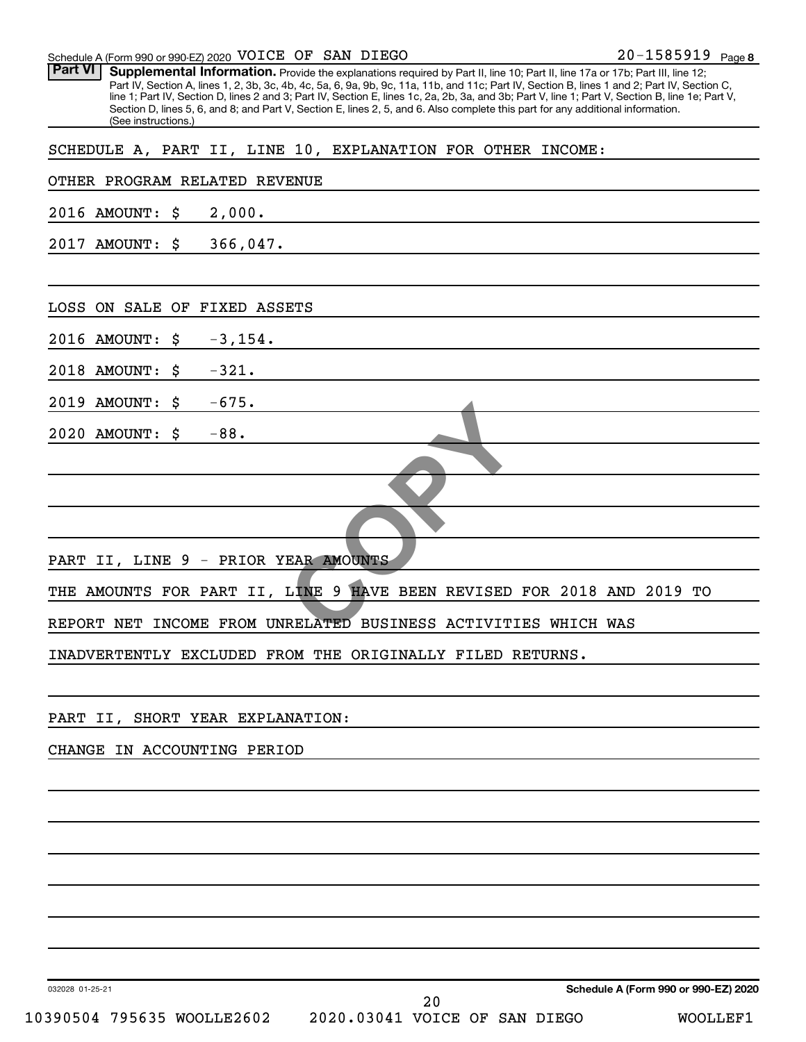Schedule A (Form 990 or 990-EZ) 2020 VOICE OF SAN DIEGO 20-1585919 Page 8

**Part VI** **Supplemental Information.** Provide the explanations required by Part II, line 10; Part II, line 17a or 17b; Part III, line 12; Part IV, Section A, lines 1, 2, 3b, 3c, 4b, 4c, 5a, 6, 9a, 9b, 9c, 11a, 11b, and 11c; Part IV, Section B, lines 1 and 2; Part IV, Section C, line 1; Part IV, Section D, lines 2 and 3; Part IV, Section E, lines 1c, 2a, 2b, 3a, and 3b; Part V, line 1; Part V, Section B, line 1e; Part V, Section D, lines 5, 6, and 8; and Part V, Section E, lines 2, 5, and 6. Also complete this part for any additional information. (See instructions.)

SCHEDULE A, PART II, LINE 10, EXPLANATION FOR OTHER INCOME:

OTHER PROGRAM RELATED REVENUE

2016 AMOUNT: $ 2,000.

2017 AMOUNT: $ 366,047.

LOSS ON SALE OF FIXED ASSETS

2016 AMOUNT: $ -3,154.

2018 AMOUNT: $ -321.

2019 AMOUNT: $ -675.

2020 AMOUNT: $ -88.

PART II, LINE 9 - PRIOR YEAR AMOUNTS

THE AMOUNTS FOR PART II, LINE 9 HAVE BEEN REVISED FOR 2018 AND 2019 TO REPORT NET INCOME FROM UNRELATED BUSINESS ACTIVITIES WHICH WAS INADVERTENTLY EXCLUDED FROM THE ORIGINALLY FILED RETURNS.

PART II, SHORT YEAR EXPLANATION:

CHANGE IN ACCOUNTING PERIOD

032028 01-25-21 **Schedule A (Form 990 or 990-EZ) 2020**

10390504 795635 WOOLLE2602 2020.03041 VOICE OF SAN DIEGO WOOLLEF1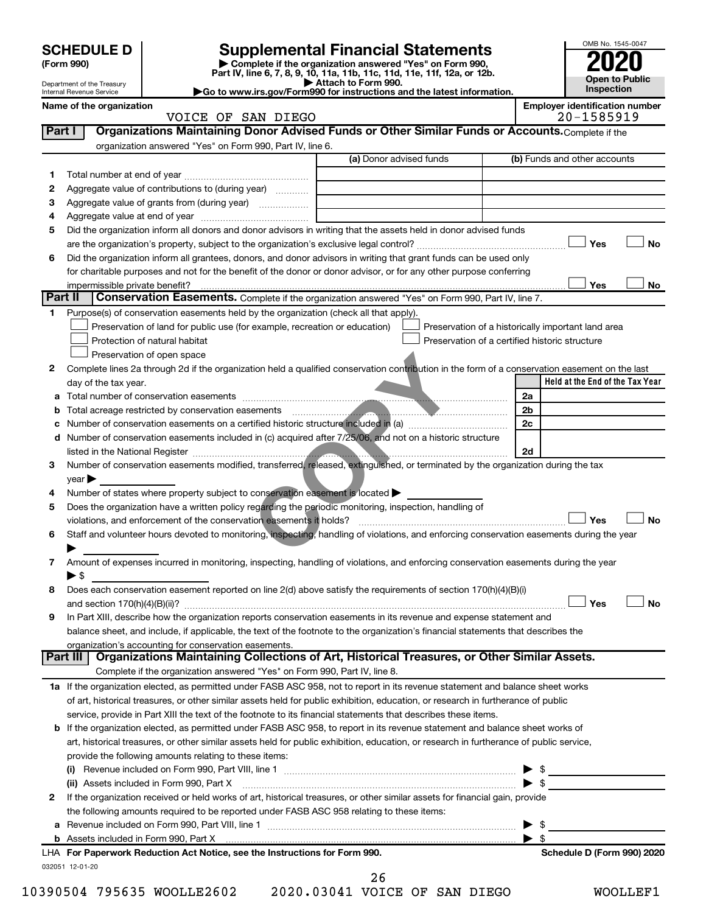**SCHEDULE D (Form 990)**

Department of the Treasury
Internal Revenue Service

# Supplemental Financial Statements

▶ Complete if the organization answered "Yes" on Form 990, Part IV, line 6, 7, 8, 9, 10, 11a, 11b, 11c, 11d, 11e, 11f, 12a, or 12b.
▶ Attach to Form 990.
▶Go to www.irs.gov/Form990 for instructions and the latest information.

OMB No. 1545-0047
**2020**
**Open to Public Inspection**

**Name of the organization:** VOICE OF SAN DIEGO
**Employer identification number:** 20-1585919

## Part I Organizations Maintaining Donor Advised Funds or Other Similar Funds or Accounts.

Complete if the organization answered "Yes" on Form 990, Part IV, line 6.

| | | (a) Donor advised funds | (b) Funds and other accounts |
|---|---|---|---|
| 1 | Total number at end of year | | |
| 2 | Aggregate value of contributions to (during year) | | |
| 3 | Aggregate value of grants from (during year) | | |
| 4 | Aggregate value at end of year | | |

5 Did the organization inform all donors and donor advisors in writing that the assets held in donor advised funds are the organization's property, subject to the organization's exclusive legal control? ☐ Yes ☐ No

6 Did the organization inform all grantees, donors, and donor advisors in writing that grant funds can be used only for charitable purposes and not for the benefit of the donor or donor advisor, or for any other purpose conferring impermissible private benefit? ☐ Yes ☐ No

## Part II Conservation Easements.

Complete if the organization answered "Yes" on Form 990, Part IV, line 7.

1 Purpose(s) of conservation easements held by the organization (check all that apply).

- ☐ Preservation of land for public use (for example, recreation or education)
- ☐ Protection of natural habitat
- ☐ Preservation of open space
- ☐ Preservation of a historically important land area
- ☐ Preservation of a certified historic structure

2 Complete lines 2a through 2d if the organization held a qualified conservation contribution in the form of a conservation easement on the last day of the tax year.

| | | | Held at the End of the Tax Year |
|---|---|---|---|
| a | Total number of conservation easements | 2a | |
| b | Total acreage restricted by conservation easements | 2b | |
| c | Number of conservation easements on a certified historic structure included in (a) | 2c | |
| d | Number of conservation easements included in (c) acquired after 7/25/06, and not on a historic structure listed in the National Register | 2d | |

3 Number of conservation easements modified, transferred, released, extinguished, or terminated by the organization during the tax year ▶

4 Number of states where property subject to conservation easement is located ▶

5 Does the organization have a written policy regarding the periodic monitoring, inspection, handling of violations, and enforcement of the conservation easements it holds? ☐ Yes ☐ No

6 Staff and volunteer hours devoted to monitoring, inspecting, handling of violations, and enforcing conservation easements during the year ▶

7 Amount of expenses incurred in monitoring, inspecting, handling of violations, and enforcing conservation easements during the year ▶ $

8 Does each conservation easement reported on line 2(d) above satisfy the requirements of section 170(h)(4)(B)(i) and section 170(h)(4)(B)(ii)? ☐ Yes ☐ No

9 In Part XIII, describe how the organization reports conservation easements in its revenue and expense statement and balance sheet, and include, if applicable, the text of the footnote to the organization's financial statements that describes the organization's accounting for conservation easements.

## Part III Organizations Maintaining Collections of Art, Historical Treasures, or Other Similar Assets.

Complete if the organization answered "Yes" on Form 990, Part IV, line 8.

1a If the organization elected, as permitted under FASB ASC 958, not to report in its revenue statement and balance sheet works of art, historical treasures, or other similar assets held for public exhibition, education, or research in furtherance of public service, provide in Part XIII the text of the footnote to its financial statements that describes these items.

b If the organization elected, as permitted under FASB ASC 958, to report in its revenue statement and balance sheet works of art, historical treasures, or other similar assets held for public exhibition, education, or research in furtherance of public service, provide the following amounts relating to these items:

(i) Revenue included on Form 990, Part VIII, line 1 ▶ $

(ii) Assets included in Form 990, Part X ▶ $

2 If the organization received or held works of art, historical treasures, or other similar assets for financial gain, provide the following amounts required to be reported under FASB ASC 958 relating to these items:

a Revenue included on Form 990, Part VIII, line 1 ▶ $

b Assets included in Form 990, Part X ▶ $

LHA **For Paperwork Reduction Act Notice, see the Instructions for Form 990.** **Schedule D (Form 990) 2020**

032051 12-01-20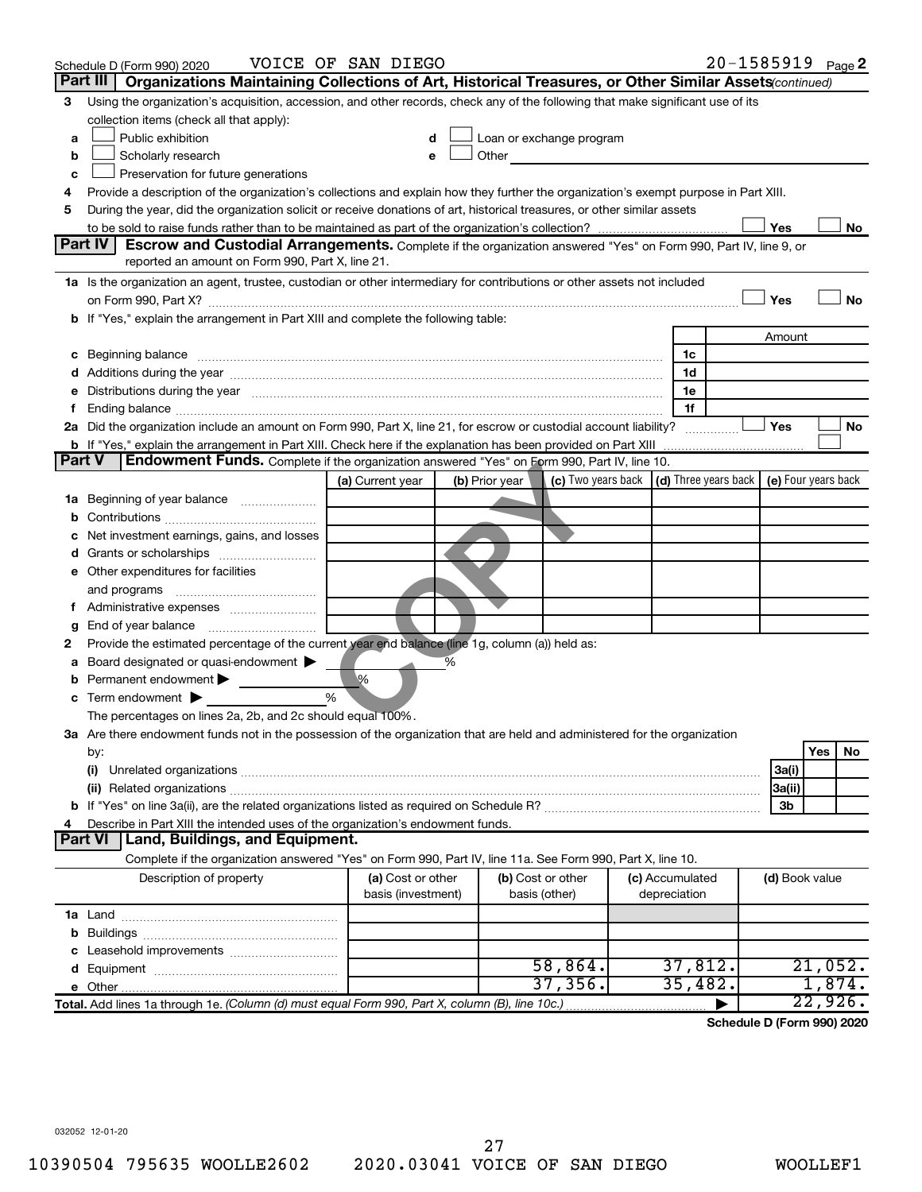Schedule D (Form 990) 2020 VOICE OF SAN DIEGO 20-1585919 Page 2

**Part III | Organizations Maintaining Collections of Art, Historical Treasures, or Other Similar Assets** *(continued)*

3 Using the organization's acquisition, accession, and other records, check any of the following that make significant use of its collection items (check all that apply):

a ☐ Public exhibition
b ☐ Scholarly research
c ☐ Preservation for future generations
d ☐ Loan or exchange program
e ☐ Other

4 Provide a description of the organization's collections and explain how they further the organization's exempt purpose in Part XIII.

5 During the year, did the organization solicit or receive donations of art, historical treasures, or other similar assets to be sold to raise funds rather than to be maintained as part of the organization's collection? ☐ Yes ☐ No

**Part IV | Escrow and Custodial Arrangements.** Complete if the organization answered "Yes" on Form 990, Part IV, line 9, or reported an amount on Form 990, Part X, line 21.

1a Is the organization an agent, trustee, custodian or other intermediary for contributions or other assets not included on Form 990, Part X? ☐ Yes ☐ No

b If "Yes," explain the arrangement in Part XIII and complete the following table:

| | | Amount |
|---|---|---|
| c Beginning balance | 1c | |
| d Additions during the year | 1d | |
| e Distributions during the year | 1e | |
| f Ending balance | 1f | |

2a Did the organization include an amount on Form 990, Part X, line 21, for escrow or custodial account liability? ☐ Yes ☐ No

b If "Yes," explain the arrangement in Part XIII. Check here if the explanation has been provided on Part XIII ☐

**Part V | Endowment Funds.** Complete if the organization answered "Yes" on Form 990, Part IV, line 10.

| | (a) Current year | (b) Prior year | (c) Two years back | (d) Three years back | (e) Four years back |
|---|---|---|---|---|---|
| 1a Beginning of year balance | | | | | |
| b Contributions | | | | | |
| c Net investment earnings, gains, and losses | | | | | |
| d Grants or scholarships | | | | | |
| e Other expenditures for facilities and programs | | | | | |
| f Administrative expenses | | | | | |
| g End of year balance | | | | | |

2 Provide the estimated percentage of the current year end balance (line 1g, column (a)) held as:

a Board designated or quasi-endowment ▶ %
b Permanent endowment ▶ %
c Term endowment ▶ %

The percentages on lines 2a, 2b, and 2c should equal 100%.

3a Are there endowment funds not in the possession of the organization that are held and administered for the organization by:

| | | Yes | No |
|---|---|---|---|
| (i) Unrelated organizations | 3a(i) | | |
| (ii) Related organizations | 3a(ii) | | |
| b If "Yes" on line 3a(ii), are the related organizations listed as required on Schedule R? | 3b | | |

4 Describe in Part XIII the intended uses of the organization's endowment funds.

**Part VI | Land, Buildings, and Equipment.**

Complete if the organization answered "Yes" on Form 990, Part IV, line 11a. See Form 990, Part X, line 10.

| Description of property | (a) Cost or other basis (investment) | (b) Cost or other basis (other) | (c) Accumulated depreciation | (d) Book value |
|---|---|---|---|---|
| 1a Land | | | | |
| b Buildings | | | | |
| c Leasehold improvements | | | | |
| d Equipment | | 58,864. | 37,812. | 21,052. |
| e Other | | 37,356. | 35,482. | 1,874. |
| **Total.** Add lines 1a through 1e. *(Column (d) must equal Form 990, Part X, column (B), line 10c.)* | | | ▶ | 22,926. |

**Schedule D (Form 990) 2020**

032052 12-01-20

10390504 795635 WOOLLE2602 2020.03041 VOICE OF SAN DIEGO WOOLLEF1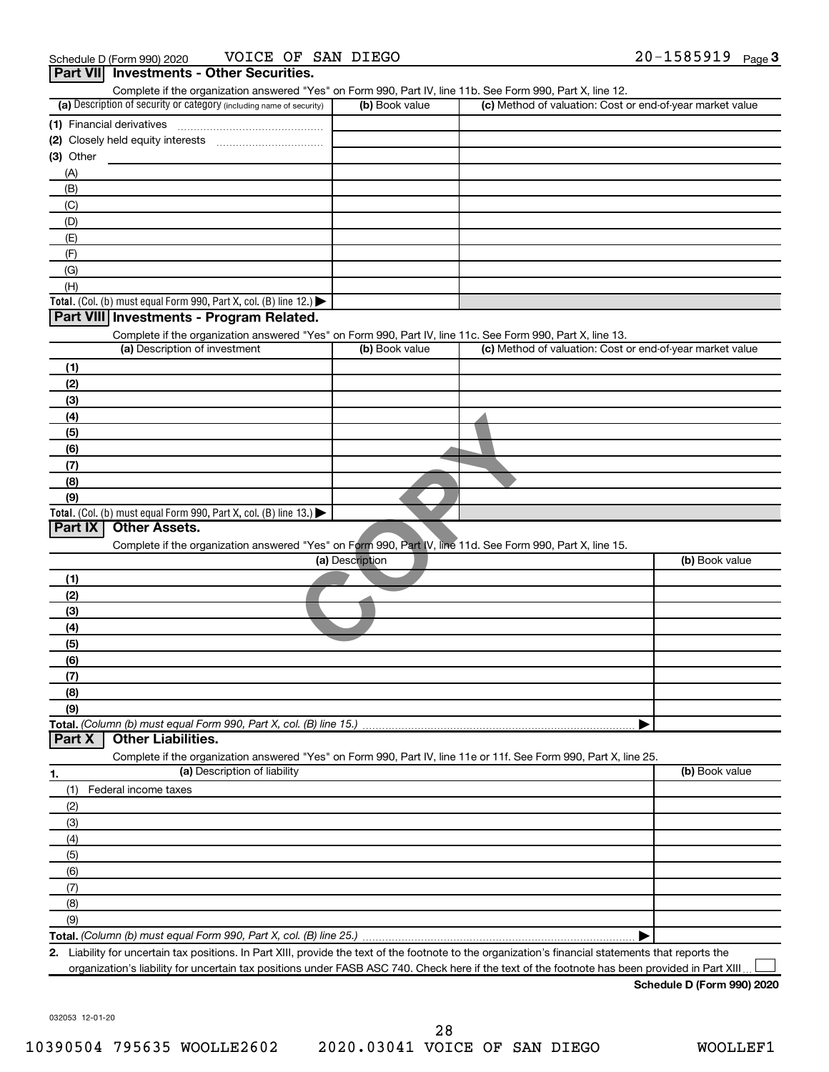Schedule D (Form 990) 2020 VOICE OF SAN DIEGO 20-1585919 Page 3

## Part VII Investments - Other Securities.

Complete if the organization answered "Yes" on Form 990, Part IV, line 11b. See Form 990, Part X, line 12.

| (a) Description of security or category (including name of security) | (b) Book value | (c) Method of valuation: Cost or end-of-year market value |
|---|---|---|
| (1) Financial derivatives | | |
| (2) Closely held equity interests | | |
| (3) Other | | |
| (A) | | |
| (B) | | |
| (C) | | |
| (D) | | |
| (E) | | |
| (F) | | |
| (G) | | |
| (H) | | |
| **Total.** (Col. (b) must equal Form 990, Part X, col. (B) line 12.) ▶ | | |

## Part VIII Investments - Program Related.

Complete if the organization answered "Yes" on Form 990, Part IV, line 11c. See Form 990, Part X, line 13.

| (a) Description of investment | (b) Book value | (c) Method of valuation: Cost or end-of-year market value |
|---|---|---|
| (1) | | |
| (2) | | |
| (3) | | |
| (4) | | |
| (5) | | |
| (6) | | |
| (7) | | |
| (8) | | |
| (9) | | |
| **Total.** (Col. (b) must equal Form 990, Part X, col. (B) line 13.) ▶ | | |

## Part IX Other Assets.

Complete if the organization answered "Yes" on Form 990, Part IV, line 11d. See Form 990, Part X, line 15.

| (a) Description | (b) Book value |
|---|---|
| (1) | |
| (2) | |
| (3) | |
| (4) | |
| (5) | |
| (6) | |
| (7) | |
| (8) | |
| (9) | |
| **Total.** *(Column (b) must equal Form 990, Part X, col. (B) line 15.)* ▶ | |

## Part X Other Liabilities.

Complete if the organization answered "Yes" on Form 990, Part IV, line 11e or 11f. See Form 990, Part X, line 25.

| 1. (a) Description of liability | (b) Book value |
|---|---|
| (1) Federal income taxes | |
| (2) | |
| (3) | |
| (4) | |
| (5) | |
| (6) | |
| (7) | |
| (8) | |
| (9) | |
| **Total.** *(Column (b) must equal Form 990, Part X, col. (B) line 25.)* ▶ | |

**2.** Liability for uncertain tax positions. In Part XIII, provide the text of the footnote to the organization's financial statements that reports the organization's liability for uncertain tax positions under FASB ASC 740. Check here if the text of the footnote has been provided in Part XIII ☐

**Schedule D (Form 990) 2020**

032053 12-01-20

10390504 795635 WOOLLE2602 2020.03041 VOICE OF SAN DIEGO WOOLLEF1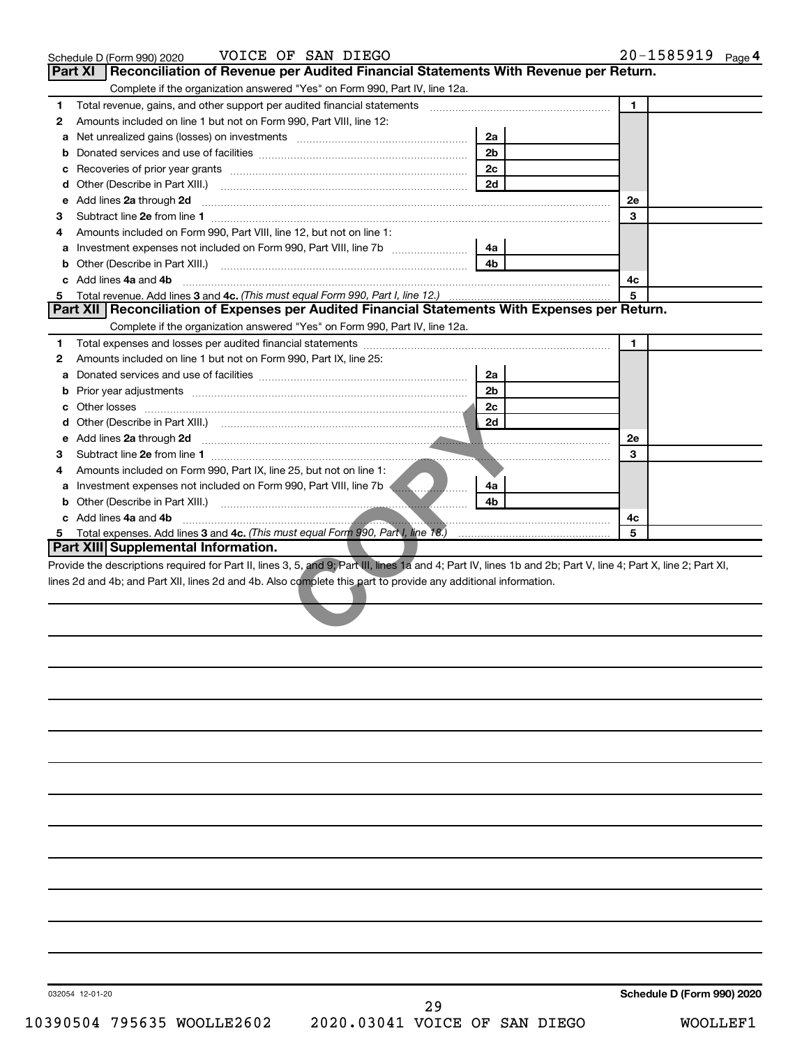Schedule D (Form 990) 2020 VOICE OF SAN DIEGO 20-1585919 Page 4

## Part XI Reconciliation of Revenue per Audited Financial Statements With Revenue per Return.

Complete if the organization answered "Yes" on Form 990, Part IV, line 12a.

| | | | | | |
|---|---|---|---|---|---|
| 1 | Total revenue, gains, and other support per audited financial statements | | | 1 | |
| 2 | Amounts included on line 1 but not on Form 990, Part VIII, line 12: | | | | |
| a | Net unrealized gains (losses) on investments | 2a | | | |
| b | Donated services and use of facilities | 2b | | | |
| c | Recoveries of prior year grants | 2c | | | |
| d | Other (Describe in Part XIII.) | 2d | | | |
| e | Add lines 2a through 2d | | | 2e | |
| 3 | Subtract line 2e from line 1 | | | 3 | |
| 4 | Amounts included on Form 990, Part VIII, line 12, but not on line 1: | | | | |
| a | Investment expenses not included on Form 990, Part VIII, line 7b | 4a | | | |
| b | Other (Describe in Part XIII.) | 4b | | | |
| c | Add lines 4a and 4b | | | 4c | |
| 5 | Total revenue. Add lines 3 and 4c. *(This must equal Form 990, Part I, line 12.)* | | | 5 | |

## Part XII Reconciliation of Expenses per Audited Financial Statements With Expenses per Return.

Complete if the organization answered "Yes" on Form 990, Part IV, line 12a.

| | | | | | |
|---|---|---|---|---|---|
| 1 | Total expenses and losses per audited financial statements | | | 1 | |
| 2 | Amounts included on line 1 but not on Form 990, Part IX, line 25: | | | | |
| a | Donated services and use of facilities | 2a | | | |
| b | Prior year adjustments | 2b | | | |
| c | Other losses | 2c | | | |
| d | Other (Describe in Part XIII.) | 2d | | | |
| e | Add lines 2a through 2d | | | 2e | |
| 3 | Subtract line 2e from line 1 | | | 3 | |
| 4 | Amounts included on Form 990, Part IX, line 25, but not on line 1: | | | | |
| a | Investment expenses not included on Form 990, Part VIII, line 7b | 4a | | | |
| b | Other (Describe in Part XIII.) | 4b | | | |
| c | Add lines 4a and 4b | | | 4c | |
| 5 | Total expenses. Add lines 3 and 4c. *(This must equal Form 990, Part I, line 18.)* | | | 5 | |

## Part XIII Supplemental Information.

Provide the descriptions required for Part II, lines 3, 5, and 9; Part III, lines 1a and 4; Part IV, lines 1b and 2b; Part V, line 4; Part X, line 2; Part XI, lines 2d and 4b; and Part XII, lines 2d and 4b. Also complete this part to provide any additional information.

032054 12-01-20 Schedule D (Form 990) 2020

10390504 795635 WOOLLE2602 2020.03041 VOICE OF SAN DIEGO WOOLLEF1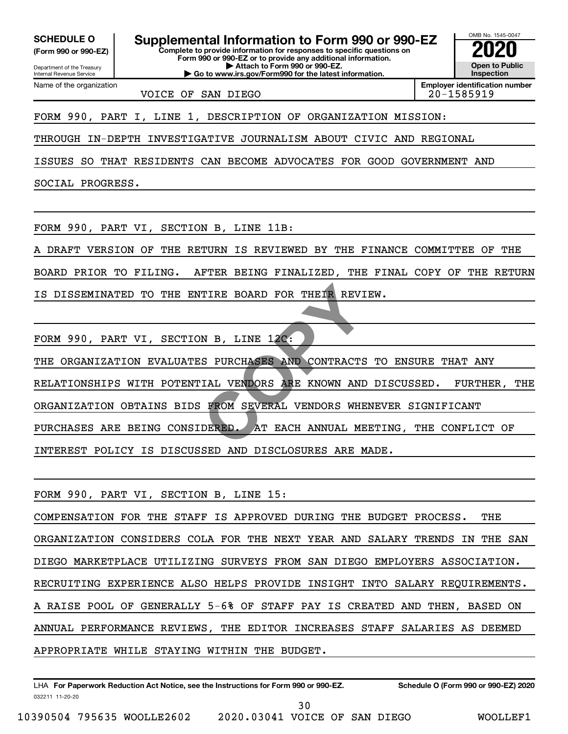**SCHEDULE O (Form 990 or 990-EZ)**

Department of the Treasury
Internal Revenue Service

# Supplemental Information to Form 990 or 990-EZ

**Complete to provide information for responses to specific questions on Form 990 or 990-EZ or to provide any additional information.**
**▶ Attach to Form 990 or 990-EZ.**
**▶ Go to www.irs.gov/Form990 for the latest information.**

OMB No. 1545-0047
**2020**
**Open to Public Inspection**

Name of the organization: VOICE OF SAN DIEGO

**Employer identification number:** 20-1585919

FORM 990, PART I, LINE 1, DESCRIPTION OF ORGANIZATION MISSION:

THROUGH IN-DEPTH INVESTIGATIVE JOURNALISM ABOUT CIVIC AND REGIONAL ISSUES SO THAT RESIDENTS CAN BECOME ADVOCATES FOR GOOD GOVERNMENT AND SOCIAL PROGRESS.

FORM 990, PART VI, SECTION B, LINE 11B:

A DRAFT VERSION OF THE RETURN IS REVIEWED BY THE FINANCE COMMITTEE OF THE BOARD PRIOR TO FILING. AFTER BEING FINALIZED, THE FINAL COPY OF THE RETURN IS DISSEMINATED TO THE ENTIRE BOARD FOR THEIR REVIEW.

FORM 990, PART VI, SECTION B, LINE 12C:

THE ORGANIZATION EVALUATES PURCHASES AND CONTRACTS TO ENSURE THAT ANY RELATIONSHIPS WITH POTENTIAL VENDORS ARE KNOWN AND DISCUSSED. FURTHER, THE ORGANIZATION OBTAINS BIDS FROM SEVERAL VENDORS WHENEVER SIGNIFICANT PURCHASES ARE BEING CONSIDERED. AT EACH ANNUAL MEETING, THE CONFLICT OF INTEREST POLICY IS DISCUSSED AND DISCLOSURES ARE MADE.

FORM 990, PART VI, SECTION B, LINE 15:

COMPENSATION FOR THE STAFF IS APPROVED DURING THE BUDGET PROCESS. THE ORGANIZATION CONSIDERS COLA FOR THE NEXT YEAR AND SALARY TRENDS IN THE SAN DIEGO MARKETPLACE UTILIZING SURVEYS FROM SAN DIEGO EMPLOYERS ASSOCIATION. RECRUITING EXPERIENCE ALSO HELPS PROVIDE INSIGHT INTO SALARY REQUIREMENTS. A RAISE POOL OF GENERALLY 5-6% OF STAFF PAY IS CREATED AND THEN, BASED ON ANNUAL PERFORMANCE REVIEWS, THE EDITOR INCREASES STAFF SALARIES AS DEEMED APPROPRIATE WHILE STAYING WITHIN THE BUDGET.

LHA **For Paperwork Reduction Act Notice, see the Instructions for Form 990 or 990-EZ.** **Schedule O (Form 990 or 990-EZ) 2020**
032211 11-20-20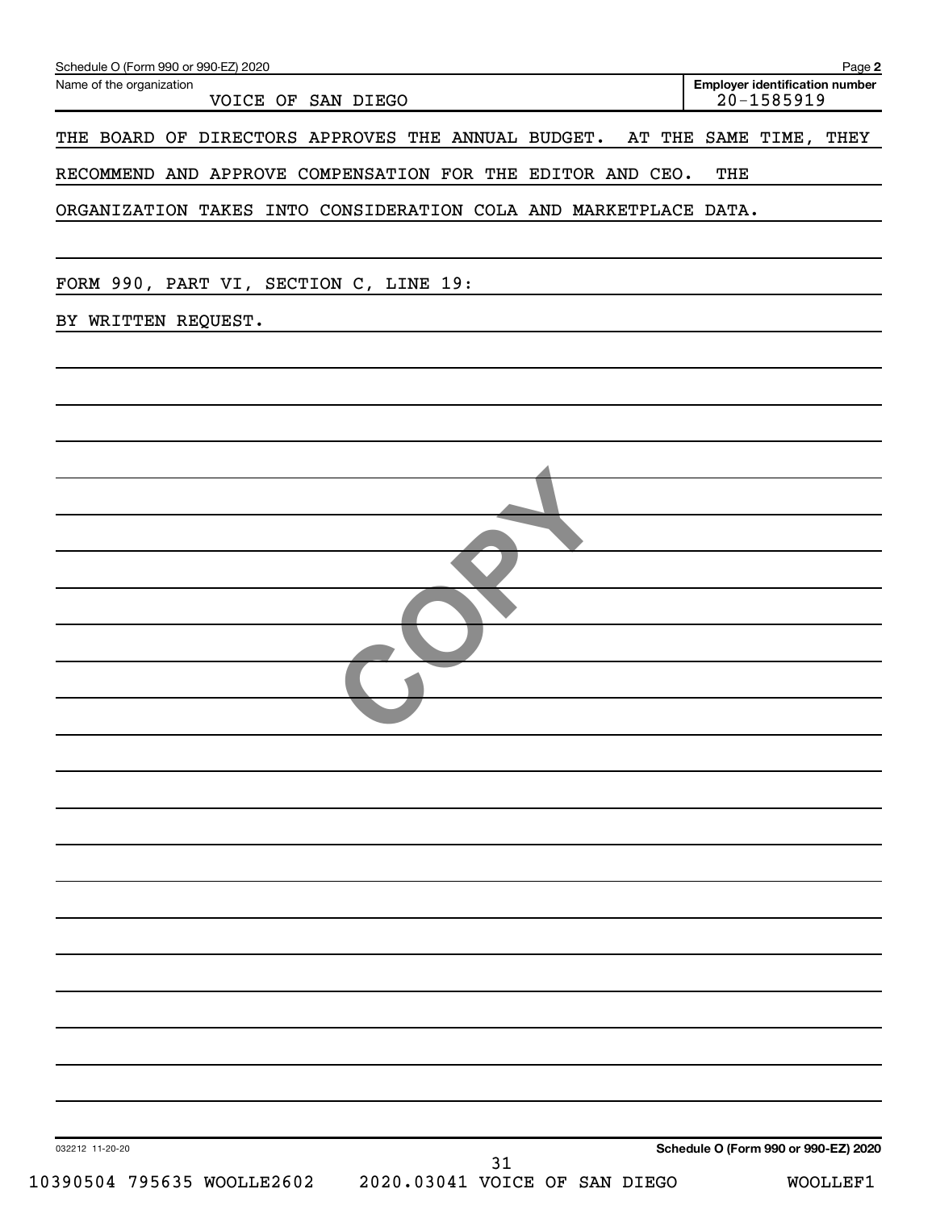Schedule O (Form 990 or 990-EZ) 2020

Name of the organization: VOICE OF SAN DIEGO

Employer identification number: 20-1585919

THE BOARD OF DIRECTORS APPROVES THE ANNUAL BUDGET. AT THE SAME TIME, THEY RECOMMEND AND APPROVE COMPENSATION FOR THE EDITOR AND CEO. THE ORGANIZATION TAKES INTO CONSIDERATION COLA AND MARKETPLACE DATA.

FORM 990, PART VI, SECTION C, LINE 19:

BY WRITTEN REQUEST.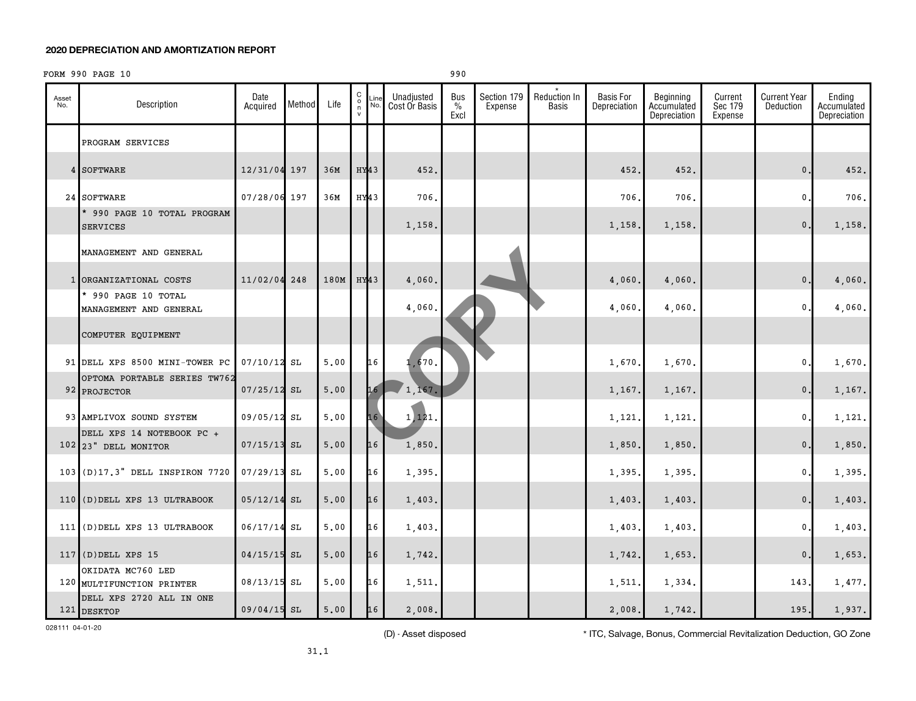**2020 DEPRECIATION AND AMORTIZATION REPORT**

FORM 990 PAGE 10 990

| Asset No. | Description | Date Acquired | Method | Life | C o n v | Line No. | Unadjusted Cost Or Basis | Bus % Excl | Section 179 Expense | * Reduction In Basis | Basis For Depreciation | Beginning Accumulated Depreciation | Current Sec 179 Expense | Current Year Deduction | Ending Accumulated Depreciation |
|---|---|---|---|---|---|---|---|---|---|---|---|---|---|---|---|
| | PROGRAM SERVICES | | | | | | | | | | | | | | |
| 4 | SOFTWARE | 12/31/04 | 197 | 36M | HY | 43 | 452. | | | | 452. | 452. | | 0. | 452. |
| 24 | SOFTWARE | 07/28/06 | 197 | 36M | HY | 43 | 706. | | | | 706. | 706. | | 0. | 706. |
| | * 990 PAGE 10 TOTAL PROGRAM SERVICES | | | | | | 1,158. | | | | 1,158. | 1,158. | | 0. | 1,158. |
| | MANAGEMENT AND GENERAL | | | | | | | | | | | | | | |
| 1 | ORGANIZATIONAL COSTS | 11/02/04 | 248 | 180M | HY | 43 | 4,060. | | | | 4,060. | 4,060. | | 0. | 4,060. |
| | * 990 PAGE 10 TOTAL MANAGEMENT AND GENERAL | | | | | | 4,060. | | | | 4,060. | 4,060. | | 0. | 4,060. |
| | COMPUTER EQUIPMENT | | | | | | | | | | | | | | |
| 91 | DELL XPS 8500 MINI-TOWER PC | 07/10/12 | SL | 5.00 | | 16 | 1,670. | | | | 1,670. | 1,670. | | 0. | 1,670. |
| 92 | OPTOMA PORTABLE SERIES TW762 PROJECTOR | 07/25/12 | SL | 5.00 | | 16 | 1,167. | | | | 1,167. | 1,167. | | 0. | 1,167. |
| 93 | AMPLIVOX SOUND SYSTEM | 09/05/12 | SL | 5.00 | | 16 | 1,121. | | | | 1,121. | 1,121. | | 0. | 1,121. |
| 102 | DELL XPS 14 NOTEBOOK PC + 23" DELL MONITOR | 07/15/13 | SL | 5.00 | | 16 | 1,850. | | | | 1,850. | 1,850. | | 0. | 1,850. |
| 103 | (D)17.3" DELL INSPIRON 7720 | 07/29/13 | SL | 5.00 | | 16 | 1,395. | | | | 1,395. | 1,395. | | 0. | 1,395. |
| 110 | (D)DELL XPS 13 ULTRABOOK | 05/12/14 | SL | 5.00 | | 16 | 1,403. | | | | 1,403. | 1,403. | | 0. | 1,403. |
| 111 | (D)DELL XPS 13 ULTRABOOK | 06/17/14 | SL | 5.00 | | 16 | 1,403. | | | | 1,403. | 1,403. | | 0. | 1,403. |
| 117 | (D)DELL XPS 15 | 04/15/15 | SL | 5.00 | | 16 | 1,742. | | | | 1,742. | 1,653. | | 0. | 1,653. |
| 120 | OKIDATA MC760 LED MULTIFUNCTION PRINTER | 08/13/15 | SL | 5.00 | | 16 | 1,511. | | | | 1,511. | 1,334. | | 143. | 1,477. |
| 121 | DELL XPS 2720 ALL IN ONE DESKTOP | 09/04/15 | SL | 5.00 | | 16 | 2,008. | | | | 2,008. | 1,742. | | 195. | 1,937. |

028111 04-01-20

(D) - Asset disposed

* ITC, Salvage, Bonus, Commercial Revitalization Deduction, GO Zone

31.1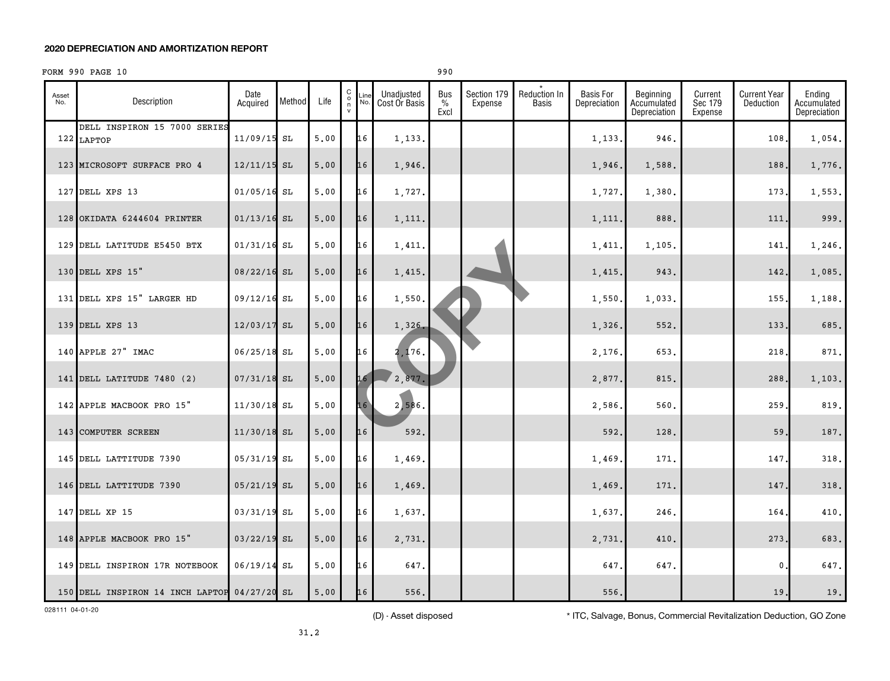**2020 DEPRECIATION AND AMORTIZATION REPORT**

FORM 990 PAGE 10 990

| Asset No. | Description | Date Acquired | Method | Life | C o n v | Line No. | Unadjusted Cost Or Basis | Bus % Excl | Section 179 Expense | * Reduction In Basis | Basis For Depreciation | Beginning Accumulated Depreciation | Current Sec 179 Expense | Current Year Deduction | Ending Accumulated Depreciation |
|---|---|---|---|---|---|---|---|---|---|---|---|---|---|---|---|
| 122 | DELL INSPIRON 15 7000 SERIES LAPTOP | 11/09/15 | SL | 5.00 | | 16 | 1,133. | | | | 1,133. | 946. | | 108. | 1,054. |
| 123 | MICROSOFT SURFACE PRO 4 | 12/11/15 | SL | 5.00 | | 16 | 1,946. | | | | 1,946. | 1,588. | | 188. | 1,776. |
| 127 | DELL XPS 13 | 01/05/16 | SL | 5.00 | | 16 | 1,727. | | | | 1,727. | 1,380. | | 173. | 1,553. |
| 128 | OKIDATA 6244604 PRINTER | 01/13/16 | SL | 5.00 | | 16 | 1,111. | | | | 1,111. | 888. | | 111. | 999. |
| 129 | DELL LATITUDE E5450 BTX | 01/31/16 | SL | 5.00 | | 16 | 1,411. | | | | 1,411. | 1,105. | | 141. | 1,246. |
| 130 | DELL XPS 15" | 08/22/16 | SL | 5.00 | | 16 | 1,415. | | | | 1,415. | 943. | | 142. | 1,085. |
| 131 | DELL XPS 15" LARGER HD | 09/12/16 | SL | 5.00 | | 16 | 1,550. | | | | 1,550. | 1,033. | | 155. | 1,188. |
| 139 | DELL XPS 13 | 12/03/17 | SL | 5.00 | | 16 | 1,326. | | | | 1,326. | 552. | | 133. | 685. |
| 140 | APPLE 27" IMAC | 06/25/18 | SL | 5.00 | | 16 | 2,176. | | | | 2,176. | 653. | | 218. | 871. |
| 141 | DELL LATITUDE 7480 (2) | 07/31/18 | SL | 5.00 | | 16 | 2,877. | | | | 2,877. | 815. | | 288. | 1,103. |
| 142 | APPLE MACBOOK PRO 15" | 11/30/18 | SL | 5.00 | | 16 | 2,586. | | | | 2,586. | 560. | | 259. | 819. |
| 143 | COMPUTER SCREEN | 11/30/18 | SL | 5.00 | | 16 | 592. | | | | 592. | 128. | | 59. | 187. |
| 145 | DELL LATTITUDE 7390 | 05/31/19 | SL | 5.00 | | 16 | 1,469. | | | | 1,469. | 171. | | 147. | 318. |
| 146 | DELL LATTITUDE 7390 | 05/21/19 | SL | 5.00 | | 16 | 1,469. | | | | 1,469. | 171. | | 147. | 318. |
| 147 | DELL XP 15 | 03/31/19 | SL | 5.00 | | 16 | 1,637. | | | | 1,637. | 246. | | 164. | 410. |
| 148 | APPLE MACBOOK PRO 15" | 03/22/19 | SL | 5.00 | | 16 | 2,731. | | | | 2,731. | 410. | | 273. | 683. |
| 149 | DELL INSPIRON 17R NOTEBOOK | 06/19/14 | SL | 5.00 | | 16 | 647. | | | | 647. | 647. | | 0. | 647. |
| 150 | DELL INSPIRON 14 INCH LAPTOP | 04/27/20 | SL | 5.00 | | 16 | 556. | | | | 556. | | | 19. | 19. |

028111 04-01-20

(D) - Asset disposed

* ITC, Salvage, Bonus, Commercial Revitalization Deduction, GO Zone

31.2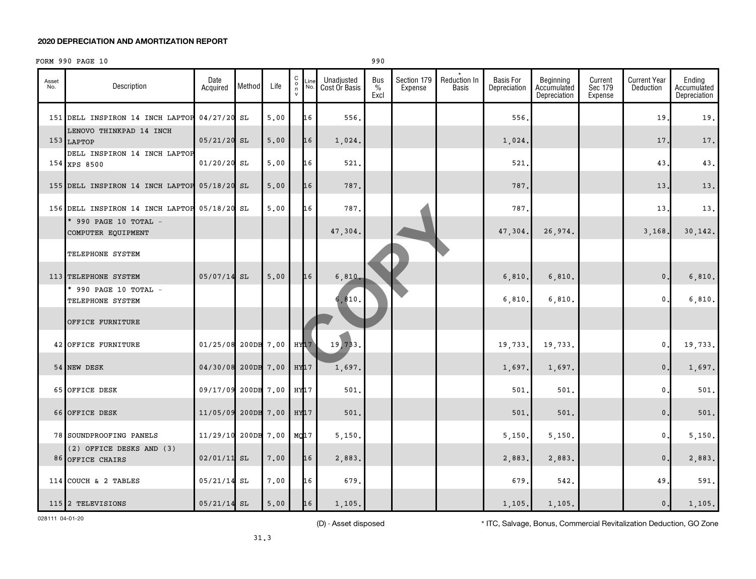## 2020 DEPRECIATION AND AMORTIZATION REPORT

FORM 990 PAGE 10 990

| Asset No. | Description | Date Acquired | Method | Life | C o n v | Line No. | Unadjusted Cost Or Basis | Bus % Excl | Section 179 Expense | * Reduction In Basis | Basis For Depreciation | Beginning Accumulated Depreciation | Current Sec 179 Expense | Current Year Deduction | Ending Accumulated Depreciation |
|---|---|---|---|---|---|---|---|---|---|---|---|---|---|---|---|
| 151 | DELL INSPIRON 14 INCH LAPTOP | 04/27/20 | SL | 5.00 | | 16 | 556. | | | | 556. | | | 19. | 19. |
| 153 | LENOVO THINKPAD 14 INCH LAPTOP | 05/21/20 | SL | 5.00 | | 16 | 1,024. | | | | 1,024. | | | 17. | 17. |
| 154 | DELL INSPIRON 14 INCH LAPTOP XPS 8500 | 01/20/20 | SL | 5.00 | | 16 | 521. | | | | 521. | | | 43. | 43. |
| 155 | DELL INSPIRON 14 INCH LAPTOP | 05/18/20 | SL | 5.00 | | 16 | 787. | | | | 787. | | | 13. | 13. |
| 156 | DELL INSPIRON 14 INCH LAPTOP | 05/18/20 | SL | 5.00 | | 16 | 787. | | | | 787. | | | 13. | 13. |
| | * 990 PAGE 10 TOTAL - COMPUTER EQUIPMENT | | | | | | 47,304. | | | | 47,304. | 26,974. | | 3,168. | 30,142. |
| | TELEPHONE SYSTEM | | | | | | | | | | | | | | |
| 113 | TELEPHONE SYSTEM | 05/07/14 | SL | 5.00 | | 16 | 6,810. | | | | 6,810. | 6,810. | | 0. | 6,810. |
| | * 990 PAGE 10 TOTAL - TELEPHONE SYSTEM | | | | | | 6,810. | | | | 6,810. | 6,810. | | 0. | 6,810. |
| | OFFICE FURNITURE | | | | | | | | | | | | | | |
| 42 | OFFICE FURNITURE | 01/25/08 | 200DB | 7.00 | HY | 17 | 19,733. | | | | 19,733. | 19,733. | | 0. | 19,733. |
| 54 | NEW DESK | 04/30/08 | 200DB | 7.00 | HY | 17 | 1,697. | | | | 1,697. | 1,697. | | 0. | 1,697. |
| 65 | OFFICE DESK | 09/17/09 | 200DB | 7.00 | HY | 17 | 501. | | | | 501. | 501. | | 0. | 501. |
| 66 | OFFICE DESK | 11/05/09 | 200DB | 7.00 | HY | 17 | 501. | | | | 501. | 501. | | 0. | 501. |
| 78 | SOUNDPROOFING PANELS | 11/29/10 | 200DB | 7.00 | MQ | 17 | 5,150. | | | | 5,150. | 5,150. | | 0. | 5,150. |
| 86 | (2) OFFICE DESKS AND (3) OFFICE CHAIRS | 02/01/11 | SL | 7.00 | | 16 | 2,883. | | | | 2,883. | 2,883. | | 0. | 2,883. |
| 114 | COUCH & 2 TABLES | 05/21/14 | SL | 7.00 | | 16 | 679. | | | | 679. | 542. | | 49. | 591. |
| 115 | 2 TELEVISIONS | 05/21/14 | SL | 5.00 | | 16 | 1,105. | | | | 1,105. | 1,105. | | 0. | 1,105. |

028111 04-01-20

(D) - Asset disposed

* ITC, Salvage, Bonus, Commercial Revitalization Deduction, GO Zone

31.3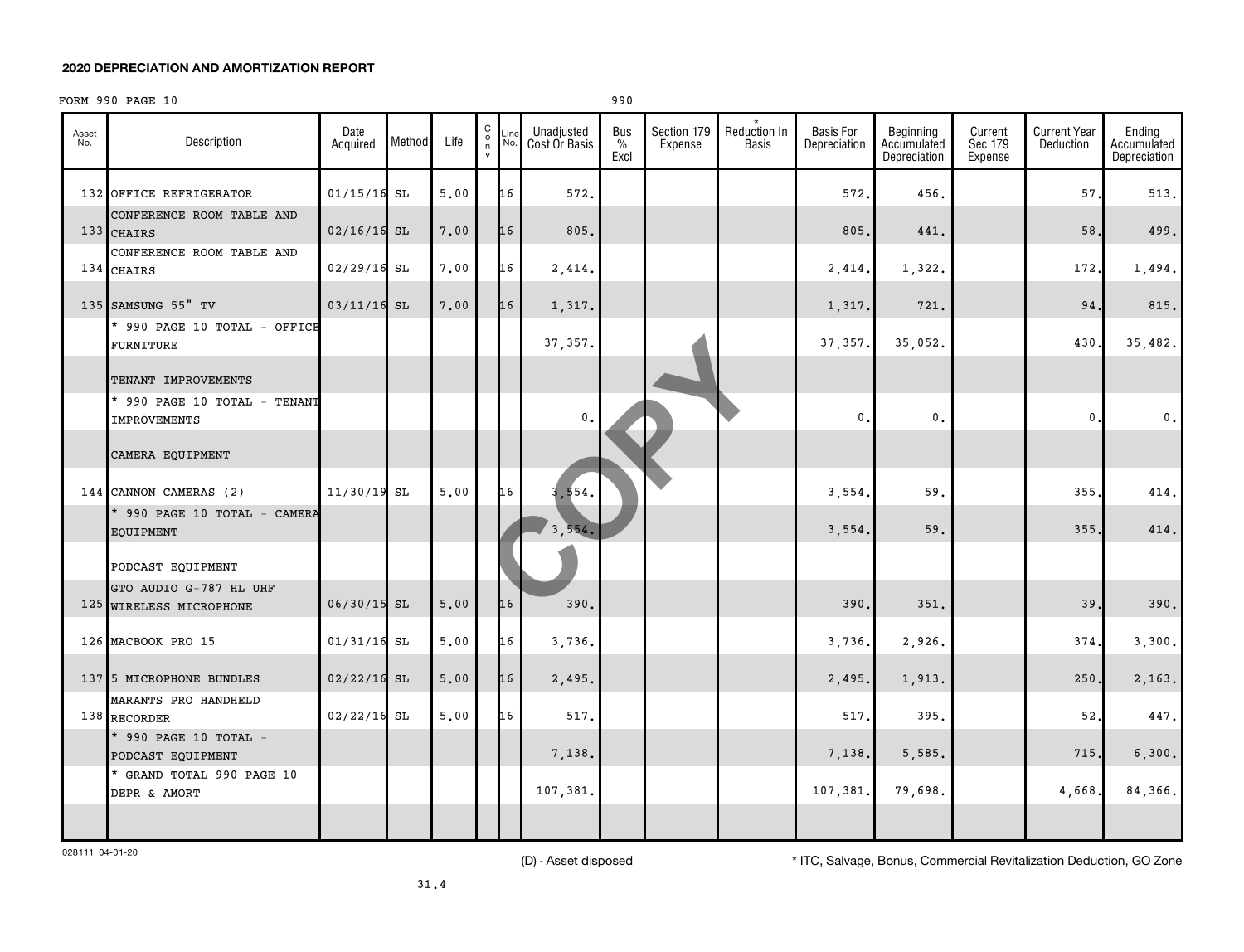## 2020 DEPRECIATION AND AMORTIZATION REPORT

FORM 990 PAGE 10 990

| Asset No. | Description | Date Acquired | Method | Life | Conv | Line No. | Unadjusted Cost Or Basis | Bus % Excl | Section 179 Expense | * Reduction In Basis | Basis For Depreciation | Beginning Accumulated Depreciation | Current Sec 179 Expense | Current Year Deduction | Ending Accumulated Depreciation |
|---|---|---|---|---|---|---|---|---|---|---|---|---|---|---|---|
| 132 | OFFICE REFRIGERATOR | 01/15/16 | SL | 5.00 | | 16 | 572. | | | | 572. | 456. | | 57. | 513. |
| 133 | CONFERENCE ROOM TABLE AND CHAIRS | 02/16/16 | SL | 7.00 | | 16 | 805. | | | | 805. | 441. | | 58. | 499. |
| 134 | CONFERENCE ROOM TABLE AND CHAIRS | 02/29/16 | SL | 7.00 | | 16 | 2,414. | | | | 2,414. | 1,322. | | 172. | 1,494. |
| 135 | SAMSUNG 55" TV | 03/11/16 | SL | 7.00 | | 16 | 1,317. | | | | 1,317. | 721. | | 94. | 815. |
| | * 990 PAGE 10 TOTAL - OFFICE FURNITURE | | | | | | 37,357. | | | | 37,357. | 35,052. | | 430. | 35,482. |
| | TENANT IMPROVEMENTS | | | | | | | | | | | | | | |
| | * 990 PAGE 10 TOTAL - TENANT IMPROVEMENTS | | | | | | 0. | | | | 0. | 0. | | 0. | 0. |
| | CAMERA EQUIPMENT | | | | | | | | | | | | | | |
| 144 | CANNON CAMERAS (2) | 11/30/19 | SL | 5.00 | | 16 | 3,554. | | | | 3,554. | 59. | | 355. | 414. |
| | * 990 PAGE 10 TOTAL - CAMERA EQUIPMENT | | | | | | 3,554. | | | | 3,554. | 59. | | 355. | 414. |
| | PODCAST EQUIPMENT | | | | | | | | | | | | | | |
| 125 | GTO AUDIO G-787 HL UHF WIRELESS MICROPHONE | 06/30/15 | SL | 5.00 | | 16 | 390. | | | | 390. | 351. | | 39. | 390. |
| 126 | MACBOOK PRO 15 | 01/31/16 | SL | 5.00 | | 16 | 3,736. | | | | 3,736. | 2,926. | | 374. | 3,300. |
| 137 | 5 MICROPHONE BUNDLES | 02/22/16 | SL | 5.00 | | 16 | 2,495. | | | | 2,495. | 1,913. | | 250. | 2,163. |
| 138 | MARANTS PRO HANDHELD RECORDER | 02/22/16 | SL | 5.00 | | 16 | 517. | | | | 517. | 395. | | 52. | 447. |
| | * 990 PAGE 10 TOTAL - PODCAST EQUIPMENT | | | | | | 7,138. | | | | 7,138. | 5,585. | | 715. | 6,300. |
| | * GRAND TOTAL 990 PAGE 10 DEPR & AMORT | | | | | | 107,381. | | | | 107,381. | 79,698. | | 4,668. | 84,366. |

028111 04-01-20

(D) - Asset disposed

* ITC, Salvage, Bonus, Commercial Revitalization Deduction, GO Zone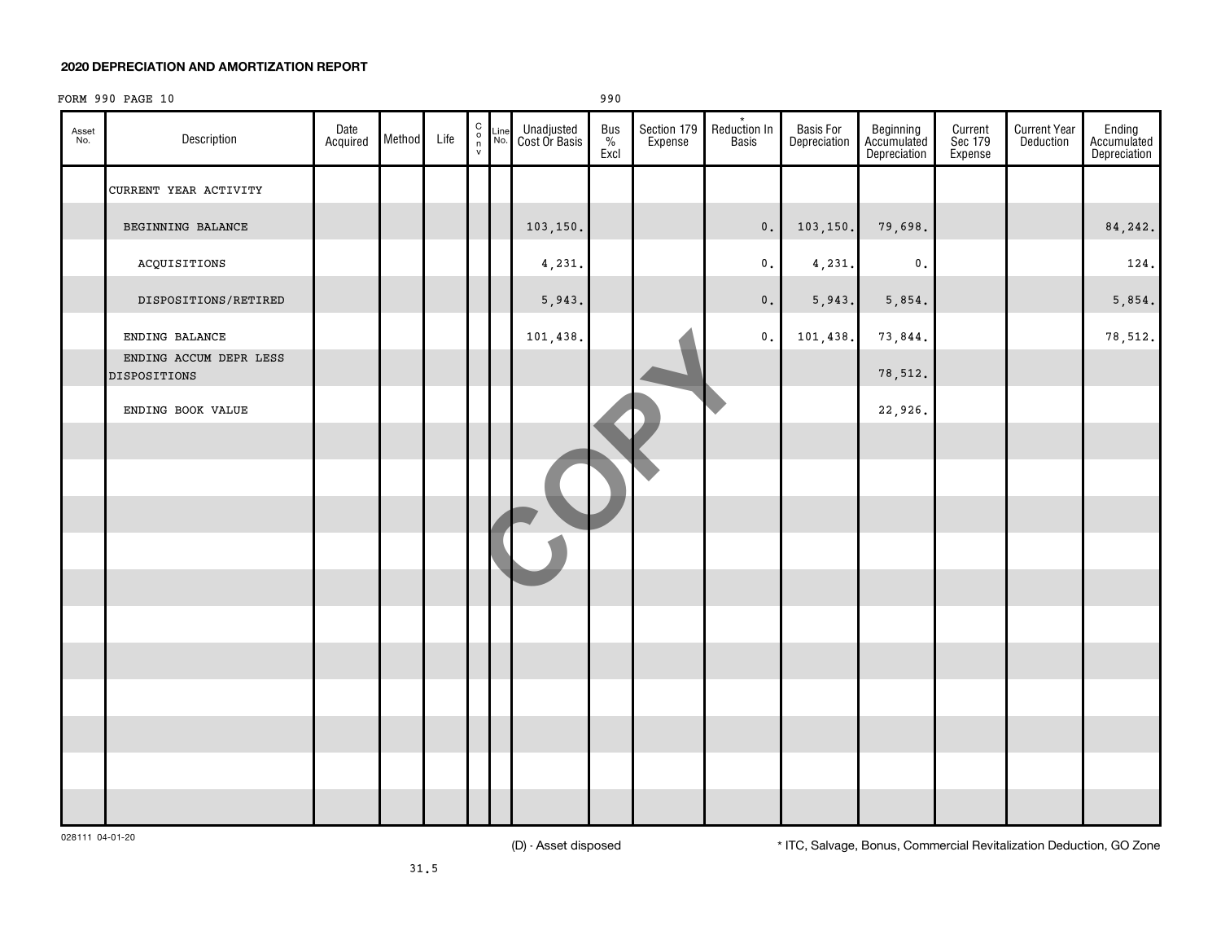**2020 DEPRECIATION AND AMORTIZATION REPORT**

FORM 990 PAGE 10 990

| Asset No. | Description | Date Acquired | Method | Life | C o n v | Line No. | Unadjusted Cost Or Basis | Bus % Excl | Section 179 Expense | * Reduction In Basis | Basis For Depreciation | Beginning Accumulated Depreciation | Current Sec 179 Expense | Current Year Deduction | Ending Accumulated Depreciation |
|---|---|---|---|---|---|---|---|---|---|---|---|---|---|---|---|
| | CURRENT YEAR ACTIVITY | | | | | | | | | | | | | | |
| | BEGINNING BALANCE | | | | | | 103,150. | | | 0. | 103,150. | 79,698. | | | 84,242. |
| | ACQUISITIONS | | | | | | 4,231. | | | 0. | 4,231. | 0. | | | 124. |
| | DISPOSITIONS/RETIRED | | | | | | 5,943. | | | 0. | 5,943. | 5,854. | | | 5,854. |
| | ENDING BALANCE | | | | | | 101,438. | | | 0. | 101,438. | 73,844. | | | 78,512. |
| | ENDING ACCUM DEPR LESS DISPOSITIONS | | | | | | | | | | | 78,512. | | | |
| | ENDING BOOK VALUE | | | | | | | | | | | 22,926. | | | |

028111 04-01-20

(D) - Asset disposed

* ITC, Salvage, Bonus, Commercial Revitalization Deduction, GO Zone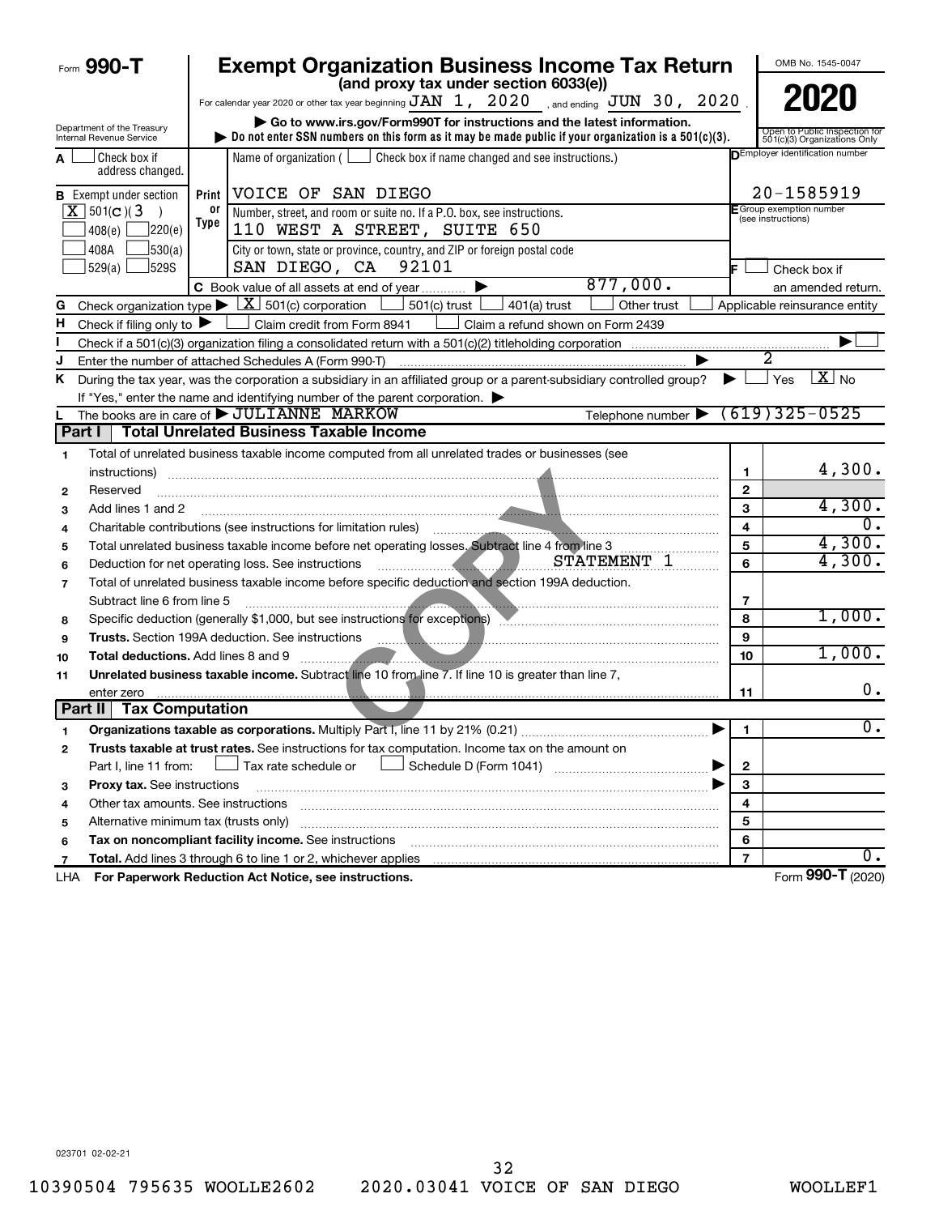Form **990-T**

# Exempt Organization Business Income Tax Return

**(and proxy tax under section 6033(e))**

For calendar year 2020 or other tax year beginning JAN 1, 2020 , and ending JUN 30, 2020 .

▶ Go to www.irs.gov/Form990T for instructions and the latest information.

▶ Do not enter SSN numbers on this form as it may be made public if your organization is a 501(c)(3).

Department of the Treasury Internal Revenue Service

OMB No. 1545-0047

**2020**

Open to Public Inspection for 501(c)(3) Organizations Only

A ☐ Check box if address changed.

Name of organization ( ☐ Check box if name changed and see instructions.)

VOICE OF SAN DIEGO

D Employer identification number: 20-1585919

B Exempt under section ☒ 501(C)(3) ☐ 408(e) ☐ 220(e) ☐ 408A ☐ 530(a) ☐ 529(a) ☐ 529S

Print or Type

Number, street, and room or suite no. If a P.O. box, see instructions.
110 WEST A STREET, SUITE 650

City or town, state or province, country, and ZIP or foreign postal code
SAN DIEGO, CA 92101

E Group exemption number (see instructions)

F ☐ Check box if an amended return.

C Book value of all assets at end of year ▶ 877,000.

G Check organization type ▶ ☒ 501(c) corporation ☐ 501(c) trust ☐ 401(a) trust ☐ Other trust ☐ Applicable reinsurance entity

H Check if filing only to ▶ ☐ Claim credit from Form 8941 ☐ Claim a refund shown on Form 2439

I Check if a 501(c)(3) organization filing a consolidated return with a 501(c)(2) titleholding corporation ▶ ☐

J Enter the number of attached Schedules A (Form 990-T) ▶ 2

K During the tax year, was the corporation a subsidiary in an affiliated group or a parent-subsidiary controlled group? ▶ ☐ Yes ☒ No

If "Yes," enter the name and identifying number of the parent corporation. ▶

L The books are in care of ▶ JULIANNE MARKOW Telephone number ▶ (619)325-0525

## Part I Total Unrelated Business Taxable Income

| | | Line | Amount |
|---|---|---|---|
| 1 | Total of unrelated business taxable income computed from all unrelated trades or businesses (see instructions) | 1 | 4,300. |
| 2 | Reserved | 2 | |
| 3 | Add lines 1 and 2 | 3 | 4,300. |
| 4 | Charitable contributions (see instructions for limitation rules) | 4 | 0. |
| 5 | Total unrelated business taxable income before net operating losses. Subtract line 4 from line 3 | 5 | 4,300. |
| 6 | Deduction for net operating loss. See instructions STATEMENT 1 | 6 | 4,300. |
| 7 | Total of unrelated business taxable income before specific deduction and section 199A deduction. Subtract line 6 from line 5 | 7 | |
| 8 | Specific deduction (generally $1,000, but see instructions for exceptions) | 8 | 1,000. |
| 9 | **Trusts.** Section 199A deduction. See instructions | 9 | |
| 10 | **Total deductions.** Add lines 8 and 9 | 10 | 1,000. |
| 11 | **Unrelated business taxable income.** Subtract line 10 from line 7. If line 10 is greater than line 7, enter zero | 11 | 0. |

## Part II Tax Computation

| | | Line | Amount |
|---|---|---|---|
| 1 | **Organizations taxable as corporations.** Multiply Part I, line 11 by 21% (0.21) ▶ | 1 | 0. |
| 2 | **Trusts taxable at trust rates.** See instructions for tax computation. Income tax on the amount on Part I, line 11 from: ☐ Tax rate schedule or ☐ Schedule D (Form 1041) ▶ | 2 | |
| 3 | **Proxy tax.** See instructions ▶ | 3 | |
| 4 | Other tax amounts. See instructions | 4 | |
| 5 | Alternative minimum tax (trusts only) | 5 | |
| 6 | **Tax on noncompliant facility income.** See instructions | 6 | |
| 7 | **Total.** Add lines 3 through 6 to line 1 or 2, whichever applies | 7 | 0. |

LHA **For Paperwork Reduction Act Notice, see instructions.** Form **990-T** (2020)

023701 02-02-21

10390504 795635 WOOLLE2602 2020.03041 VOICE OF SAN DIEGO WOOLLEF1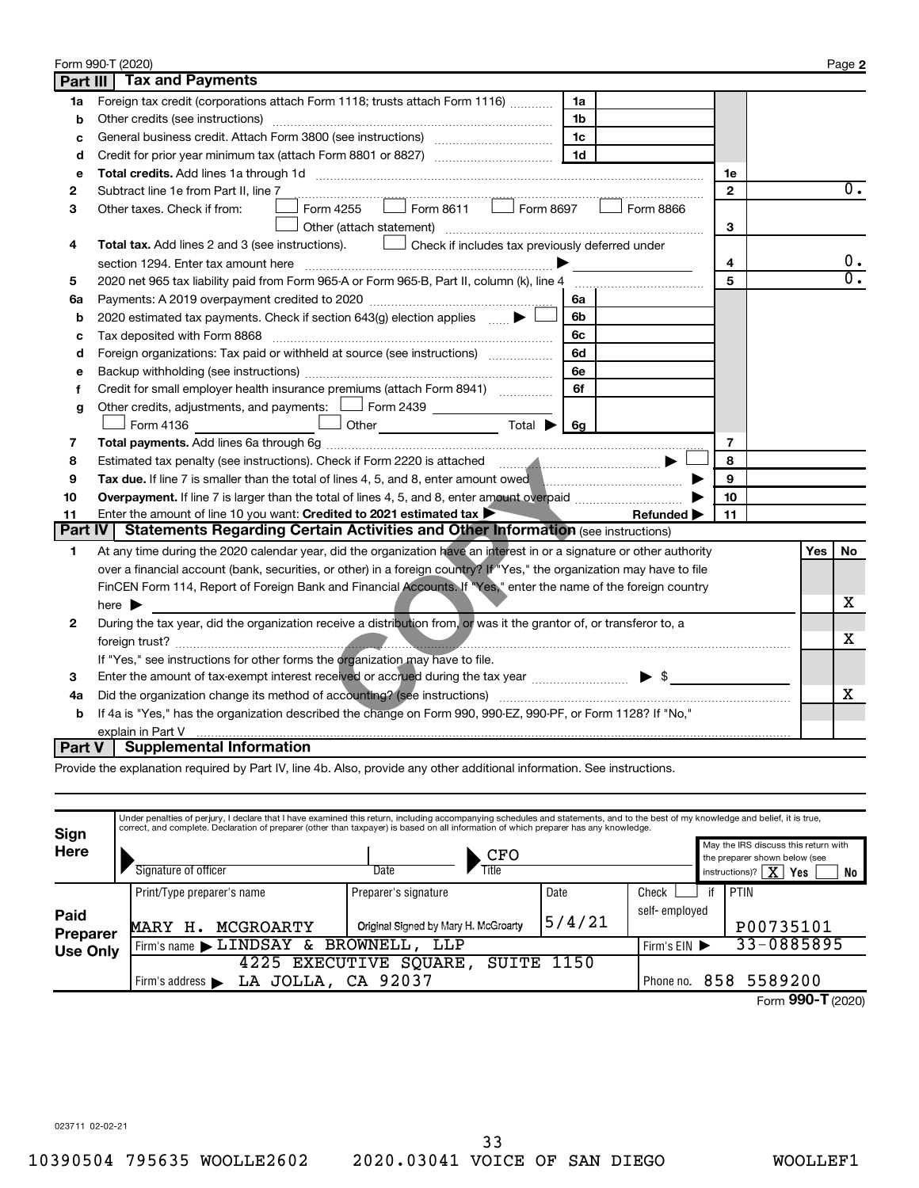Form 990-T (2020) Page **2**

## Part III Tax and Payments

| | | | | | |
|---|---|---|---|---|---|
| **1a** | Foreign tax credit (corporations attach Form 1118; trusts attach Form 1116) | 1a | | | |
| **b** | Other credits (see instructions) | 1b | | | |
| **c** | General business credit. Attach Form 3800 (see instructions) | 1c | | | |
| **d** | Credit for prior year minimum tax (attach Form 8801 or 8827) | 1d | | | |
| **e** | **Total credits.** Add lines 1a through 1d | | | 1e | |
| **2** | Subtract line 1e from Part II, line 7 | | | 2 | 0. |
| **3** | Other taxes. Check if from: ☐ Form 4255 ☐ Form 8611 ☐ Form 8697 ☐ Form 8866 ☐ Other (attach statement) | | | 3 | |
| **4** | **Total tax.** Add lines 2 and 3 (see instructions). ☐ Check if includes tax previously deferred under section 1294. Enter tax amount here ▶ | | | 4 | 0. |
| **5** | 2020 net 965 tax liability paid from Form 965-A or Form 965-B, Part II, column (k), line 4 | | | 5 | 0. |
| **6a** | Payments: A 2019 overpayment credited to 2020 | 6a | | | |
| **b** | 2020 estimated tax payments. Check if section 643(g) election applies ▶ ☐ | 6b | | | |
| **c** | Tax deposited with Form 8868 | 6c | | | |
| **d** | Foreign organizations: Tax paid or withheld at source (see instructions) | 6d | | | |
| **e** | Backup withholding (see instructions) | 6e | | | |
| **f** | Credit for small employer health insurance premiums (attach Form 8941) | 6f | | | |
| **g** | Other credits, adjustments, and payments: ☐ Form 2439 ☐ Form 4136 ☐ Other Total ▶ | 6g | | | |
| **7** | **Total payments.** Add lines 6a through 6g | | | 7 | |
| **8** | Estimated tax penalty (see instructions). Check if Form 2220 is attached ▶ ☐ | | | 8 | |
| **9** | **Tax due.** If line 7 is smaller than the total of lines 4, 5, and 8, enter amount owed ▶ | | | 9 | |
| **10** | **Overpayment.** If line 7 is larger than the total of lines 4, 5, and 8, enter amount overpaid ▶ | | | 10 | |
| **11** | Enter the amount of line 10 you want: **Credited to 2021 estimated tax** ▶ **Refunded** ▶ | | | 11 | |

## Part IV Statements Regarding Certain Activities and Other Information (see instructions)

| | | Yes | No |
|---|---|---|---|
| **1** | At any time during the 2020 calendar year, did the organization have an interest in or a signature or other authority over a financial account (bank, securities, or other) in a foreign country? If "Yes," the organization may have to file FinCEN Form 114, Report of Foreign Bank and Financial Accounts. If "Yes," enter the name of the foreign country here ▶ | | X |
| **2** | During the tax year, did the organization receive a distribution from, or was it the grantor of, or transferor to, a foreign trust? If "Yes," see instructions for other forms the organization may have to file. | | X |
| **3** | Enter the amount of tax-exempt interest received or accrued during the tax year ▶ $ | | |
| **4a** | Did the organization change its method of accounting? (see instructions) | | X |
| **b** | If 4a is "Yes," has the organization described the change on Form 990, 990-EZ, 990-PF, or Form 1128? If "No," explain in Part V | | |

## Part V Supplemental Information

Provide the explanation required by Part IV, line 4b. Also, provide any other additional information. See instructions.

**Sign Here**

Under penalties of perjury, I declare that I have examined this return, including accompanying schedules and statements, and to the best of my knowledge and belief, it is true, correct, and complete. Declaration of preparer (other than taxpayer) is based on all information of which preparer has any knowledge.

Signature of officer | Date | Title: CFO

May the IRS discuss this return with the preparer shown below (see instructions)? [X] Yes [ ] No

**Paid Preparer Use Only**

| Print/Type preparer's name | Preparer's signature | Date | Check ☐ if self-employed | PTIN |
|---|---|---|---|---|
| MARY H. MCGROARTY | Original Signed by Mary H. McGroarty | 5/4/21 | | P00735101 |
| Firm's name ▶ LINDSAY & BROWNELL, LLP | | | Firm's EIN ▶ | 33-0885895 |
| Firm's address ▶ 4225 EXECUTIVE SQUARE, SUITE 1150 LA JOLLA, CA 92037 | | | Phone no. | 858 5589200 |

Form **990-T** (2020)

023711 02-02-21

10390504 795635 WOOLLE2602 2020.03041 VOICE OF SAN DIEGO WOOLLEF1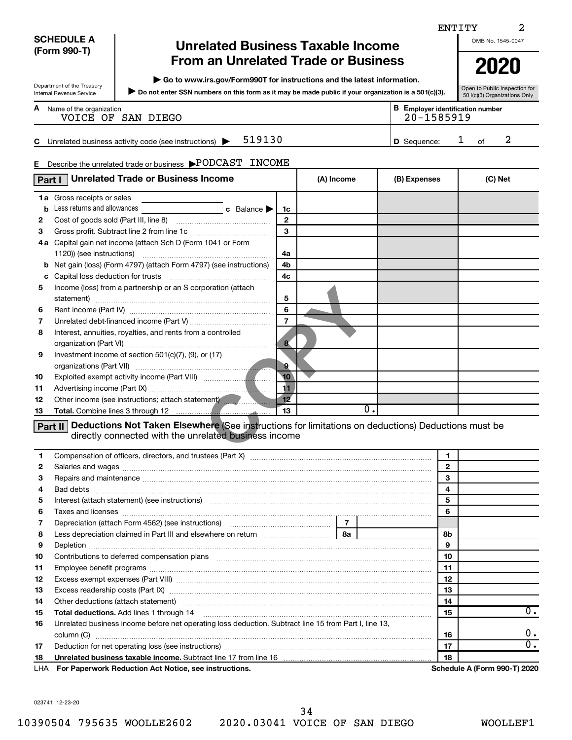ENTITY 2

**SCHEDULE A (Form 990-T)**

Department of the Treasury
Internal Revenue Service

# Unrelated Business Taxable Income From an Unrelated Trade or Business

▶ Go to www.irs.gov/Form990T for instructions and the latest information.

▶ Do not enter SSN numbers on this form as it may be made public if your organization is a 501(c)(3).

OMB No. 1545-0047

**2020**

Open to Public Inspection for 501(c)(3) Organizations Only

**A** Name of the organization: VOICE OF SAN DIEGO

**B** Employer identification number: 20-1585919

**C** Unrelated business activity code (see instructions) ▶ 519130

**D** Sequence: 1 of 2

**E** Describe the unrelated trade or business ▶ PODCAST INCOME

| **Part I** Unrelated Trade or Business Income | | (A) Income | (B) Expenses | (C) Net |
|---|---|---|---|---|
| **1a** Gross receipts or sales | | | | |
| **b** Less returns and allowances **c** Balance ▶ | 1c | | | |
| **2** Cost of goods sold (Part III, line 8) | 2 | | | |
| **3** Gross profit. Subtract line 2 from line 1c | 3 | | | |
| **4a** Capital gain net income (attach Sch D (Form 1041 or Form 1120)) (see instructions) | 4a | | | |
| **b** Net gain (loss) (Form 4797) (attach Form 4797) (see instructions) | 4b | | | |
| **c** Capital loss deduction for trusts | 4c | | | |
| **5** Income (loss) from a partnership or an S corporation (attach statement) | 5 | | | |
| **6** Rent income (Part IV) | 6 | | | |
| **7** Unrelated debt-financed income (Part V) | 7 | | | |
| **8** Interest, annuities, royalties, and rents from a controlled organization (Part VI) | 8 | | | |
| **9** Investment income of section 501(c)(7), (9), or (17) organizations (Part VII) | 9 | | | |
| **10** Exploited exempt activity income (Part VIII) | 10 | | | |
| **11** Advertising income (Part IX) | 11 | | | |
| **12** Other income (see instructions; attach statement) | 12 | | | |
| **13** **Total.** Combine lines 3 through 12 | 13 | 0. | | |

**Part II** **Deductions Not Taken Elsewhere** (See instructions for limitations on deductions) Deductions must be directly connected with the unrelated business income

| Line | Description | | | No. | Amount |
|---|---|---|---|---|---|
| 1 | Compensation of officers, directors, and trustees (Part X) | | | 1 | |
| 2 | Salaries and wages | | | 2 | |
| 3 | Repairs and maintenance | | | 3 | |
| 4 | Bad debts | | | 4 | |
| 5 | Interest (attach statement) (see instructions) | | | 5 | |
| 6 | Taxes and licenses | | | 6 | |
| 7 | Depreciation (attach Form 4562) (see instructions) | 7 | | | |
| 8 | Less depreciation claimed in Part III and elsewhere on return | 8a | | 8b | |
| 9 | Depletion | | | 9 | |
| 10 | Contributions to deferred compensation plans | | | 10 | |
| 11 | Employee benefit programs | | | 11 | |
| 12 | Excess exempt expenses (Part VIII) | | | 12 | |
| 13 | Excess readership costs (Part IX) | | | 13 | |
| 14 | Other deductions (attach statement) | | | 14 | |
| 15 | **Total deductions.** Add lines 1 through 14 | | | 15 | 0. |
| 16 | Unrelated business income before net operating loss deduction. Subtract line 15 from Part I, line 13, column (C) | | | 16 | 0. |
| 17 | Deduction for net operating loss (see instructions) | | | 17 | 0. |
| 18 | **Unrelated business taxable income.** Subtract line 17 from line 16 | | | 18 | |

LHA **For Paperwork Reduction Act Notice, see instructions.** **Schedule A (Form 990-T) 2020**

023741 12-23-20

10390504 795635 WOOLLE2602 2020.03041 VOICE OF SAN DIEGO WOOLLEF1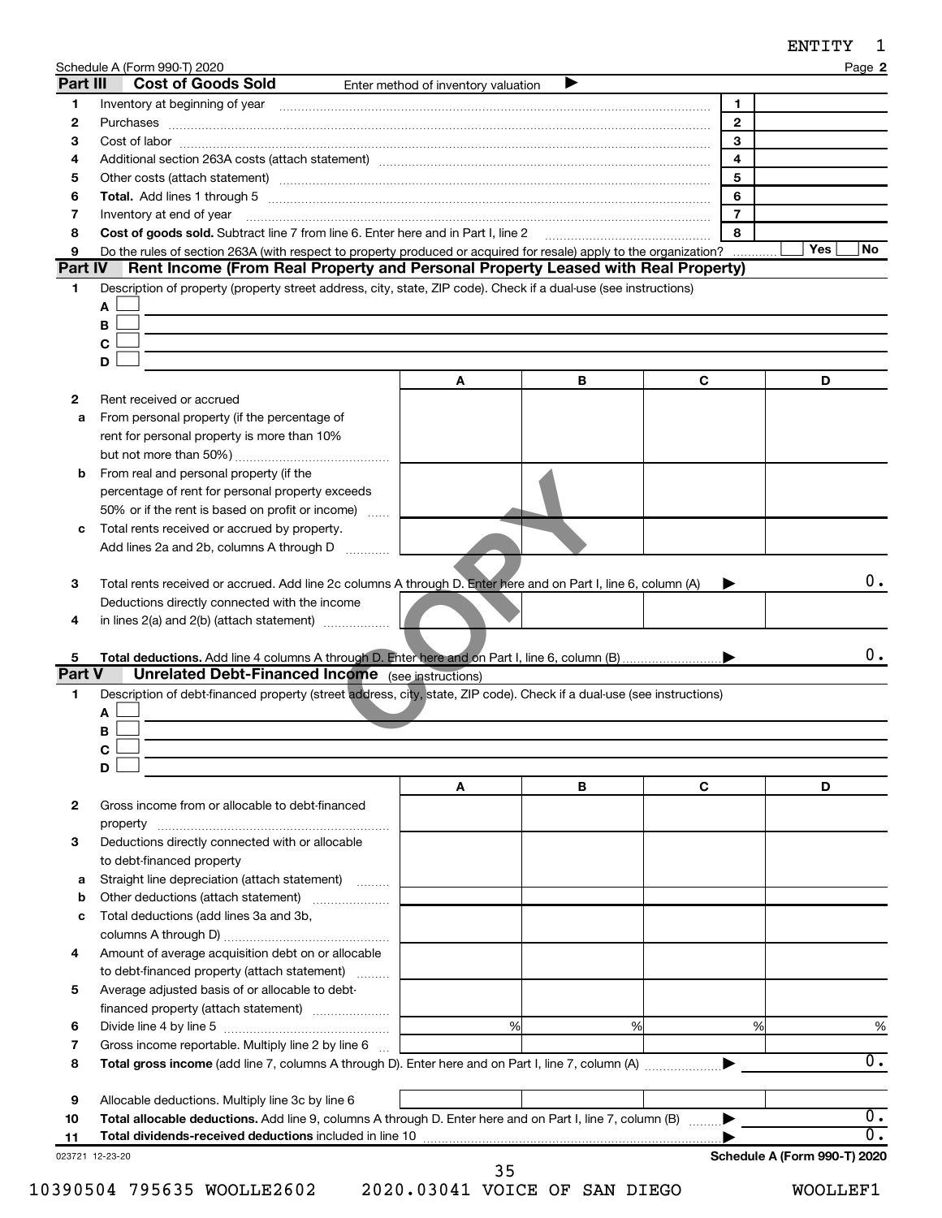Schedule A (Form 990-T) 2020 Page **2**

## Part III Cost of Goods Sold

Enter method of inventory valuation ▶

| | | | |
|---|---|---|---|
| 1 | Inventory at beginning of year | 1 | |
| 2 | Purchases | 2 | |
| 3 | Cost of labor | 3 | |
| 4 | Additional section 263A costs (attach statement) | 4 | |
| 5 | Other costs (attach statement) | 5 | |
| 6 | **Total.** Add lines 1 through 5 | 6 | |
| 7 | Inventory at end of year | 7 | |
| 8 | **Cost of goods sold.** Subtract line 7 from line 6. Enter here and in Part I, line 2 | 8 | |
| 9 | Do the rules of section 263A (with respect to property produced or acquired for resale) apply to the organization? | | Yes / No |

## Part IV Rent Income (From Real Property and Personal Property Leased with Real Property)

1 Description of property (property street address, city, state, ZIP code). Check if a dual-use (see instructions)

A ☐

B ☐

C ☐

D ☐

| | | A | B | C | D |
|---|---|---|---|---|---|
| 2 | Rent received or accrued | | | | |
| a | From personal property (if the percentage of rent for personal property is more than 10% but not more than 50%) | | | | |
| b | From real and personal property (if the percentage of rent for personal property exceeds 50% or if the rent is based on profit or income) | | | | |
| c | Total rents received or accrued by property. Add lines 2a and 2b, columns A through D | | | | |
| 3 | Total rents received or accrued. Add line 2c columns A through D. Enter here and on Part I, line 6, column (A) ▶ | | | | 0. |
| 4 | Deductions directly connected with the income in lines 2(a) and 2(b) (attach statement) | | | | |
| 5 | **Total deductions.** Add line 4 columns A through D. Enter here and on Part I, line 6, column (B) ▶ | | | | 0. |

## Part V Unrelated Debt-Financed Income (see instructions)

1 Description of debt-financed property (street address, city, state, ZIP code). Check if a dual-use (see instructions)

A ☐

B ☐

C ☐

D ☐

| | | A | B | C | D |
|---|---|---|---|---|---|
| 2 | Gross income from or allocable to debt-financed property | | | | |
| 3 | Deductions directly connected with or allocable to debt-financed property | | | | |
| a | Straight line depreciation (attach statement) | | | | |
| b | Other deductions (attach statement) | | | | |
| c | Total deductions (add lines 3a and 3b, columns A through D) | | | | |
| 4 | Amount of average acquisition debt on or allocable to debt-financed property (attach statement) | | | | |
| 5 | Average adjusted basis of or allocable to debt-financed property (attach statement) | | | | |
| 6 | Divide line 4 by line 5 | % | % | % | % |
| 7 | Gross income reportable. Multiply line 2 by line 6 | | | | |
| 8 | **Total gross income** (add line 7, columns A through D). Enter here and on Part I, line 7, column (A) ▶ | | | | 0. |
| 9 | Allocable deductions. Multiply line 3c by line 6 | | | | |
| 10 | **Total allocable deductions.** Add line 9, columns A through D. Enter here and on Part I, line 7, column (B) ▶ | | | | 0. |
| 11 | **Total dividends-received deductions** included in line 10 ▶ | | | | 0. |

Schedule A (Form 990-T) 2020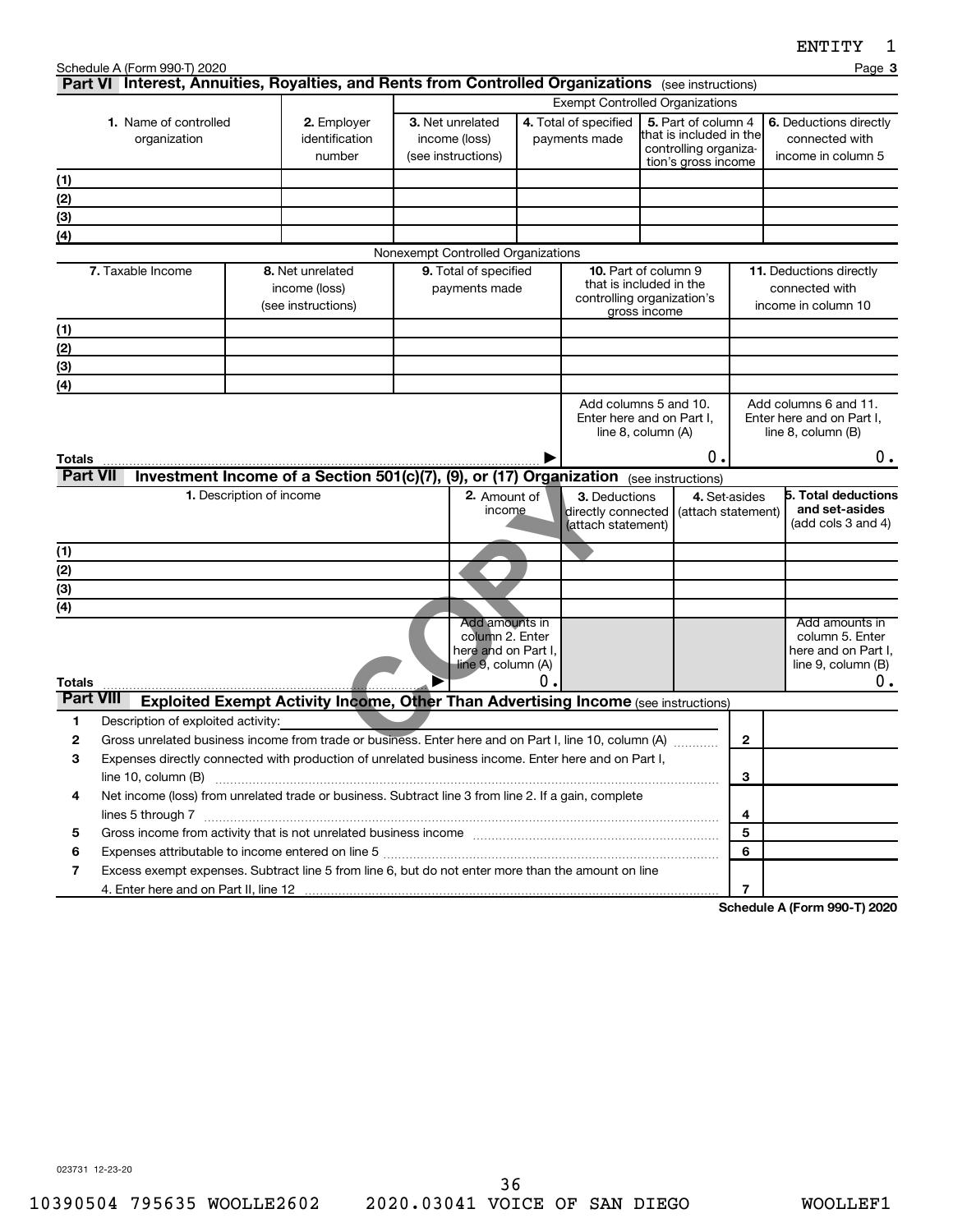ENTITY 1

Schedule A (Form 990-T) 2020 Page **3**

## Part VI Interest, Annuities, Royalties, and Rents from Controlled Organizations (see instructions)

| | | Exempt Controlled Organizations | | | |
|---|---|---|---|---|---|
| **1.** Name of controlled organization | **2.** Employer identification number | **3.** Net unrelated income (loss) (see instructions) | **4.** Total of specified payments made | **5.** Part of column 4 that is included in the controlling organization's gross income | **6.** Deductions directly connected with income in column 5 |
| (1) | | | | | |
| (2) | | | | | |
| (3) | | | | | |
| (4) | | | | | |

Nonexempt Controlled Organizations

| **7.** Taxable Income | **8.** Net unrelated income (loss) (see instructions) | **9.** Total of specified payments made | **10.** Part of column 9 that is included in the controlling organization's gross income | **11.** Deductions directly connected with income in column 10 |
|---|---|---|---|---|
| (1) | | | | |
| (2) | | | | |
| (3) | | | | |
| (4) | | | | |
| | | | Add columns 5 and 10. Enter here and on Part I, line 8, column (A) | Add columns 6 and 11. Enter here and on Part I, line 8, column (B) |
| **Totals** | | ▶ | 0. | 0. |

## Part VII Investment Income of a Section 501(c)(7), (9), or (17) Organization (see instructions)

| **1.** Description of income | **2.** Amount of income | **3.** Deductions directly connected (attach statement) | **4.** Set-asides (attach statement) | **5. Total deductions and set-asides** (add cols 3 and 4) |
|---|---|---|---|---|
| (1) | | | | |
| (2) | | | | |
| (3) | | | | |
| (4) | | | | |
| | Add amounts in column 2. Enter here and on Part I, line 9, column (A) | | | Add amounts in column 5. Enter here and on Part I, line 9, column (B) |
| **Totals** ▶ | 0. | | | 0. |

## Part VIII Exploited Exempt Activity Income, Other Than Advertising Income (see instructions)

| | | | |
|---|---|---|---|
| **1** | Description of exploited activity: | | |
| **2** | Gross unrelated business income from trade or business. Enter here and on Part I, line 10, column (A) | **2** | |
| **3** | Expenses directly connected with production of unrelated business income. Enter here and on Part I, line 10, column (B) | **3** | |
| **4** | Net income (loss) from unrelated trade or business. Subtract line 3 from line 2. If a gain, complete lines 5 through 7 | **4** | |
| **5** | Gross income from activity that is not unrelated business income | **5** | |
| **6** | Expenses attributable to income entered on line 5 | **6** | |
| **7** | Excess exempt expenses. Subtract line 5 from line 6, but do not enter more than the amount on line 4. Enter here and on Part II, line 12 | **7** | |

**Schedule A (Form 990-T) 2020**

023731 12-23-20

10390504 795635 WOOLLE2602 2020.03041 VOICE OF SAN DIEGO WOOLLEF1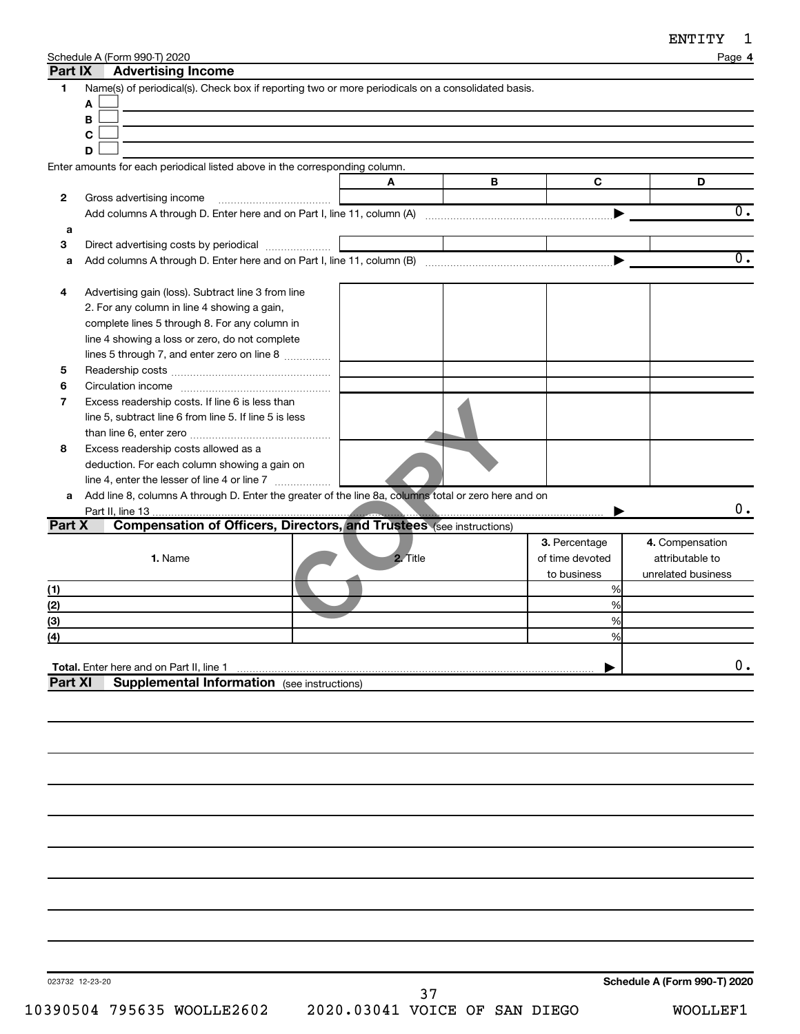ENTITY 1

Schedule A (Form 990-T) 2020 Page **4**

## Part IX Advertising Income

**1** Name(s) of periodical(s). Check box if reporting two or more periodicals on a consolidated basis.

- **A** ☐
- **B** ☐
- **C** ☐
- **D** ☐

Enter amounts for each periodical listed above in the corresponding column.

| | | A | B | C | D |
|---|---|---|---|---|---|
| **2** | Gross advertising income | | | | |
| | Add columns A through D. Enter here and on Part I, line 11, column (A) ▶ | | | | 0. |
| **a** | | | | | |
| **3** | Direct advertising costs by periodical | | | | |
| **a** | Add columns A through D. Enter here and on Part I, line 11, column (B) ▶ | | | | 0. |
| **4** | Advertising gain (loss). Subtract line 3 from line 2. For any column in line 4 showing a gain, complete lines 5 through 8. For any column in line 4 showing a loss or zero, do not complete lines 5 through 7, and enter zero on line 8 | | | | |
| **5** | Readership costs | | | | |
| **6** | Circulation income | | | | |
| **7** | Excess readership costs. If line 6 is less than line 5, subtract line 6 from line 5. If line 5 is less than line 6, enter zero | | | | |
| **8** | Excess readership costs allowed as a deduction. For each column showing a gain on line 4, enter the lesser of line 4 or line 7 | | | | |
| **a** | Add line 8, columns A through D. Enter the greater of the line 8a, columns total or zero here and on Part II, line 13 ▶ | | | | 0. |

## Part X Compensation of Officers, Directors, and Trustees (see instructions)

| | 1. Name | 2. Title | 3. Percentage of time devoted to business | 4. Compensation attributable to unrelated business |
|---|---|---|---|---|
| (1) | | | % | |
| (2) | | | % | |
| (3) | | | % | |
| (4) | | | % | |
| **Total.** Enter here and on Part II, line 1 ▶ | | | | 0. |

## Part XI Supplemental Information (see instructions)

023732 12-23-20 **Schedule A (Form 990-T) 2020**

10390504 795635 WOOLLE2602 2020.03041 VOICE OF SAN DIEGO WOOLLEF1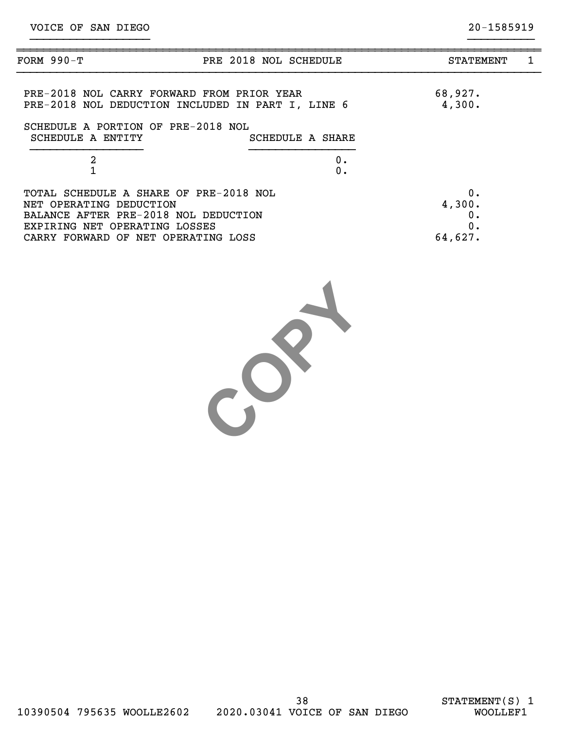VOICE OF SAN DIEGO 20-1585919

| FORM 990-T | PRE 2018 NOL SCHEDULE | STATEMENT 1 |
|---|---|---|

| | |
|---|---|
| PRE-2018 NOL CARRY FORWARD FROM PRIOR YEAR | 68,927. |
| PRE-2018 NOL DEDUCTION INCLUDED IN PART I, LINE 6 | 4,300. |

SCHEDULE A PORTION OF PRE-2018 NOL

| SCHEDULE A ENTITY | SCHEDULE A SHARE |
|---|---|
| 2 | 0. |
| 1 | 0. |

| | |
|---|---|
| TOTAL SCHEDULE A SHARE OF PRE-2018 NOL | 0. |
| NET OPERATING DEDUCTION | 4,300. |
| BALANCE AFTER PRE-2018 NOL DEDUCTION | 0. |
| EXPIRING NET OPERATING LOSSES | 0. |
| CARRY FORWARD OF NET OPERATING LOSS | 64,627. |

COPY

STATEMENT(S) 1
10390504 795635 WOOLLE2602 2020.03041 VOICE OF SAN DIEGO WOOLLEF1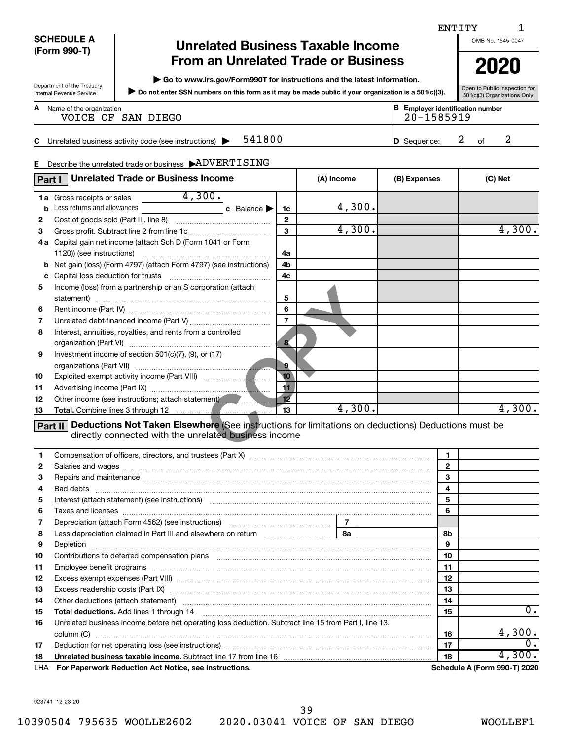ENTITY 1

**SCHEDULE A (Form 990-T)**

Department of the Treasury
Internal Revenue Service

# Unrelated Business Taxable Income From an Unrelated Trade or Business

▶ Go to www.irs.gov/Form990T for instructions and the latest information.

▶ Do not enter SSN numbers on this form as it may be made public if your organization is a 501(c)(3).

OMB No. 1545-0047

**2020**

Open to Public Inspection for 501(c)(3) Organizations Only

**A** Name of the organization: VOICE OF SAN DIEGO

**B** Employer identification number: 20-1585919

**C** Unrelated business activity code (see instructions) ▶ 541800

**D** Sequence: 2 of 2

**E** Describe the unrelated trade or business ▶ ADVERTISING

COPY

## Part I Unrelated Trade or Business Income

| | | | (A) Income | (B) Expenses | (C) Net |
|---|---|---|---|---|---|
| **1a** | Gross receipts or sales 4,300. | | | | |
| **b** | Less returns and allowances ____ **c** Balance ▶ | 1c | 4,300. | | |
| **2** | Cost of goods sold (Part III, line 8) | 2 | | | |
| **3** | Gross profit. Subtract line 2 from line 1c | 3 | 4,300. | | 4,300. |
| **4a** | Capital gain net income (attach Sch D (Form 1041 or Form 1120)) (see instructions) | 4a | | | |
| **b** | Net gain (loss) (Form 4797) (attach Form 4797) (see instructions) | 4b | | | |
| **c** | Capital loss deduction for trusts | 4c | | | |
| **5** | Income (loss) from a partnership or an S corporation (attach statement) | 5 | | | |
| **6** | Rent income (Part IV) | 6 | | | |
| **7** | Unrelated debt-financed income (Part V) | 7 | | | |
| **8** | Interest, annuities, royalties, and rents from a controlled organization (Part VI) | 8 | | | |
| **9** | Investment income of section 501(c)(7), (9), or (17) organizations (Part VII) | 9 | | | |
| **10** | Exploited exempt activity income (Part VIII) | 10 | | | |
| **11** | Advertising income (Part IX) | 11 | | | |
| **12** | Other income (see instructions; attach statement) | 12 | | | |
| **13** | **Total.** Combine lines 3 through 12 | 13 | 4,300. | | 4,300. |

## Part II Deductions Not Taken Elsewhere (See instructions for limitations on deductions) Deductions must be directly connected with the unrelated business income

| | | | |
|---|---|---|---|
| **1** | Compensation of officers, directors, and trustees (Part X) | 1 | |
| **2** | Salaries and wages | 2 | |
| **3** | Repairs and maintenance | 3 | |
| **4** | Bad debts | 4 | |
| **5** | Interest (attach statement) (see instructions) | 5 | |
| **6** | Taxes and licenses | 6 | |
| **7** | Depreciation (attach Form 4562) (see instructions) — 7 | | |
| **8** | Less depreciation claimed in Part III and elsewhere on return — 8a | 8b | |
| **9** | Depletion | 9 | |
| **10** | Contributions to deferred compensation plans | 10 | |
| **11** | Employee benefit programs | 11 | |
| **12** | Excess exempt expenses (Part VIII) | 12 | |
| **13** | Excess readership costs (Part IX) | 13 | |
| **14** | Other deductions (attach statement) | 14 | |
| **15** | **Total deductions.** Add lines 1 through 14 | 15 | 0. |
| **16** | Unrelated business income before net operating loss deduction. Subtract line 15 from Part I, line 13, column (C) | 16 | 4,300. |
| **17** | Deduction for net operating loss (see instructions) | 17 | 0. |
| **18** | **Unrelated business taxable income.** Subtract line 17 from line 16 | 18 | 4,300. |

LHA **For Paperwork Reduction Act Notice, see instructions.** **Schedule A (Form 990-T) 2020**

023741 12-23-20

10390504 795635 WOOLLE2602 2020.03041 VOICE OF SAN DIEGO WOOLLEF1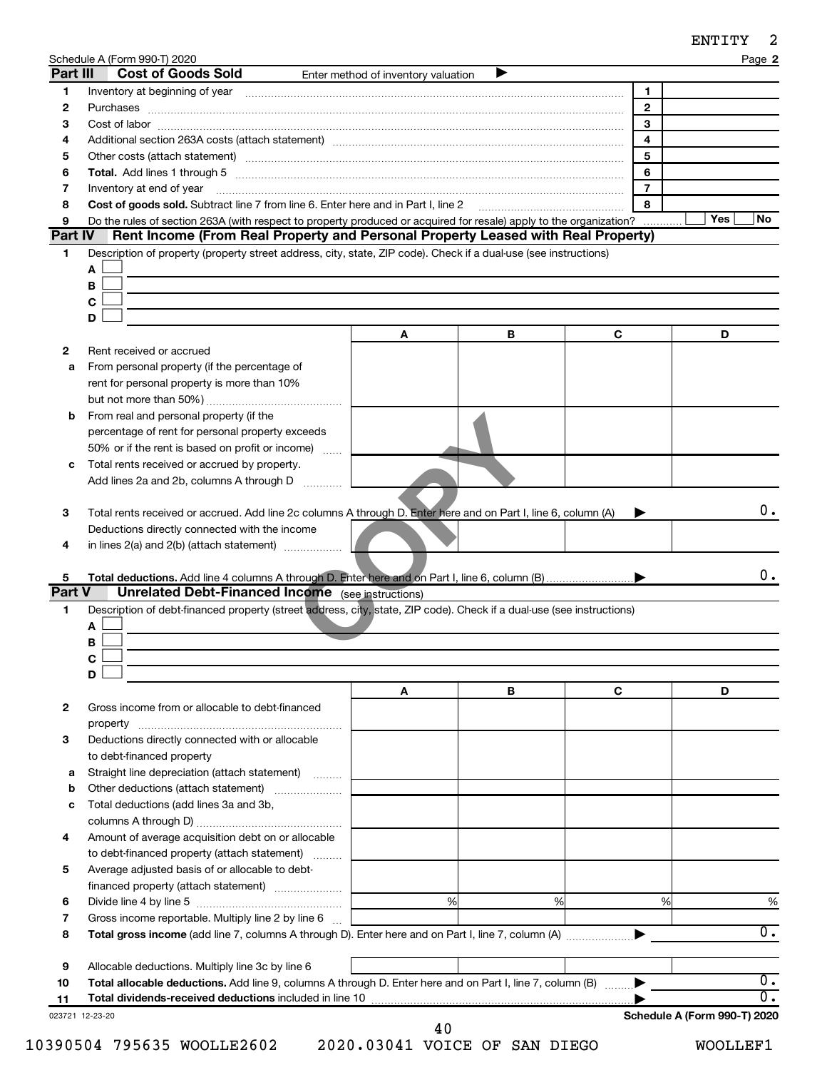Schedule A (Form 990-T) 2020 Page **2**

## Part III Cost of Goods Sold

Enter method of inventory valuation ▶

| | | | |
|---|---|---|---|
| 1 | Inventory at beginning of year | 1 | |
| 2 | Purchases | 2 | |
| 3 | Cost of labor | 3 | |
| 4 | Additional section 263A costs (attach statement) | 4 | |
| 5 | Other costs (attach statement) | 5 | |
| 6 | **Total.** Add lines 1 through 5 | 6 | |
| 7 | Inventory at end of year | 7 | |
| 8 | **Cost of goods sold.** Subtract line 7 from line 6. Enter here and in Part I, line 2 | 8 | |
| 9 | Do the rules of section 263A (with respect to property produced or acquired for resale) apply to the organization? | | Yes ☐ No ☐ |

## Part IV Rent Income (From Real Property and Personal Property Leased with Real Property)

1 Description of property (property street address, city, state, ZIP code). Check if a dual-use (see instructions)

A ☐
B ☐
C ☐
D ☐

| | | A | B | C | D |
|---|---|---|---|---|---|
| 2 | Rent received or accrued | | | | |
| a | From personal property (if the percentage of rent for personal property is more than 10% but not more than 50%) | | | | |
| b | From real and personal property (if the percentage of rent for personal property exceeds 50% or if the rent is based on profit or income) | | | | |
| c | Total rents received or accrued by property. Add lines 2a and 2b, columns A through D | | | | |
| 3 | Total rents received or accrued. Add line 2c columns A through D. Enter here and on Part I, line 6, column (A) ▶ | | | | 0. |
| 4 | Deductions directly connected with the income in lines 2(a) and 2(b) (attach statement) | | | | |
| 5 | **Total deductions.** Add line 4 columns A through D. Enter here and on Part I, line 6, column (B) ▶ | | | | 0. |

## Part V Unrelated Debt-Financed Income (see instructions)

1 Description of debt-financed property (street address, city, state, ZIP code). Check if a dual-use (see instructions)

A ☐
B ☐
C ☐
D ☐

| | | A | B | C | D |
|---|---|---|---|---|---|
| 2 | Gross income from or allocable to debt-financed property | | | | |
| 3 | Deductions directly connected with or allocable to debt-financed property | | | | |
| a | Straight line depreciation (attach statement) | | | | |
| b | Other deductions (attach statement) | | | | |
| c | Total deductions (add lines 3a and 3b, columns A through D) | | | | |
| 4 | Amount of average acquisition debt on or allocable to debt-financed property (attach statement) | | | | |
| 5 | Average adjusted basis of or allocable to debt-financed property (attach statement) | | | | |
| 6 | Divide line 4 by line 5 | % | % | % | % |
| 7 | Gross income reportable. Multiply line 2 by line 6 | | | | |
| 8 | **Total gross income** (add line 7, columns A through D). Enter here and on Part I, line 7, column (A) ▶ | | | | 0. |
| 9 | Allocable deductions. Multiply line 3c by line 6 | | | | |
| 10 | **Total allocable deductions.** Add line 9, columns A through D. Enter here and on Part I, line 7, column (B) ▶ | | | | 0. |
| 11 | **Total dividends-received deductions** included in line 10 ▶ | | | | 0. |

023721 12-23-20 **Schedule A (Form 990-T) 2020**

10390504 795635 WOOLLE2602 2020.03041 VOICE OF SAN DIEGO WOOLLEF1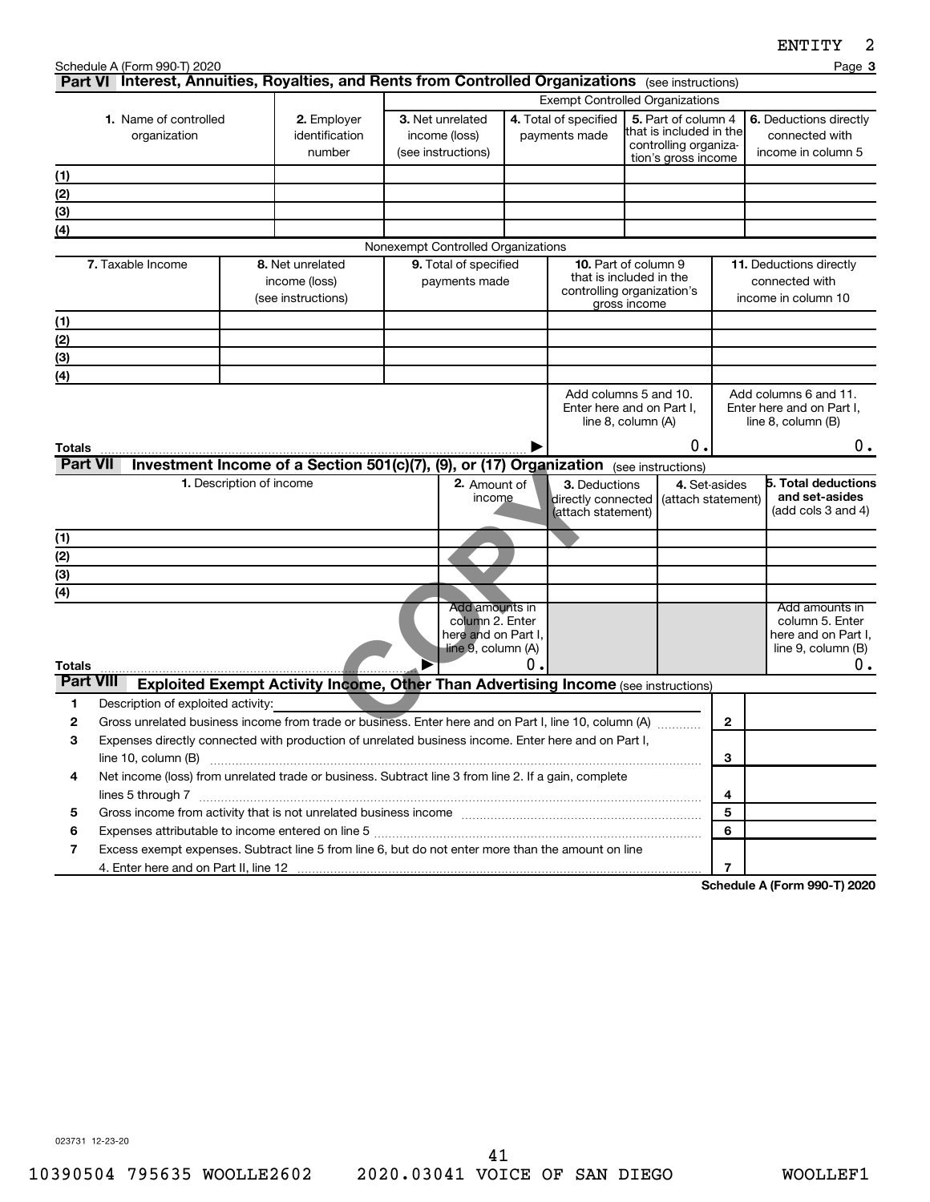ENTITY 2

Schedule A (Form 990-T) 2020 Page **3**

## Part VI Interest, Annuities, Royalties, and Rents from Controlled Organizations (see instructions)

| | | Exempt Controlled Organizations | | | |
|---|---|---|---|---|---|
| **1.** Name of controlled organization | **2.** Employer identification number | **3.** Net unrelated income (loss) (see instructions) | **4.** Total of specified payments made | **5.** Part of column 4 that is included in the controlling organization's gross income | **6.** Deductions directly connected with income in column 5 |
| (1) | | | | | |
| (2) | | | | | |
| (3) | | | | | |
| (4) | | | | | |

| Nonexempt Controlled Organizations | | | | |
|---|---|---|---|---|
| **7.** Taxable Income | **8.** Net unrelated income (loss) (see instructions) | **9.** Total of specified payments made | **10.** Part of column 9 that is included in the controlling organization's gross income | **11.** Deductions directly connected with income in column 10 |
| (1) | | | | |
| (2) | | | | |
| (3) | | | | |
| (4) | | | | |
| | | | Add columns 5 and 10. Enter here and on Part I, line 8, column (A) | Add columns 6 and 11. Enter here and on Part I, line 8, column (B) |
| **Totals** ▶ | | | 0. | 0. |

## Part VII Investment Income of a Section 501(c)(7), (9), or (17) Organization (see instructions)

| **1.** Description of income | **2.** Amount of income | **3.** Deductions directly connected (attach statement) | **4.** Set-asides (attach statement) | **5. Total deductions and set-asides** (add cols 3 and 4) |
|---|---|---|---|---|
| (1) | | | | |
| (2) | | | | |
| (3) | | | | |
| (4) | | | | |
| | Add amounts in column 2. Enter here and on Part I, line 9, column (A) | | | Add amounts in column 5. Enter here and on Part I, line 9, column (B) |
| **Totals** ▶ | 0. | | | 0. |

## Part VIII Exploited Exempt Activity Income, Other Than Advertising Income (see instructions)

| | | | |
|---|---|---|---|
| 1 | Description of exploited activity: | | |
| 2 | Gross unrelated business income from trade or business. Enter here and on Part I, line 10, column (A) | 2 | |
| 3 | Expenses directly connected with production of unrelated business income. Enter here and on Part I, line 10, column (B) | 3 | |
| 4 | Net income (loss) from unrelated trade or business. Subtract line 3 from line 2. If a gain, complete lines 5 through 7 | 4 | |
| 5 | Gross income from activity that is not unrelated business income | 5 | |
| 6 | Expenses attributable to income entered on line 5 | 6 | |
| 7 | Excess exempt expenses. Subtract line 5 from line 6, but do not enter more than the amount on line 4. Enter here and on Part II, line 12 | 7 | |

**Schedule A (Form 990-T) 2020**

023731 12-23-20

10390504 795635 WOOLLE2602 2020.03041 VOICE OF SAN DIEGO WOOLLEF1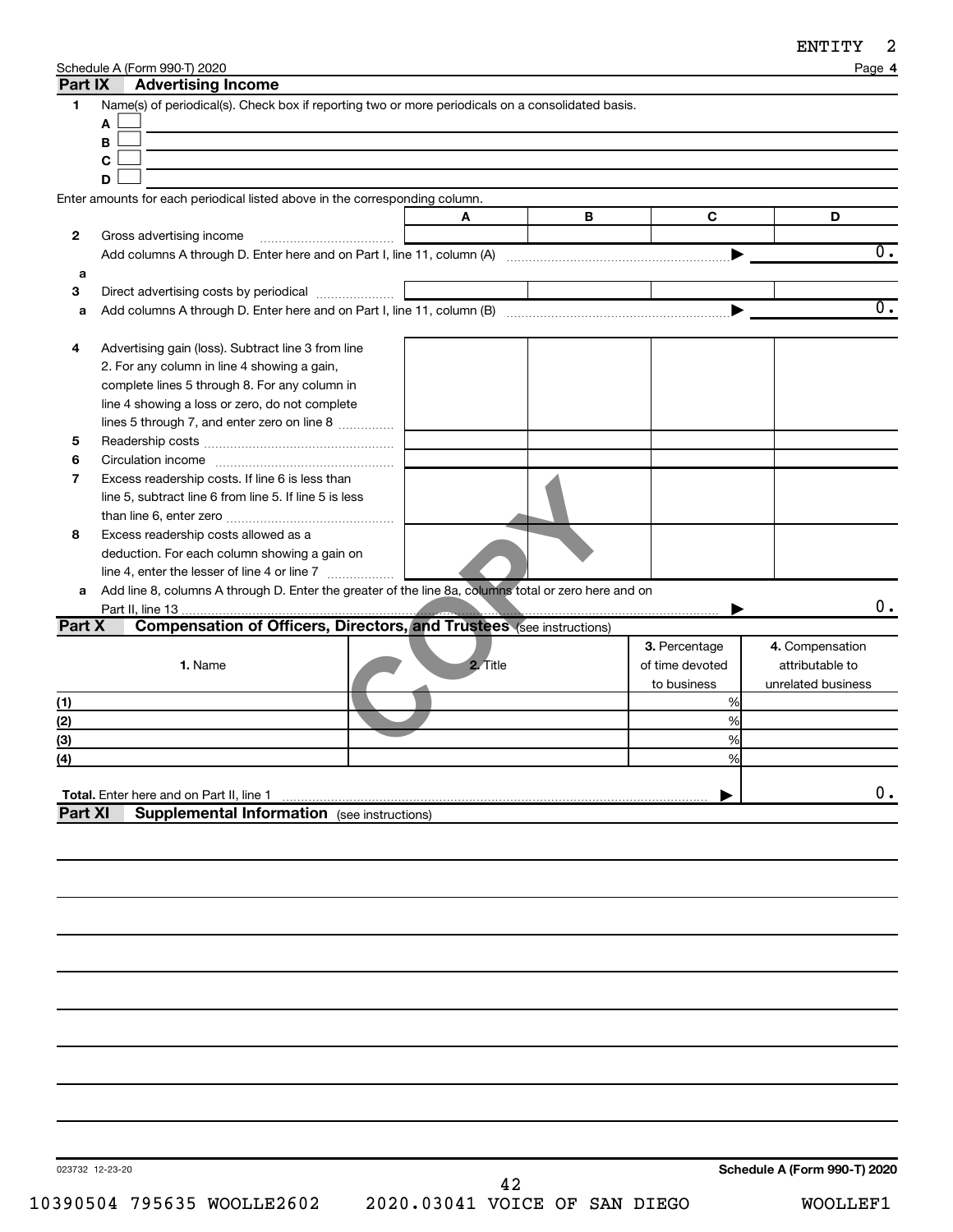Schedule A (Form 990-T) 2020 Page **4**

## Part IX Advertising Income

**1** Name(s) of periodical(s). Check box if reporting two or more periodicals on a consolidated basis.

A ☐

B ☐

C ☐

D ☐

Enter amounts for each periodical listed above in the corresponding column.

| | | A | B | C | D |
|---|---|---|---|---|---|
| **2** | Gross advertising income | | | | |
| | Add columns A through D. Enter here and on Part I, line 11, column (A) ▶ | | | | 0. |
| **a** | | | | | |
| **3** | Direct advertising costs by periodical | | | | |
| **a** | Add columns A through D. Enter here and on Part I, line 11, column (B) ▶ | | | | 0. |
| **4** | Advertising gain (loss). Subtract line 3 from line 2. For any column in line 4 showing a gain, complete lines 5 through 8. For any column in line 4 showing a loss or zero, do not complete lines 5 through 7, and enter zero on line 8 | | | | |
| **5** | Readership costs | | | | |
| **6** | Circulation income | | | | |
| **7** | Excess readership costs. If line 6 is less than line 5, subtract line 6 from line 5. If line 5 is less than line 6, enter zero | | | | |
| **8** | Excess readership costs allowed as a deduction. For each column showing a gain on line 4, enter the lesser of line 4 or line 7 | | | | |
| **a** | Add line 8, columns A through D. Enter the greater of the line 8a, columns total or zero here and on Part II, line 13 ▶ | | | | 0. |

## Part X Compensation of Officers, Directors, and Trustees (see instructions)

| | 1. Name | 2. Title | 3. Percentage of time devoted to business | 4. Compensation attributable to unrelated business |
|---|---|---|---|---|
| (1) | | | % | |
| (2) | | | % | |
| (3) | | | % | |
| (4) | | | % | |
| **Total.** Enter here and on Part II, line 1 ▶ | | | | 0. |

## Part XI Supplemental Information (see instructions)

023732 12-23-20 **Schedule A (Form 990-T) 2020**

10390504 795635 WOOLLE2602 2020.03041 VOICE OF SAN DIEGO WOOLLEF1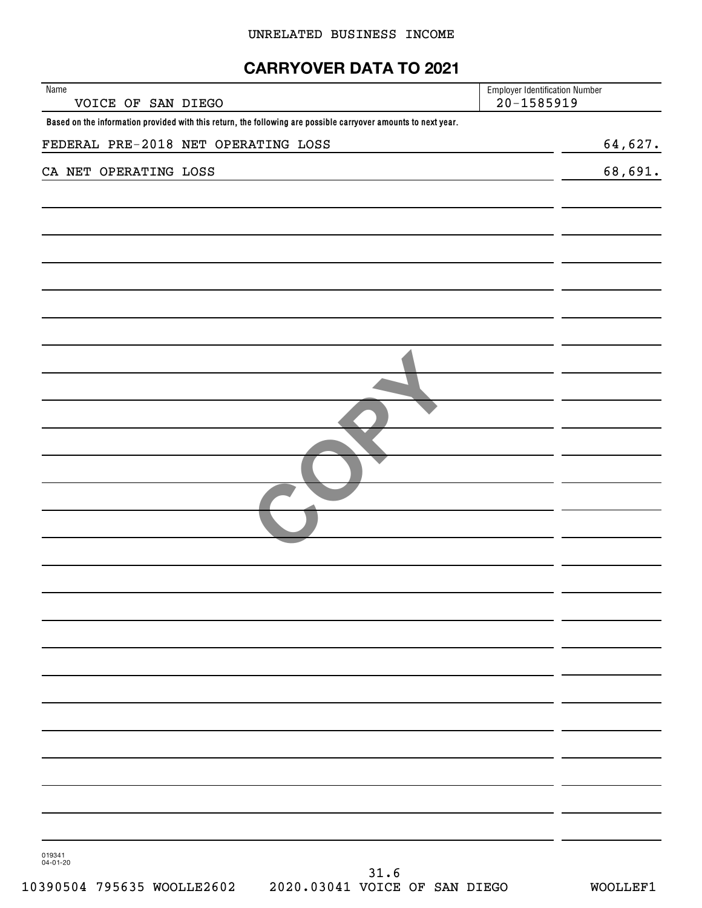UNRELATED BUSINESS INCOME

# CARRYOVER DATA TO 2021

| Name | Employer Identification Number |
| --- | --- |
| VOICE OF SAN DIEGO | 20-1585919 |

**Based on the information provided with this return, the following are possible carryover amounts to next year.**

| | |
| --- | --- |
| FEDERAL PRE-2018 NET OPERATING LOSS | 64,627. |
| CA NET OPERATING LOSS | 68,691. |

COPY

019341 04-01-20